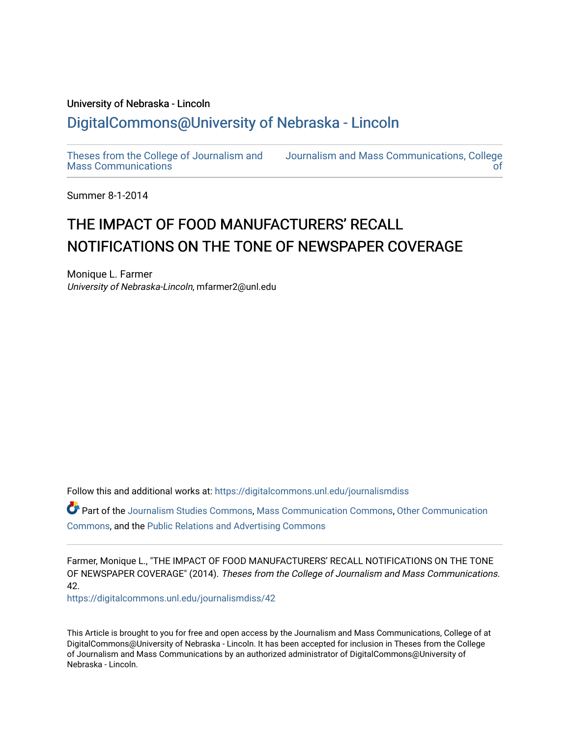University of Nebraska - Lincoln

## DigitalCommons@University of Nebraska - Lincoln

Theses from the College of Journalism and Mass Communications

Journalism and Mass Communications, College of

Summer 8-1-2014

# THE IMPACT OF FOOD MANUFACTURERS' RECALL NOTIFICATIONS ON THE TONE OF NEWSPAPER COVERAGE

Monique L. Farmer
*University of Nebraska-Lincoln*, mfarmer2@unl.edu

Follow this and additional works at: https://digitalcommons.unl.edu/journalismdiss

Part of the Journalism Studies Commons, Mass Communication Commons, Other Communication Commons, and the Public Relations and Advertising Commons

Farmer, Monique L., "THE IMPACT OF FOOD MANUFACTURERS' RECALL NOTIFICATIONS ON THE TONE OF NEWSPAPER COVERAGE" (2014). *Theses from the College of Journalism and Mass Communications*. 42.
https://digitalcommons.unl.edu/journalismdiss/42

This Article is brought to you for free and open access by the Journalism and Mass Communications, College of at DigitalCommons@University of Nebraska - Lincoln. It has been accepted for inclusion in Theses from the College of Journalism and Mass Communications by an authorized administrator of DigitalCommons@University of Nebraska - Lincoln.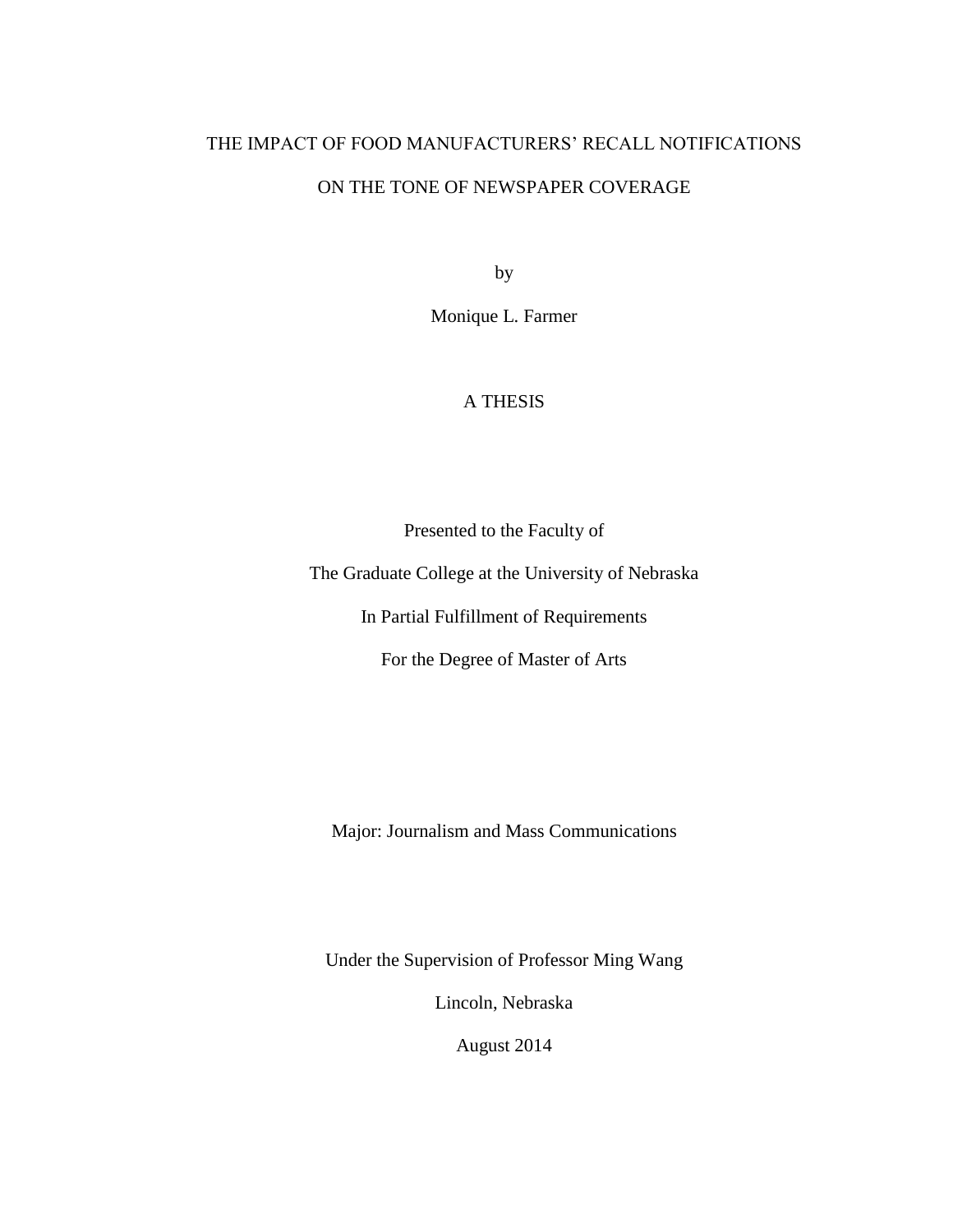# THE IMPACT OF FOOD MANUFACTURERS' RECALL NOTIFICATIONS ON THE TONE OF NEWSPAPER COVERAGE

by

Monique L. Farmer

A THESIS

Presented to the Faculty of

The Graduate College at the University of Nebraska

In Partial Fulfillment of Requirements

For the Degree of Master of Arts

Major: Journalism and Mass Communications

Under the Supervision of Professor Ming Wang

Lincoln, Nebraska

August 2014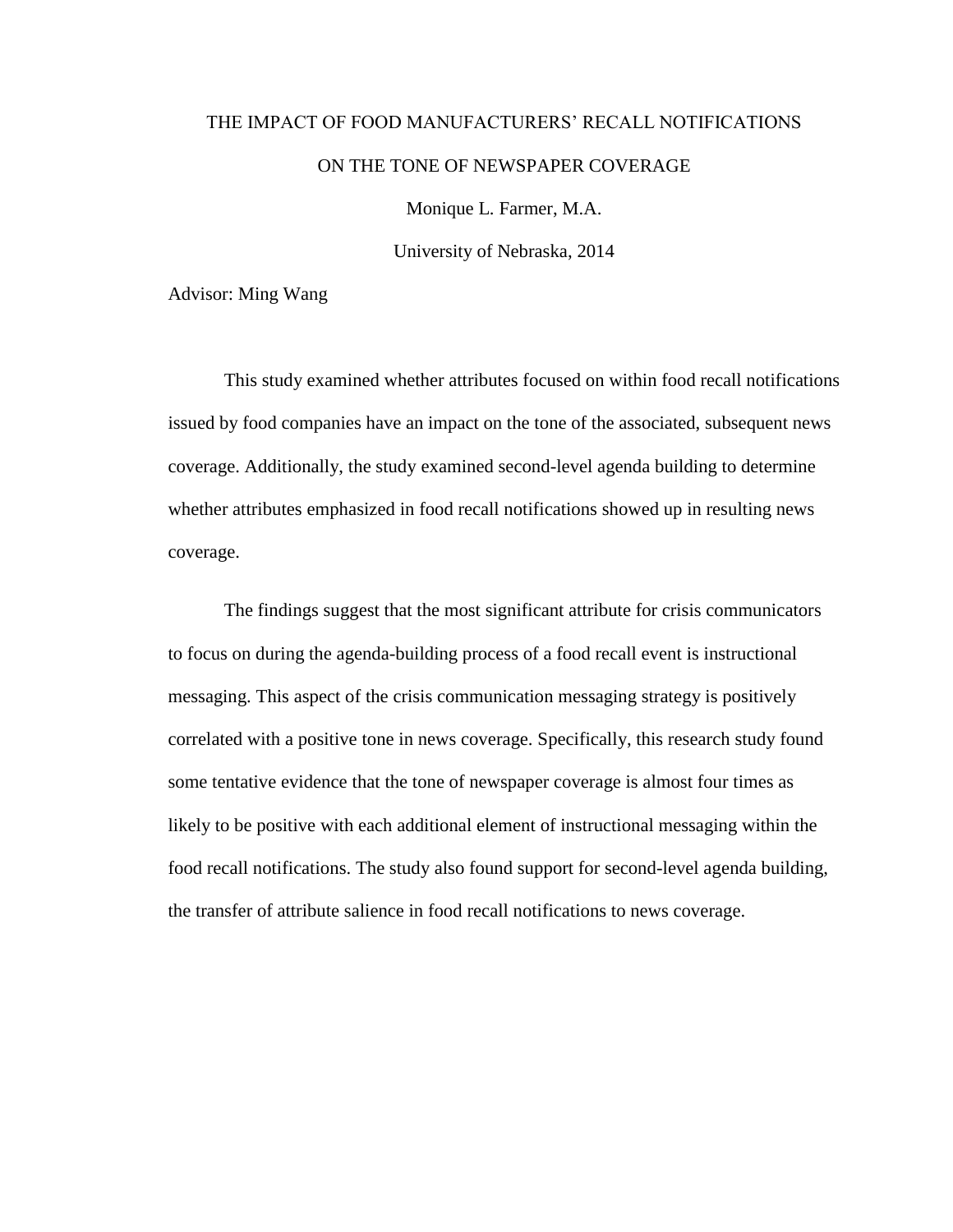# THE IMPACT OF FOOD MANUFACTURERS' RECALL NOTIFICATIONS ON THE TONE OF NEWSPAPER COVERAGE

Monique L. Farmer, M.A.

University of Nebraska, 2014

Advisor: Ming Wang

This study examined whether attributes focused on within food recall notifications issued by food companies have an impact on the tone of the associated, subsequent news coverage. Additionally, the study examined second-level agenda building to determine whether attributes emphasized in food recall notifications showed up in resulting news coverage.

The findings suggest that the most significant attribute for crisis communicators to focus on during the agenda-building process of a food recall event is instructional messaging. This aspect of the crisis communication messaging strategy is positively correlated with a positive tone in news coverage. Specifically, this research study found some tentative evidence that the tone of newspaper coverage is almost four times as likely to be positive with each additional element of instructional messaging within the food recall notifications. The study also found support for second-level agenda building, the transfer of attribute salience in food recall notifications to news coverage.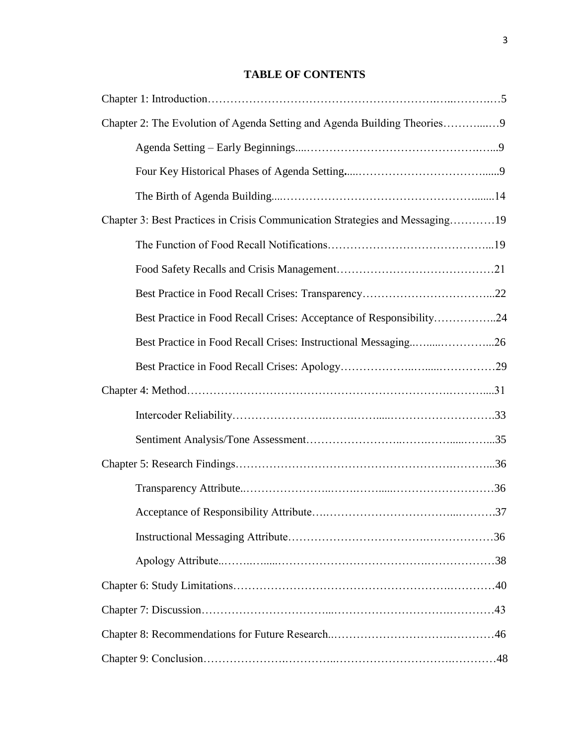# TABLE OF CONTENTS

Chapter 1: Introduction……………………………………………………….…..……….…5

Chapter 2: The Evolution of Agenda Setting and Agenda Building Theories………...…9

- Agenda Setting – Early Beginnings....…………………………………………….…...9
- Four Key Historical Phases of Agenda Setting.....……………………………….......9
- The Birth of Agenda Building....……………………………………………….......14

Chapter 3: Best Practices in Crisis Communication Strategies and Messaging…………19

- The Function of Food Recall Notifications……………………………………...19
- Food Safety Recalls and Crisis Management…………………………………21
- Best Practice in Food Recall Crises: Transparency……………………………...22
- Best Practice in Food Recall Crises: Acceptance of Responsibility……………..24
- Best Practice in Food Recall Crises: Instructional Messaging..…....…………...26
- Best Practice in Food Recall Crises: Apology………………..…....……………29

Chapter 4: Method……………………………………………………………….………....31

- Intercoder Reliability……………………..…….……....……………………….33
- Sentiment Analysis/Tone Assessment……………………..…….……....……...35

Chapter 5: Research Findings…………………………………………………….………...36

- Transparency Attribute..…………………..…….……....………………………36
- Acceptance of Responsibility Attribute….…………………………....……….37
- Instructional Messaging Attribute……………………………….………………36
- Apology Attribute..……..…....……………………………….……….…………38

Chapter 6: Study Limitations……………………………………………….…………40

Chapter 7: Discussion……………………………....……………………….…………43

Chapter 8: Recommendations for Future Research..……………………….…………46

Chapter 9: Conclusion……………….…………..……………………….…………48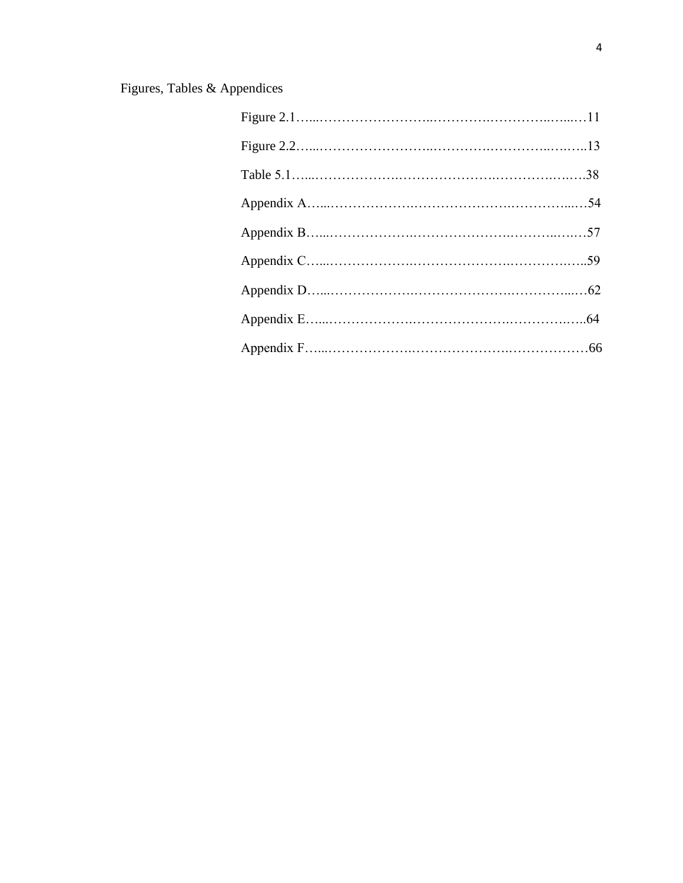Figures, Tables & Appendices

Figure 2.1…...……………………..…………….…………..…....…11

Figure 2.2…...……………………..…………….…………..….…..13

Table 5.1…...……………….…………………….…………….….….38

Appendix A…...………………..………………….……………....…54

Appendix B…...………………..…………………….……….....….…57

Appendix C…...………………..…………………….…………….…..59

Appendix D…...………………..…………………….…………....…62

Appendix E…...………………..……………………….…………….…..64

Appendix F…...………………..……………………..………………66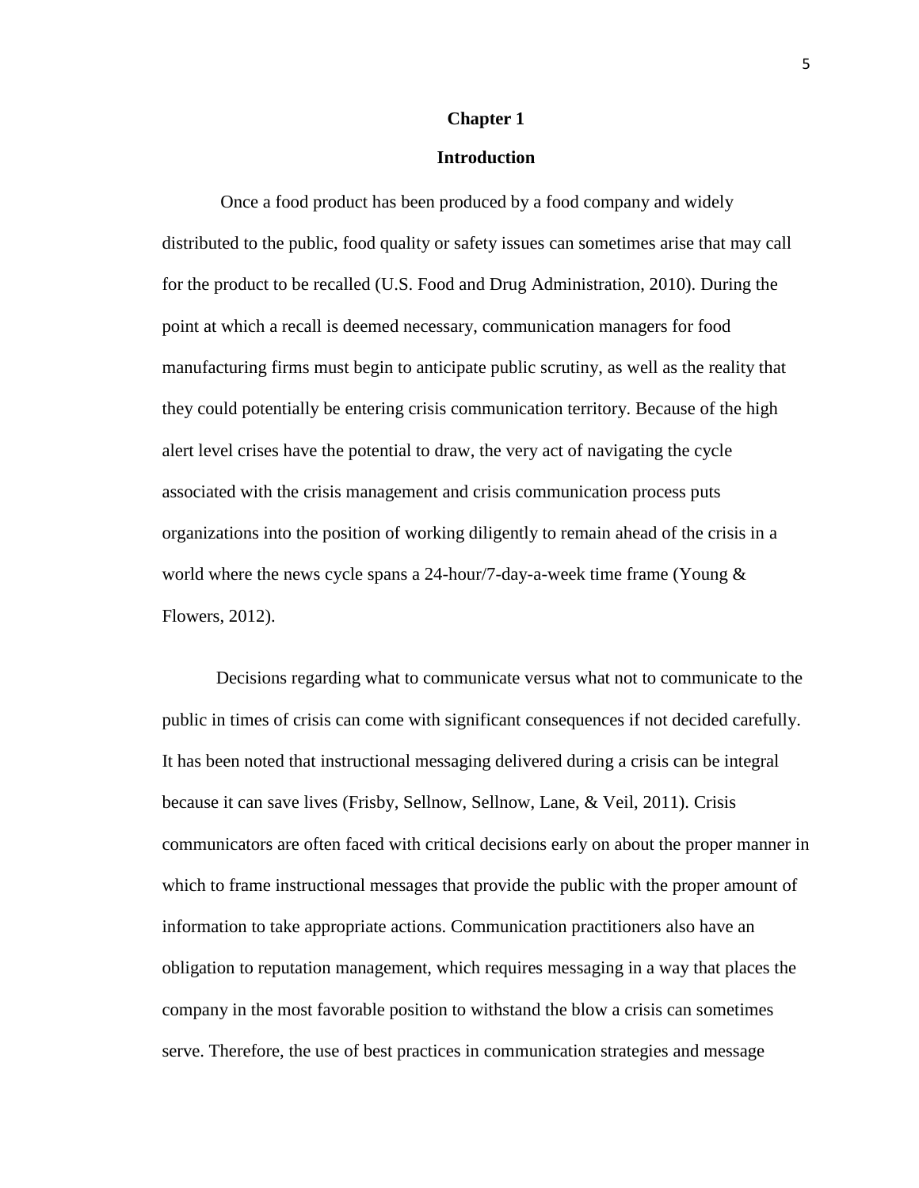# Chapter 1

## Introduction

Once a food product has been produced by a food company and widely distributed to the public, food quality or safety issues can sometimes arise that may call for the product to be recalled (U.S. Food and Drug Administration, 2010). During the point at which a recall is deemed necessary, communication managers for food manufacturing firms must begin to anticipate public scrutiny, as well as the reality that they could potentially be entering crisis communication territory. Because of the high alert level crises have the potential to draw, the very act of navigating the cycle associated with the crisis management and crisis communication process puts organizations into the position of working diligently to remain ahead of the crisis in a world where the news cycle spans a 24-hour/7-day-a-week time frame (Young & Flowers, 2012).

Decisions regarding what to communicate versus what not to communicate to the public in times of crisis can come with significant consequences if not decided carefully. It has been noted that instructional messaging delivered during a crisis can be integral because it can save lives (Frisby, Sellnow, Sellnow, Lane, & Veil, 2011). Crisis communicators are often faced with critical decisions early on about the proper manner in which to frame instructional messages that provide the public with the proper amount of information to take appropriate actions. Communication practitioners also have an obligation to reputation management, which requires messaging in a way that places the company in the most favorable position to withstand the blow a crisis can sometimes serve. Therefore, the use of best practices in communication strategies and message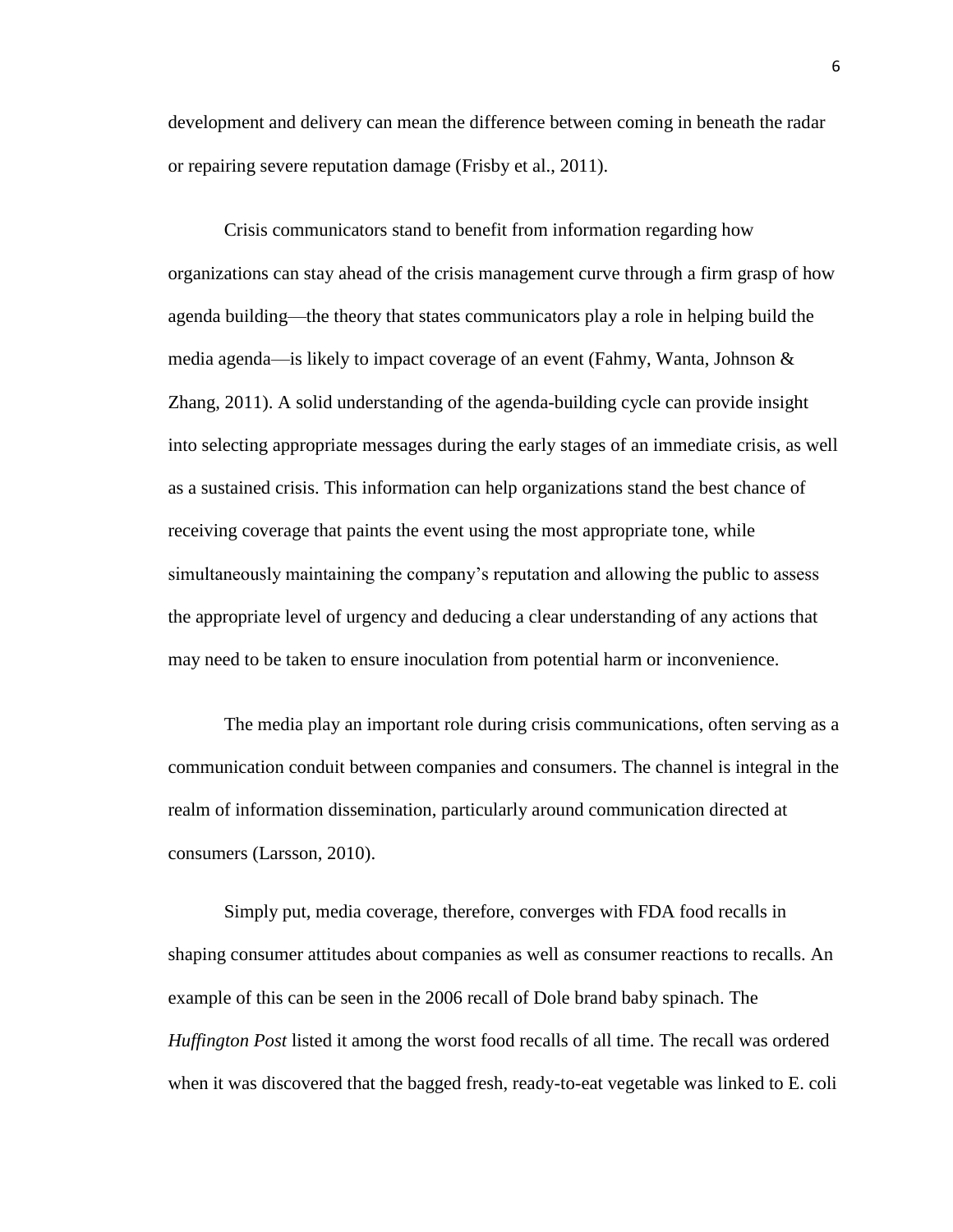development and delivery can mean the difference between coming in beneath the radar or repairing severe reputation damage (Frisby et al., 2011).

Crisis communicators stand to benefit from information regarding how organizations can stay ahead of the crisis management curve through a firm grasp of how agenda building—the theory that states communicators play a role in helping build the media agenda—is likely to impact coverage of an event (Fahmy, Wanta, Johnson & Zhang, 2011). A solid understanding of the agenda-building cycle can provide insight into selecting appropriate messages during the early stages of an immediate crisis, as well as a sustained crisis. This information can help organizations stand the best chance of receiving coverage that paints the event using the most appropriate tone, while simultaneously maintaining the company's reputation and allowing the public to assess the appropriate level of urgency and deducing a clear understanding of any actions that may need to be taken to ensure inoculation from potential harm or inconvenience.

The media play an important role during crisis communications, often serving as a communication conduit between companies and consumers. The channel is integral in the realm of information dissemination, particularly around communication directed at consumers (Larsson, 2010).

Simply put, media coverage, therefore, converges with FDA food recalls in shaping consumer attitudes about companies as well as consumer reactions to recalls. An example of this can be seen in the 2006 recall of Dole brand baby spinach. The *Huffington Post* listed it among the worst food recalls of all time. The recall was ordered when it was discovered that the bagged fresh, ready-to-eat vegetable was linked to E. coli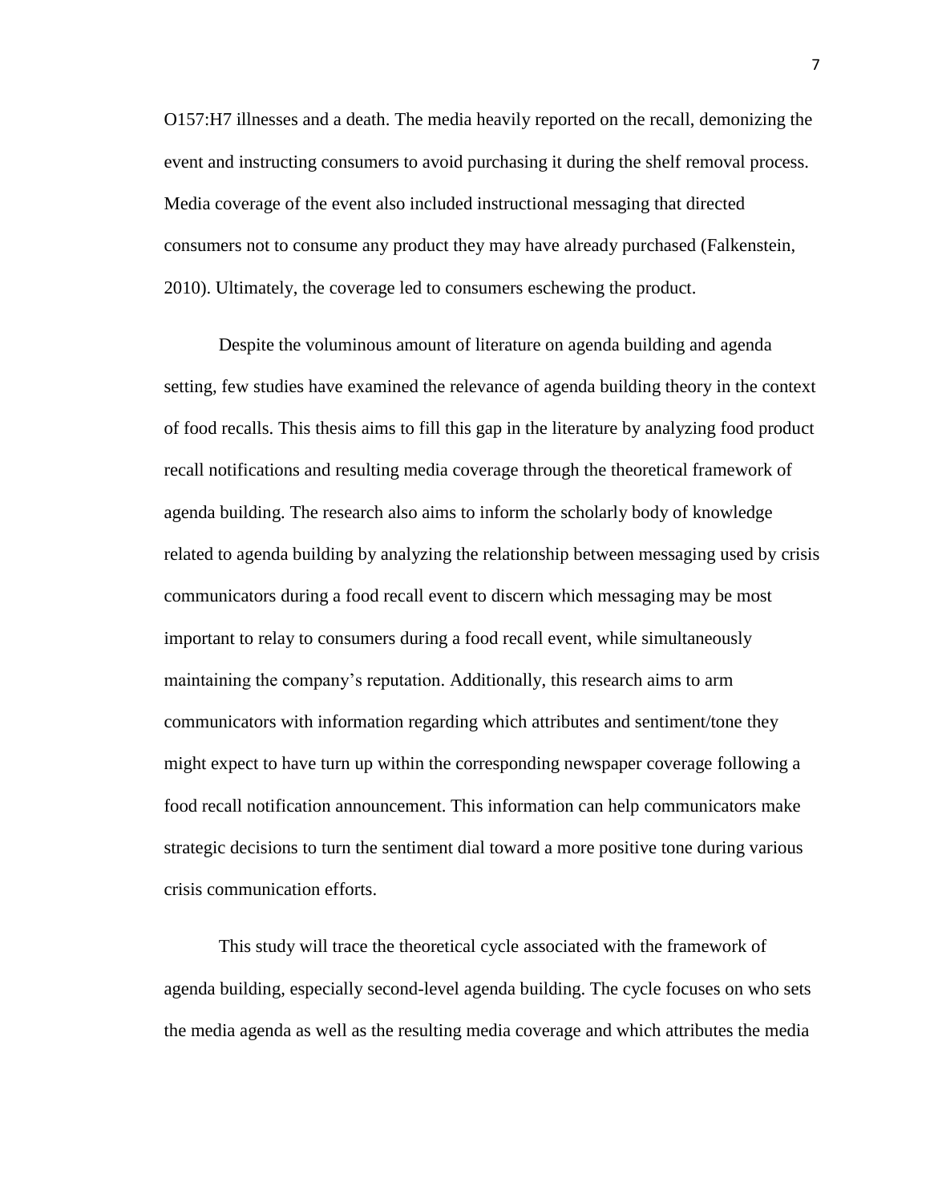O157:H7 illnesses and a death. The media heavily reported on the recall, demonizing the event and instructing consumers to avoid purchasing it during the shelf removal process. Media coverage of the event also included instructional messaging that directed consumers not to consume any product they may have already purchased (Falkenstein, 2010). Ultimately, the coverage led to consumers eschewing the product.

Despite the voluminous amount of literature on agenda building and agenda setting, few studies have examined the relevance of agenda building theory in the context of food recalls. This thesis aims to fill this gap in the literature by analyzing food product recall notifications and resulting media coverage through the theoretical framework of agenda building. The research also aims to inform the scholarly body of knowledge related to agenda building by analyzing the relationship between messaging used by crisis communicators during a food recall event to discern which messaging may be most important to relay to consumers during a food recall event, while simultaneously maintaining the company's reputation. Additionally, this research aims to arm communicators with information regarding which attributes and sentiment/tone they might expect to have turn up within the corresponding newspaper coverage following a food recall notification announcement. This information can help communicators make strategic decisions to turn the sentiment dial toward a more positive tone during various crisis communication efforts.

This study will trace the theoretical cycle associated with the framework of agenda building, especially second-level agenda building. The cycle focuses on who sets the media agenda as well as the resulting media coverage and which attributes the media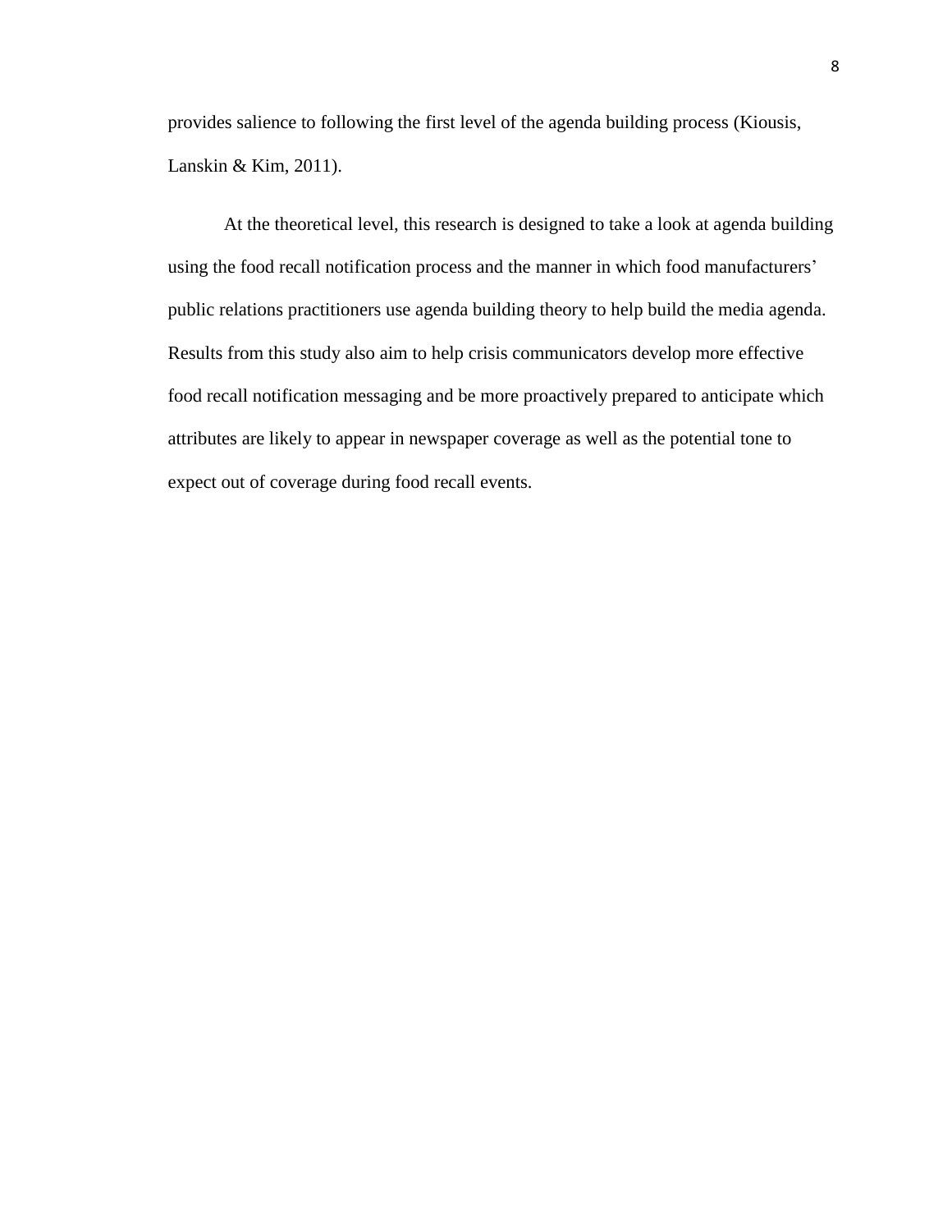provides salience to following the first level of the agenda building process (Kiousis, Lanskin & Kim, 2011).

At the theoretical level, this research is designed to take a look at agenda building using the food recall notification process and the manner in which food manufacturers' public relations practitioners use agenda building theory to help build the media agenda. Results from this study also aim to help crisis communicators develop more effective food recall notification messaging and be more proactively prepared to anticipate which attributes are likely to appear in newspaper coverage as well as the potential tone to expect out of coverage during food recall events.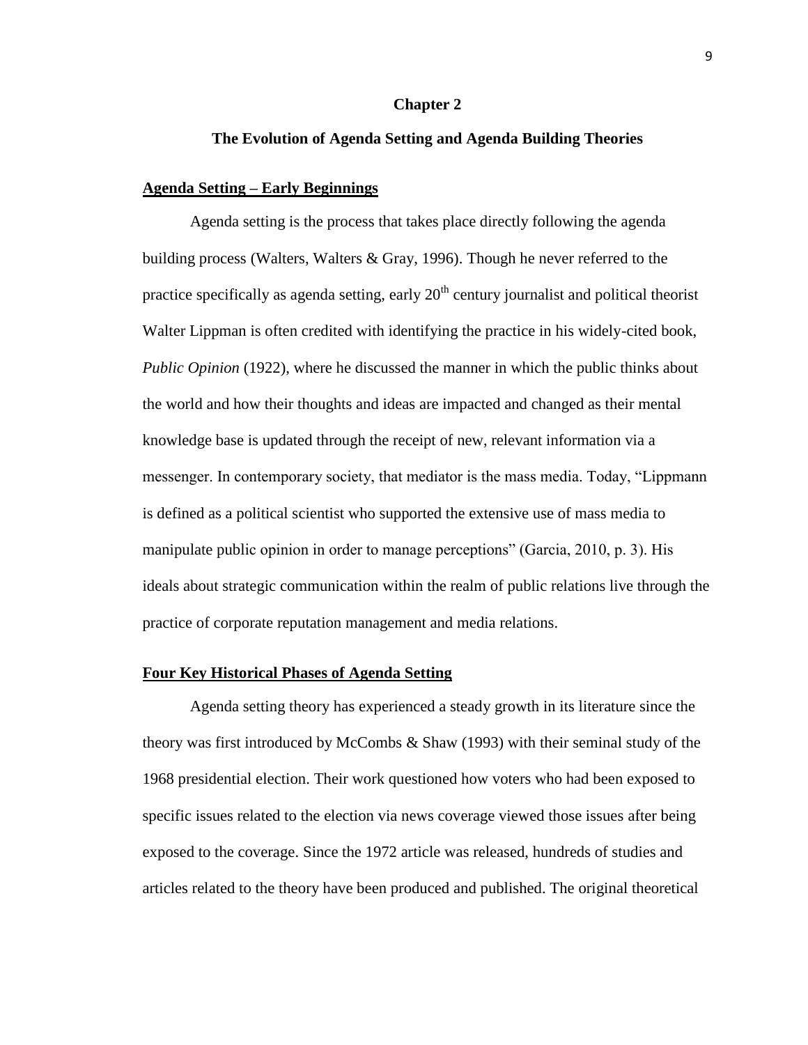# Chapter 2

## The Evolution of Agenda Setting and Agenda Building Theories

### Agenda Setting – Early Beginnings

Agenda setting is the process that takes place directly following the agenda building process (Walters, Walters & Gray, 1996). Though he never referred to the practice specifically as agenda setting, early 20th century journalist and political theorist Walter Lippman is often credited with identifying the practice in his widely-cited book, *Public Opinion* (1922), where he discussed the manner in which the public thinks about the world and how their thoughts and ideas are impacted and changed as their mental knowledge base is updated through the receipt of new, relevant information via a messenger. In contemporary society, that mediator is the mass media. Today, "Lippmann is defined as a political scientist who supported the extensive use of mass media to manipulate public opinion in order to manage perceptions" (Garcia, 2010, p. 3). His ideals about strategic communication within the realm of public relations live through the practice of corporate reputation management and media relations.

### Four Key Historical Phases of Agenda Setting

Agenda setting theory has experienced a steady growth in its literature since the theory was first introduced by McCombs & Shaw (1993) with their seminal study of the 1968 presidential election. Their work questioned how voters who had been exposed to specific issues related to the election via news coverage viewed those issues after being exposed to the coverage. Since the 1972 article was released, hundreds of studies and articles related to the theory have been produced and published. The original theoretical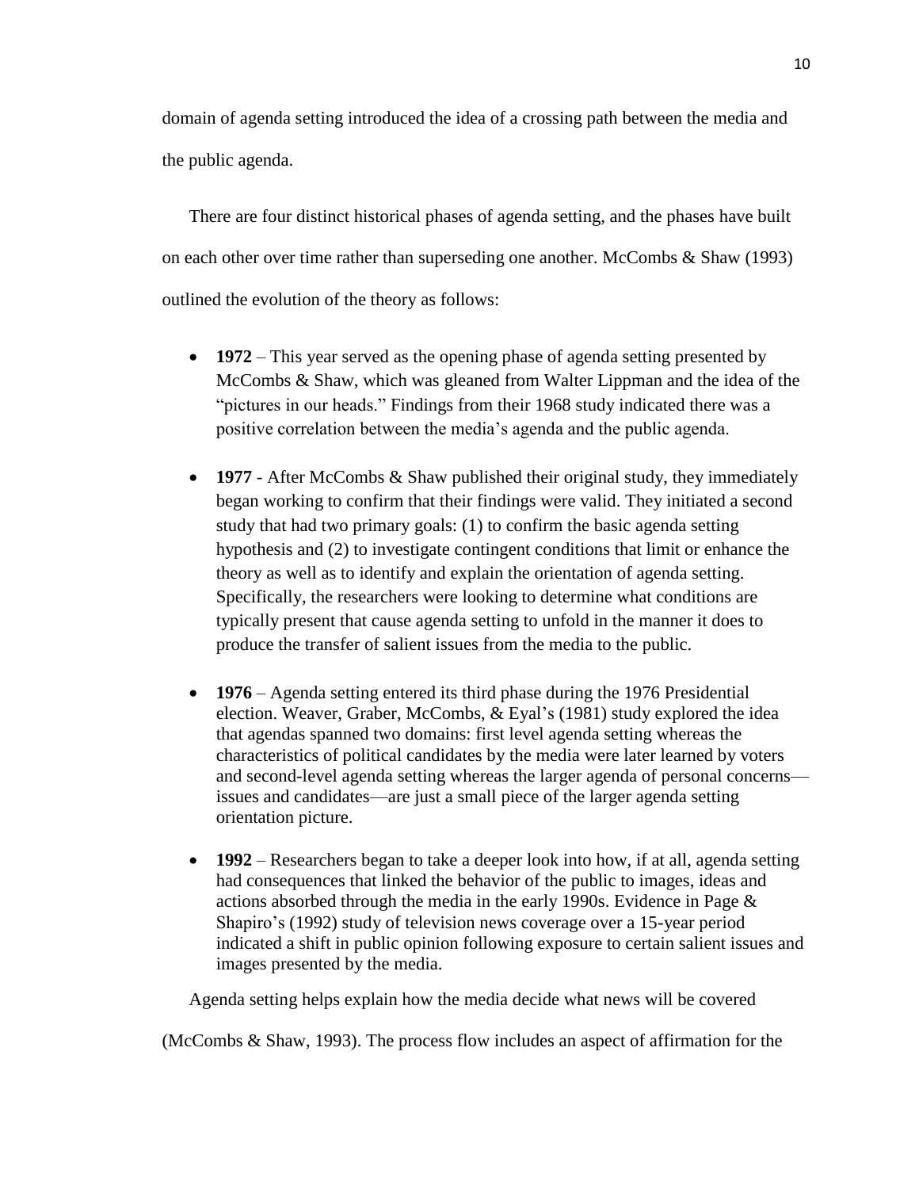domain of agenda setting introduced the idea of a crossing path between the media and the public agenda.

There are four distinct historical phases of agenda setting, and the phases have built on each other over time rather than superseding one another. McCombs & Shaw (1993) outlined the evolution of the theory as follows:

- **1972** – This year served as the opening phase of agenda setting presented by McCombs & Shaw, which was gleaned from Walter Lippman and the idea of the "pictures in our heads." Findings from their 1968 study indicated there was a positive correlation between the media's agenda and the public agenda.

- **1977** - After McCombs & Shaw published their original study, they immediately began working to confirm that their findings were valid. They initiated a second study that had two primary goals: (1) to confirm the basic agenda setting hypothesis and (2) to investigate contingent conditions that limit or enhance the theory as well as to identify and explain the orientation of agenda setting. Specifically, the researchers were looking to determine what conditions are typically present that cause agenda setting to unfold in the manner it does to produce the transfer of salient issues from the media to the public.

- **1976** – Agenda setting entered its third phase during the 1976 Presidential election. Weaver, Graber, McCombs, & Eyal's (1981) study explored the idea that agendas spanned two domains: first level agenda setting whereas the characteristics of political candidates by the media were later learned by voters and second-level agenda setting whereas the larger agenda of personal concerns—issues and candidates—are just a small piece of the larger agenda setting orientation picture.

- **1992** – Researchers began to take a deeper look into how, if at all, agenda setting had consequences that linked the behavior of the public to images, ideas and actions absorbed through the media in the early 1990s. Evidence in Page & Shapiro's (1992) study of television news coverage over a 15-year period indicated a shift in public opinion following exposure to certain salient issues and images presented by the media.

Agenda setting helps explain how the media decide what news will be covered (McCombs & Shaw, 1993). The process flow includes an aspect of affirmation for the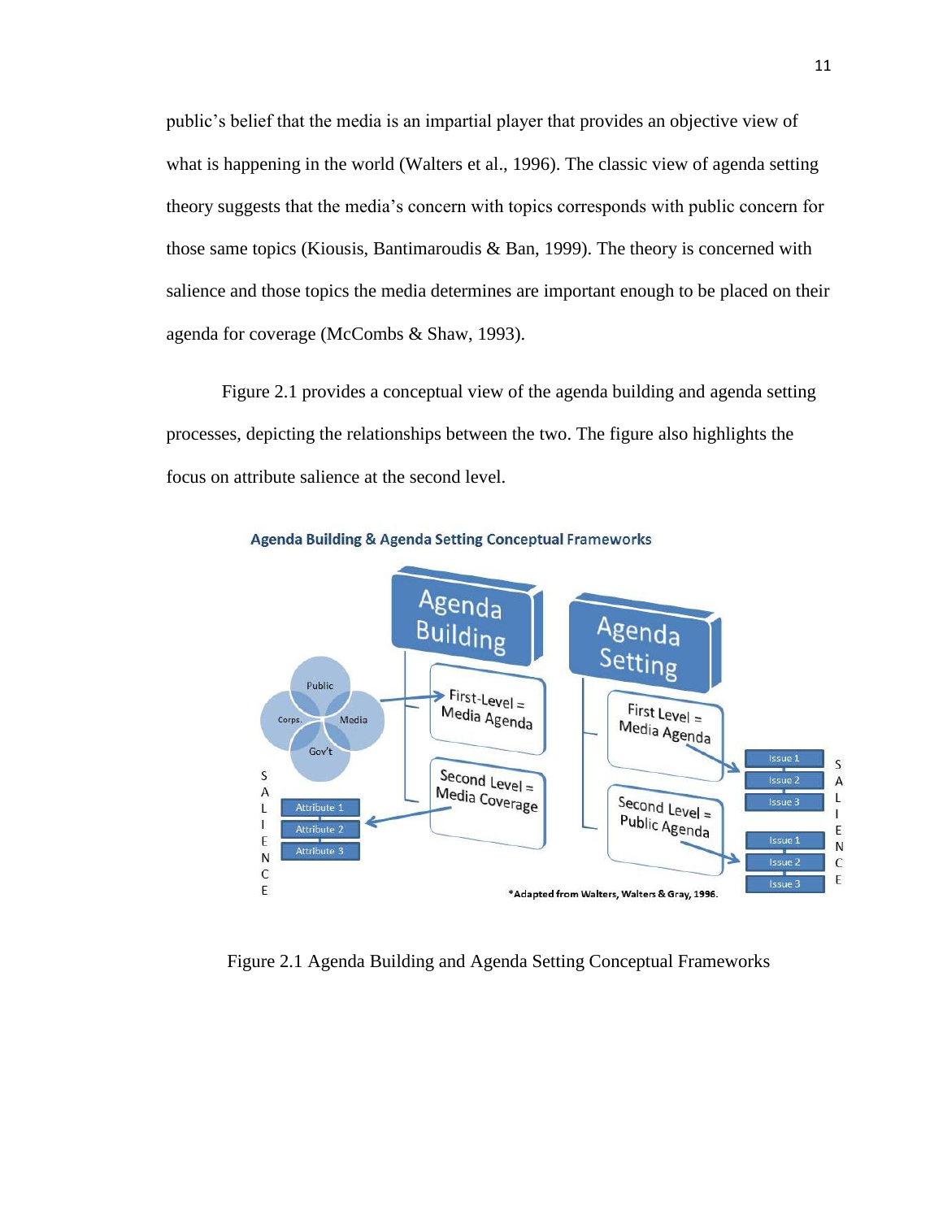public's belief that the media is an impartial player that provides an objective view of what is happening in the world (Walters et al., 1996). The classic view of agenda setting theory suggests that the media's concern with topics corresponds with public concern for those same topics (Kiousis, Bantimaroudis & Ban, 1999). The theory is concerned with salience and those topics the media determines are important enough to be placed on their agenda for coverage (McCombs & Shaw, 1993).

Figure 2.1 provides a conceptual view of the agenda building and agenda setting processes, depicting the relationships between the two. The figure also highlights the focus on attribute salience at the second level.

Figure 2.1 Agenda Building and Agenda Setting Conceptual Frameworks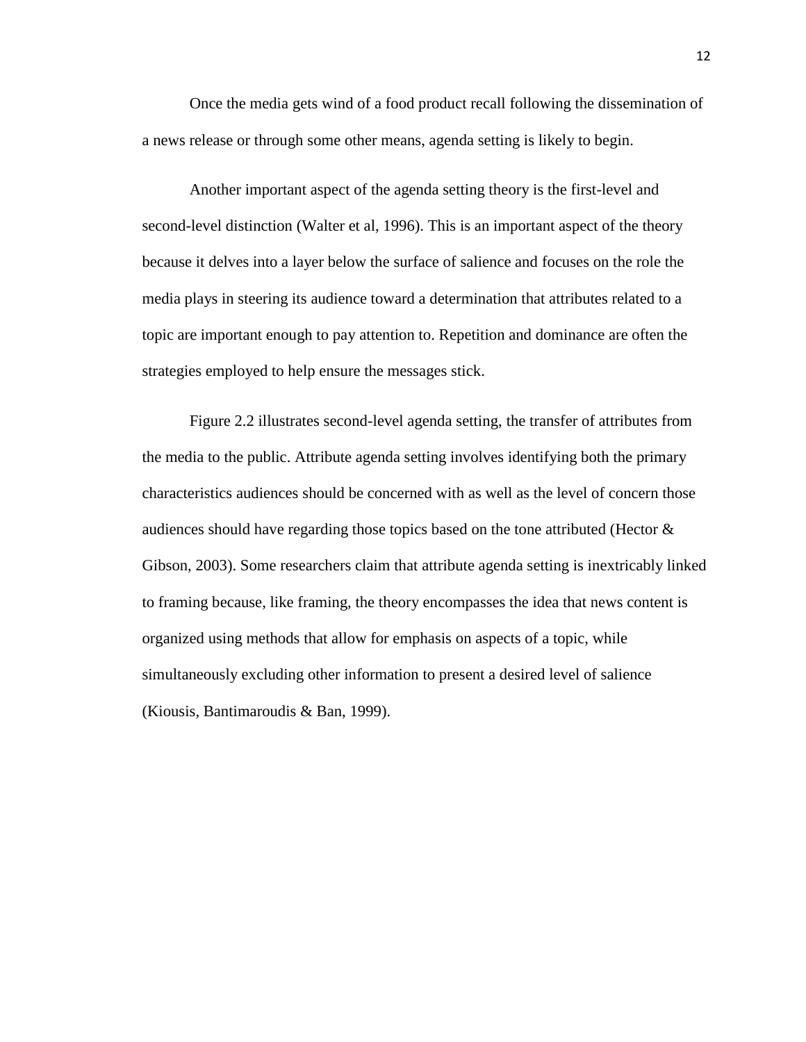Once the media gets wind of a food product recall following the dissemination of a news release or through some other means, agenda setting is likely to begin.

Another important aspect of the agenda setting theory is the first-level and second-level distinction (Walter et al, 1996). This is an important aspect of the theory because it delves into a layer below the surface of salience and focuses on the role the media plays in steering its audience toward a determination that attributes related to a topic are important enough to pay attention to. Repetition and dominance are often the strategies employed to help ensure the messages stick.

Figure 2.2 illustrates second-level agenda setting, the transfer of attributes from the media to the public. Attribute agenda setting involves identifying both the primary characteristics audiences should be concerned with as well as the level of concern those audiences should have regarding those topics based on the tone attributed (Hector & Gibson, 2003). Some researchers claim that attribute agenda setting is inextricably linked to framing because, like framing, the theory encompasses the idea that news content is organized using methods that allow for emphasis on aspects of a topic, while simultaneously excluding other information to present a desired level of salience (Kiousis, Bantimaroudis & Ban, 1999).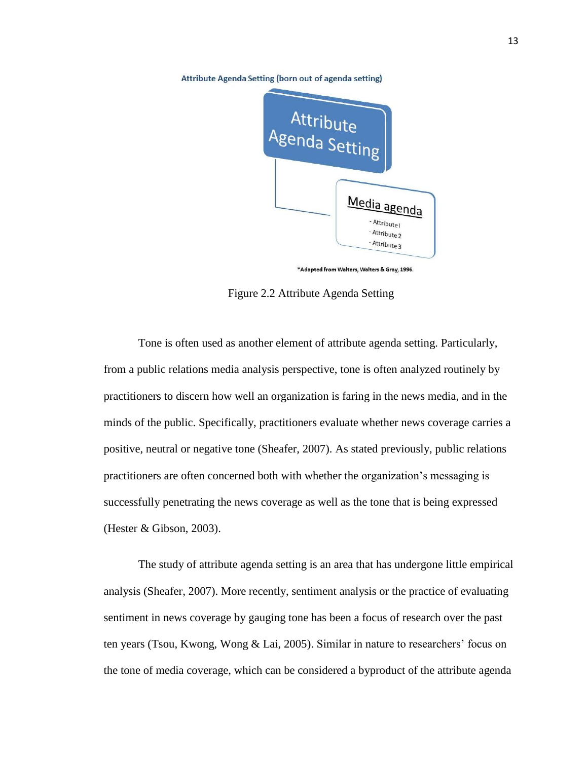Attribute Agenda Setting (born out of agenda setting)

Attribute Agenda Setting

Media agenda

- Attribute 1
- Attribute 2
- Attribute 3

*Adapted from Walters, Walters & Gray, 1996.

Figure 2.2 Attribute Agenda Setting

Tone is often used as another element of attribute agenda setting. Particularly, from a public relations media analysis perspective, tone is often analyzed routinely by practitioners to discern how well an organization is faring in the news media, and in the minds of the public. Specifically, practitioners evaluate whether news coverage carries a positive, neutral or negative tone (Sheafer, 2007). As stated previously, public relations practitioners are often concerned both with whether the organization's messaging is successfully penetrating the news coverage as well as the tone that is being expressed (Hester & Gibson, 2003).

The study of attribute agenda setting is an area that has undergone little empirical analysis (Sheafer, 2007). More recently, sentiment analysis or the practice of evaluating sentiment in news coverage by gauging tone has been a focus of research over the past ten years (Tsou, Kwong, Wong & Lai, 2005). Similar in nature to researchers' focus on the tone of media coverage, which can be considered a byproduct of the attribute agenda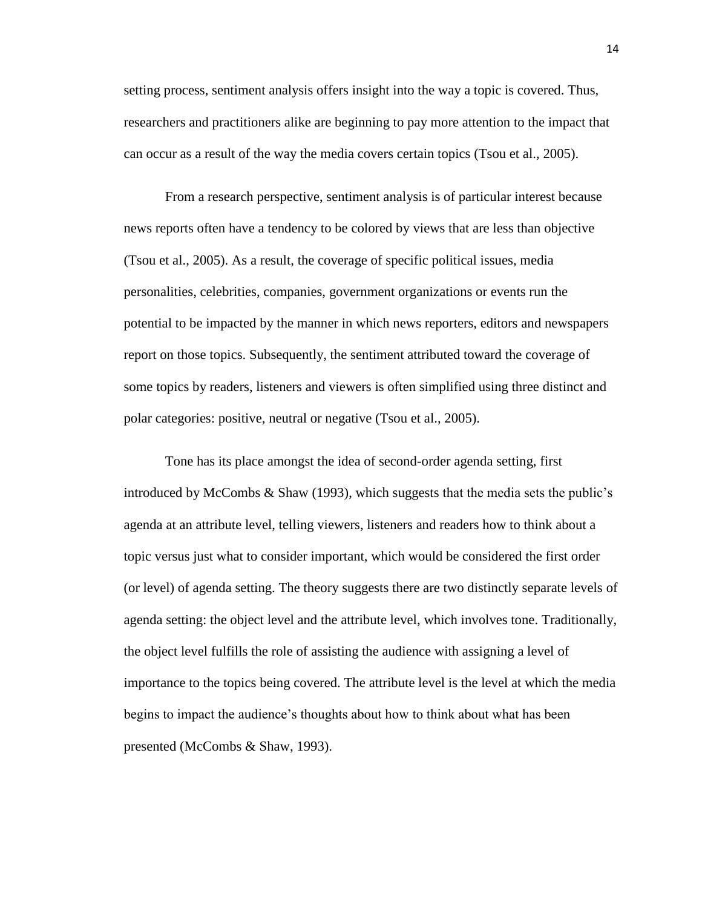setting process, sentiment analysis offers insight into the way a topic is covered. Thus, researchers and practitioners alike are beginning to pay more attention to the impact that can occur as a result of the way the media covers certain topics (Tsou et al., 2005).

From a research perspective, sentiment analysis is of particular interest because news reports often have a tendency to be colored by views that are less than objective (Tsou et al., 2005). As a result, the coverage of specific political issues, media personalities, celebrities, companies, government organizations or events run the potential to be impacted by the manner in which news reporters, editors and newspapers report on those topics. Subsequently, the sentiment attributed toward the coverage of some topics by readers, listeners and viewers is often simplified using three distinct and polar categories: positive, neutral or negative (Tsou et al., 2005).

Tone has its place amongst the idea of second-order agenda setting, first introduced by McCombs & Shaw (1993), which suggests that the media sets the public's agenda at an attribute level, telling viewers, listeners and readers how to think about a topic versus just what to consider important, which would be considered the first order (or level) of agenda setting. The theory suggests there are two distinctly separate levels of agenda setting: the object level and the attribute level, which involves tone. Traditionally, the object level fulfills the role of assisting the audience with assigning a level of importance to the topics being covered. The attribute level is the level at which the media begins to impact the audience's thoughts about how to think about what has been presented (McCombs & Shaw, 1993).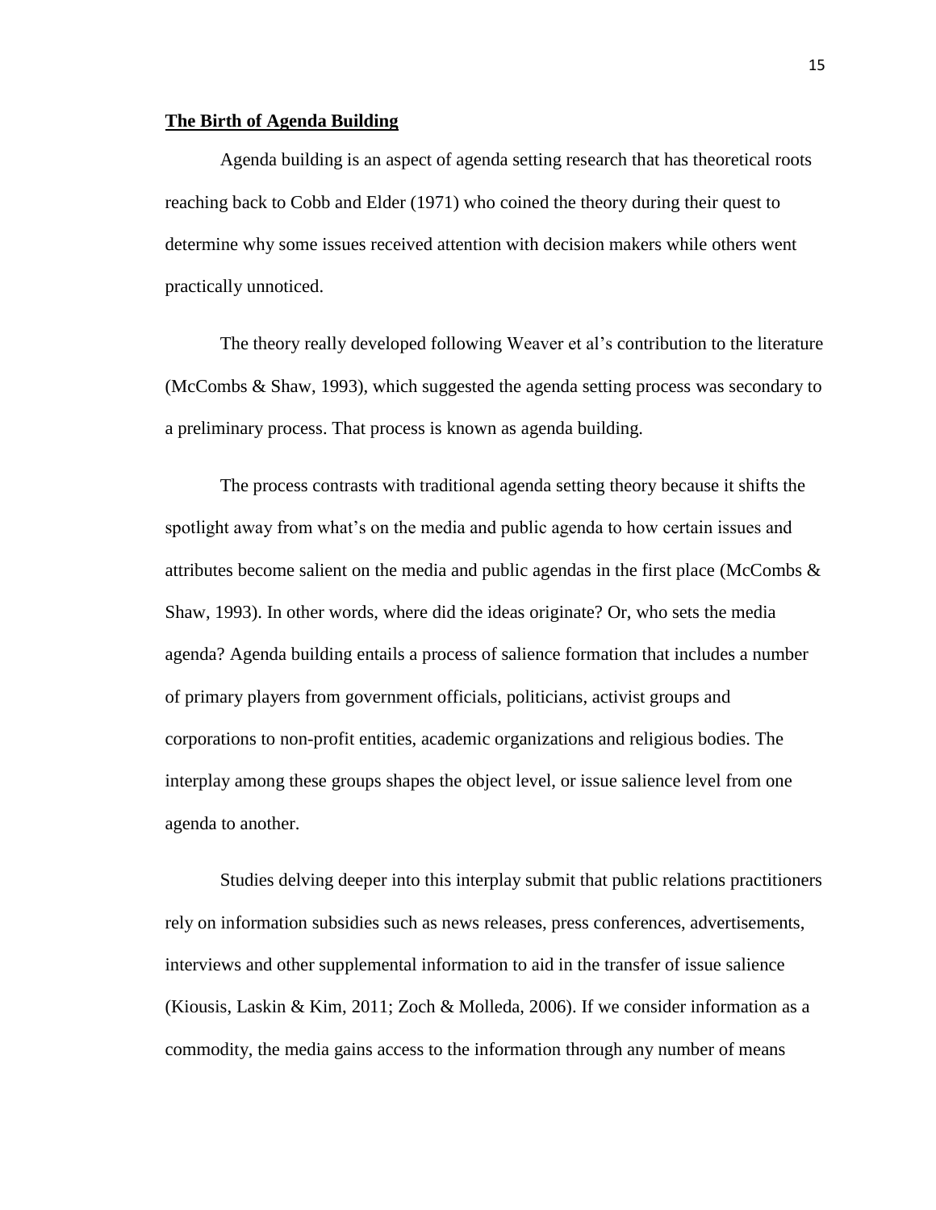## **The Birth of Agenda Building**

Agenda building is an aspect of agenda setting research that has theoretical roots reaching back to Cobb and Elder (1971) who coined the theory during their quest to determine why some issues received attention with decision makers while others went practically unnoticed.

The theory really developed following Weaver et al's contribution to the literature (McCombs & Shaw, 1993), which suggested the agenda setting process was secondary to a preliminary process. That process is known as agenda building.

The process contrasts with traditional agenda setting theory because it shifts the spotlight away from what's on the media and public agenda to how certain issues and attributes become salient on the media and public agendas in the first place (McCombs & Shaw, 1993). In other words, where did the ideas originate? Or, who sets the media agenda? Agenda building entails a process of salience formation that includes a number of primary players from government officials, politicians, activist groups and corporations to non-profit entities, academic organizations and religious bodies. The interplay among these groups shapes the object level, or issue salience level from one agenda to another.

Studies delving deeper into this interplay submit that public relations practitioners rely on information subsidies such as news releases, press conferences, advertisements, interviews and other supplemental information to aid in the transfer of issue salience (Kiousis, Laskin & Kim, 2011; Zoch & Molleda, 2006). If we consider information as a commodity, the media gains access to the information through any number of means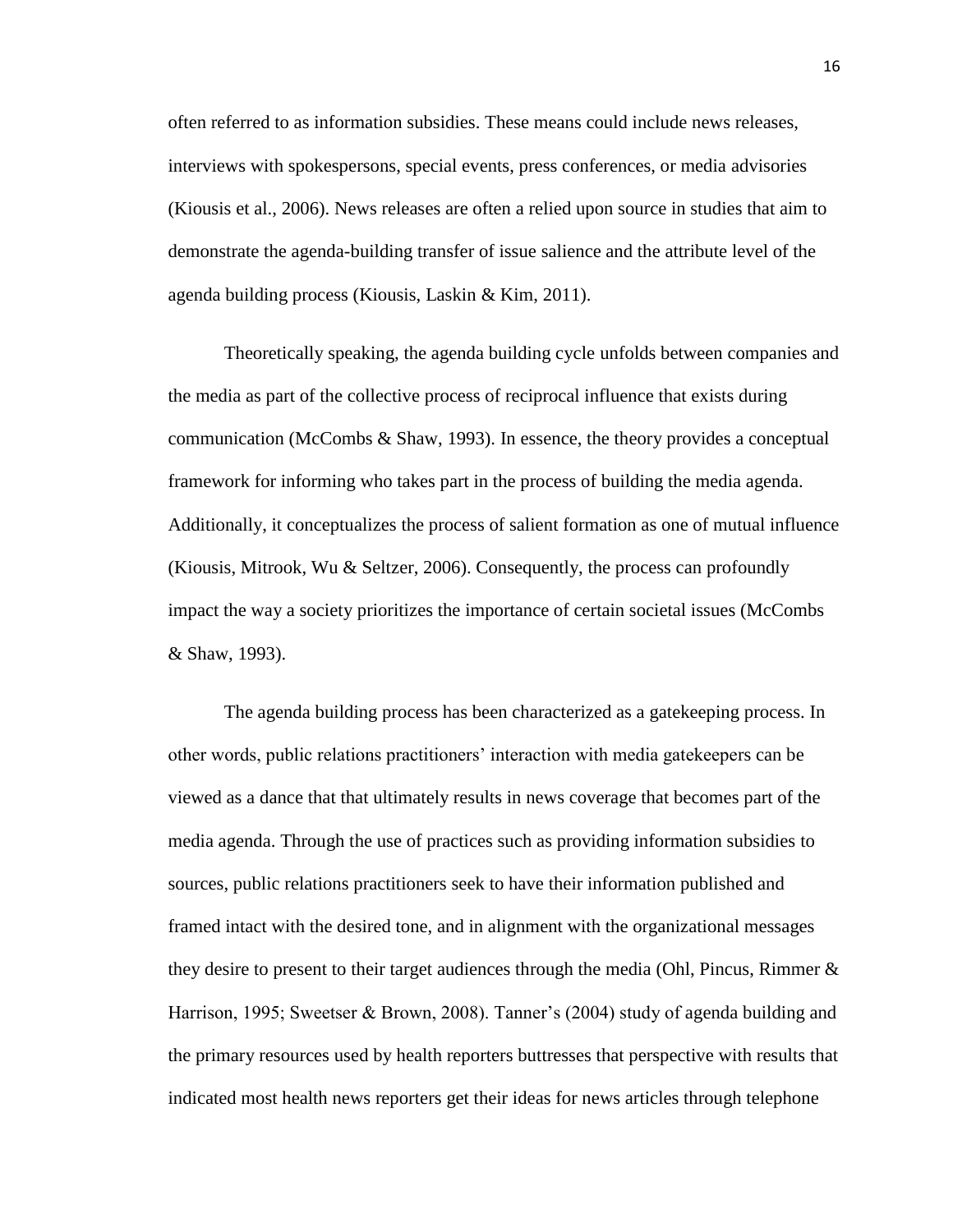often referred to as information subsidies. These means could include news releases, interviews with spokespersons, special events, press conferences, or media advisories (Kiousis et al., 2006). News releases are often a relied upon source in studies that aim to demonstrate the agenda-building transfer of issue salience and the attribute level of the agenda building process (Kiousis, Laskin & Kim, 2011).

Theoretically speaking, the agenda building cycle unfolds between companies and the media as part of the collective process of reciprocal influence that exists during communication (McCombs & Shaw, 1993). In essence, the theory provides a conceptual framework for informing who takes part in the process of building the media agenda. Additionally, it conceptualizes the process of salient formation as one of mutual influence (Kiousis, Mitrook, Wu & Seltzer, 2006). Consequently, the process can profoundly impact the way a society prioritizes the importance of certain societal issues (McCombs & Shaw, 1993).

The agenda building process has been characterized as a gatekeeping process. In other words, public relations practitioners' interaction with media gatekeepers can be viewed as a dance that that ultimately results in news coverage that becomes part of the media agenda. Through the use of practices such as providing information subsidies to sources, public relations practitioners seek to have their information published and framed intact with the desired tone, and in alignment with the organizational messages they desire to present to their target audiences through the media (Ohl, Pincus, Rimmer & Harrison, 1995; Sweetser & Brown, 2008). Tanner's (2004) study of agenda building and the primary resources used by health reporters buttresses that perspective with results that indicated most health news reporters get their ideas for news articles through telephone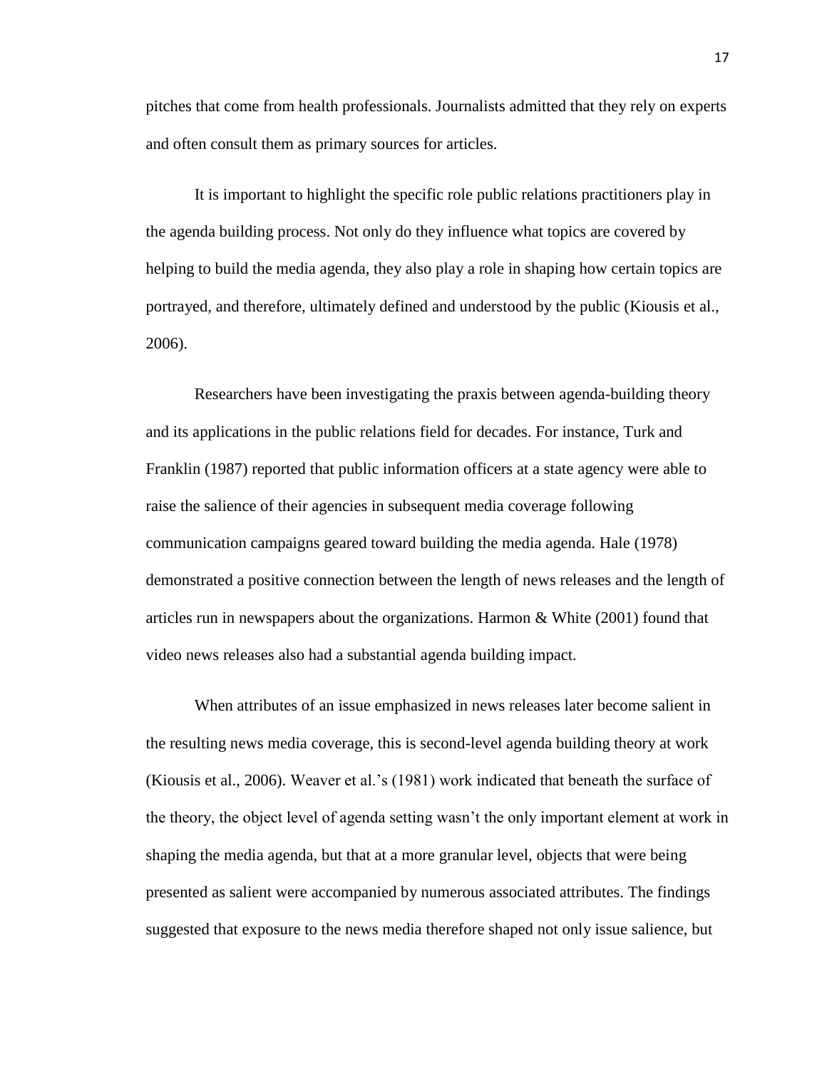pitches that come from health professionals. Journalists admitted that they rely on experts and often consult them as primary sources for articles.

It is important to highlight the specific role public relations practitioners play in the agenda building process. Not only do they influence what topics are covered by helping to build the media agenda, they also play a role in shaping how certain topics are portrayed, and therefore, ultimately defined and understood by the public (Kiousis et al., 2006).

Researchers have been investigating the praxis between agenda-building theory and its applications in the public relations field for decades. For instance, Turk and Franklin (1987) reported that public information officers at a state agency were able to raise the salience of their agencies in subsequent media coverage following communication campaigns geared toward building the media agenda. Hale (1978) demonstrated a positive connection between the length of news releases and the length of articles run in newspapers about the organizations. Harmon & White (2001) found that video news releases also had a substantial agenda building impact.

When attributes of an issue emphasized in news releases later become salient in the resulting news media coverage, this is second-level agenda building theory at work (Kiousis et al., 2006). Weaver et al.'s (1981) work indicated that beneath the surface of the theory, the object level of agenda setting wasn't the only important element at work in shaping the media agenda, but that at a more granular level, objects that were being presented as salient were accompanied by numerous associated attributes. The findings suggested that exposure to the news media therefore shaped not only issue salience, but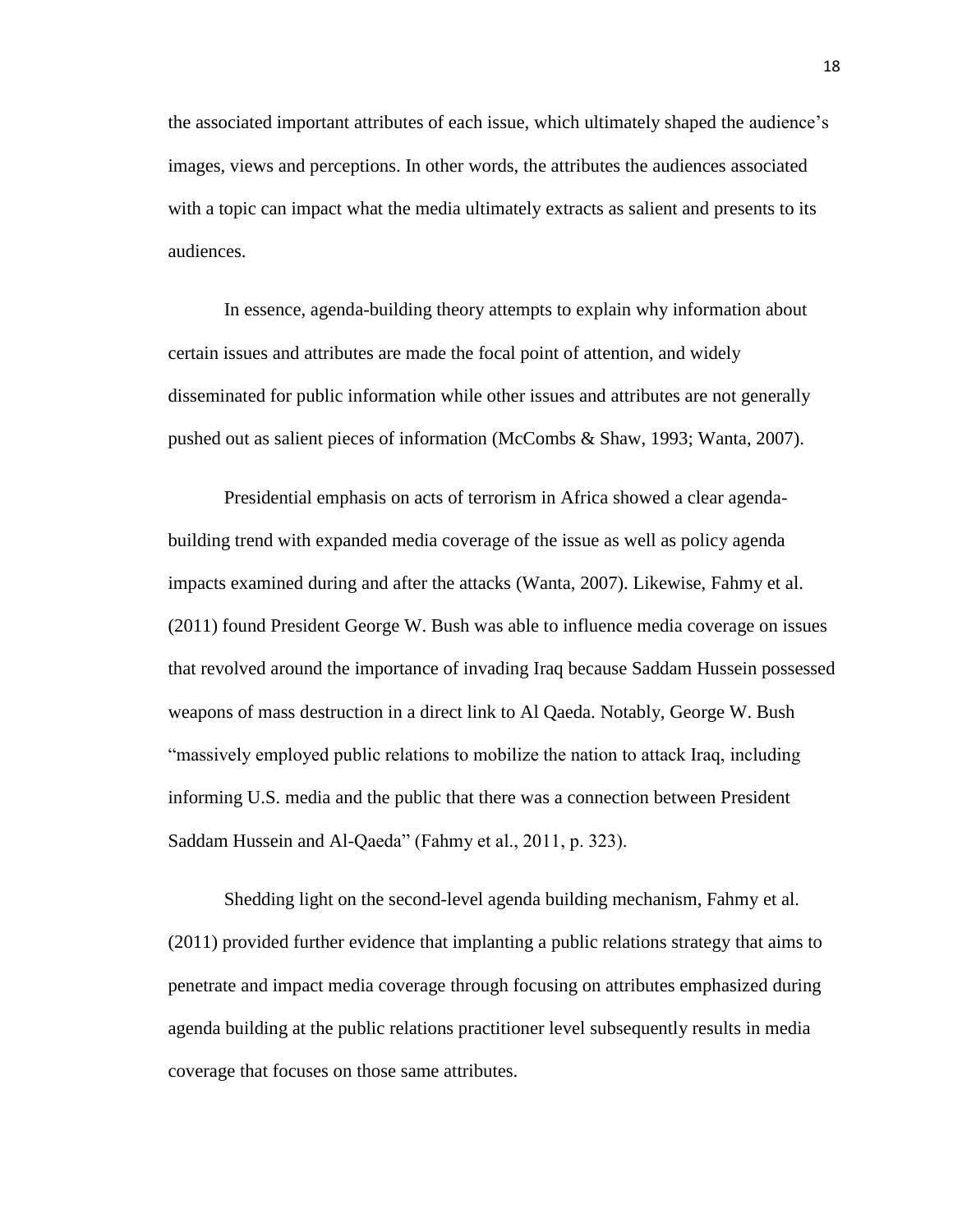the associated important attributes of each issue, which ultimately shaped the audience's images, views and perceptions. In other words, the attributes the audiences associated with a topic can impact what the media ultimately extracts as salient and presents to its audiences.

In essence, agenda-building theory attempts to explain why information about certain issues and attributes are made the focal point of attention, and widely disseminated for public information while other issues and attributes are not generally pushed out as salient pieces of information (McCombs & Shaw, 1993; Wanta, 2007).

Presidential emphasis on acts of terrorism in Africa showed a clear agenda-building trend with expanded media coverage of the issue as well as policy agenda impacts examined during and after the attacks (Wanta, 2007). Likewise, Fahmy et al. (2011) found President George W. Bush was able to influence media coverage on issues that revolved around the importance of invading Iraq because Saddam Hussein possessed weapons of mass destruction in a direct link to Al Qaeda. Notably, George W. Bush "massively employed public relations to mobilize the nation to attack Iraq, including informing U.S. media and the public that there was a connection between President Saddam Hussein and Al-Qaeda" (Fahmy et al., 2011, p. 323).

Shedding light on the second-level agenda building mechanism, Fahmy et al. (2011) provided further evidence that implanting a public relations strategy that aims to penetrate and impact media coverage through focusing on attributes emphasized during agenda building at the public relations practitioner level subsequently results in media coverage that focuses on those same attributes.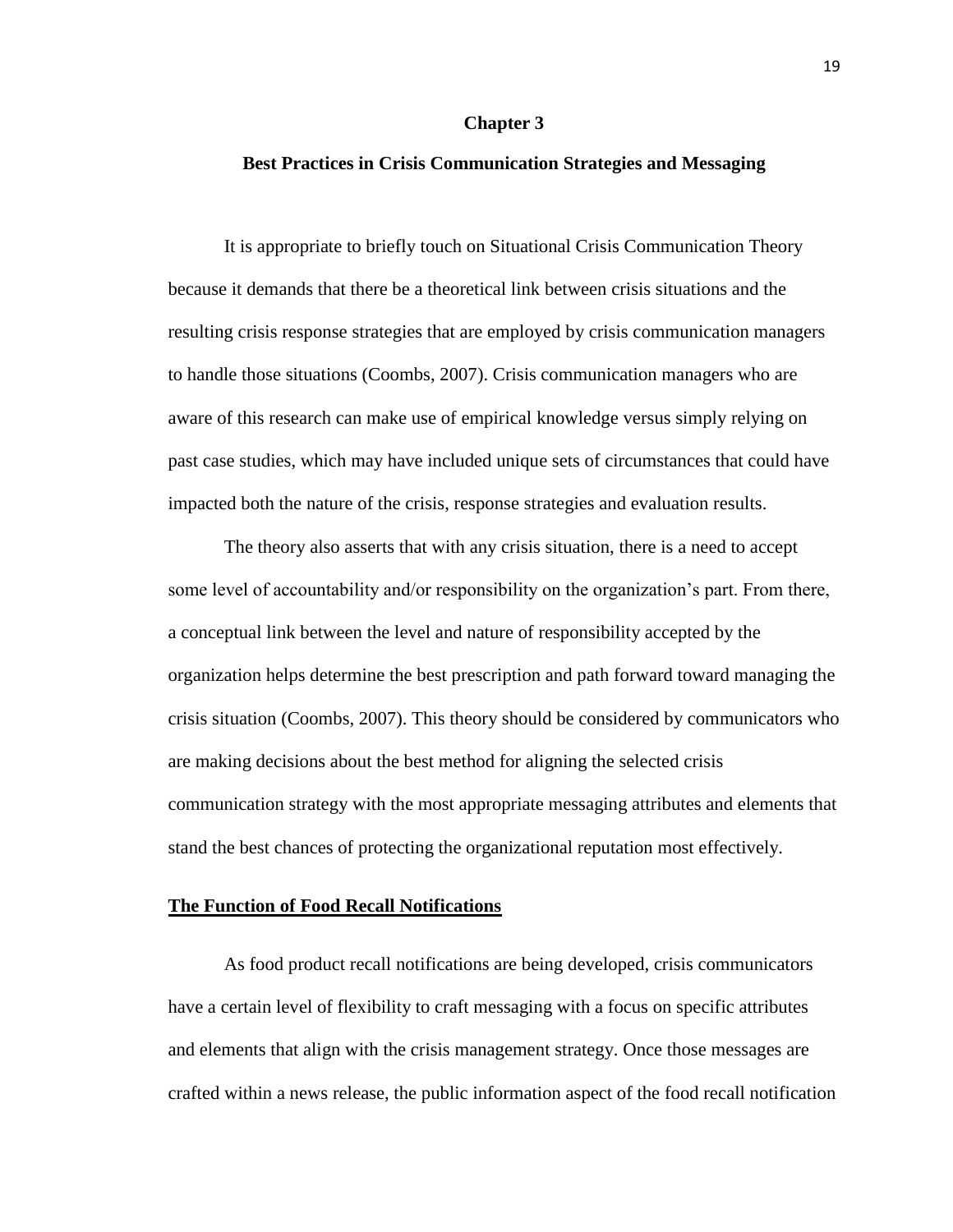# Chapter 3

## Best Practices in Crisis Communication Strategies and Messaging

It is appropriate to briefly touch on Situational Crisis Communication Theory because it demands that there be a theoretical link between crisis situations and the resulting crisis response strategies that are employed by crisis communication managers to handle those situations (Coombs, 2007). Crisis communication managers who are aware of this research can make use of empirical knowledge versus simply relying on past case studies, which may have included unique sets of circumstances that could have impacted both the nature of the crisis, response strategies and evaluation results.

The theory also asserts that with any crisis situation, there is a need to accept some level of accountability and/or responsibility on the organization's part. From there, a conceptual link between the level and nature of responsibility accepted by the organization helps determine the best prescription and path forward toward managing the crisis situation (Coombs, 2007). This theory should be considered by communicators who are making decisions about the best method for aligning the selected crisis communication strategy with the most appropriate messaging attributes and elements that stand the best chances of protecting the organizational reputation most effectively.

### <u>The Function of Food Recall Notifications</u>

As food product recall notifications are being developed, crisis communicators have a certain level of flexibility to craft messaging with a focus on specific attributes and elements that align with the crisis management strategy. Once those messages are crafted within a news release, the public information aspect of the food recall notification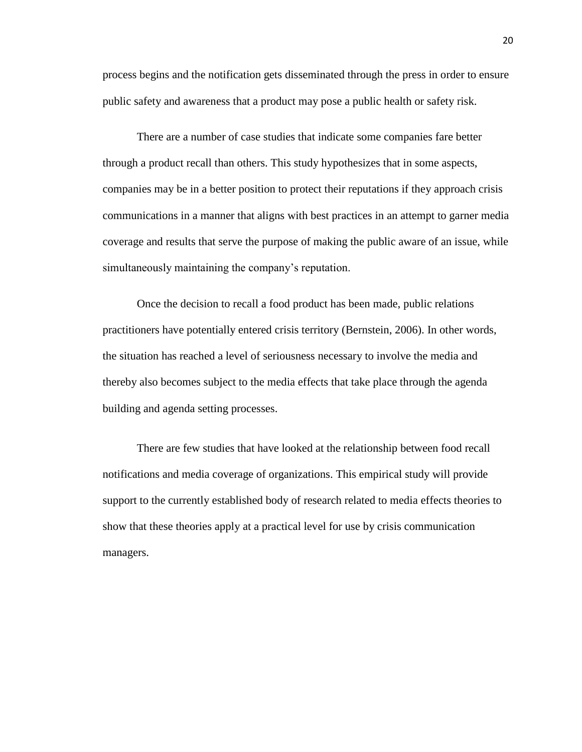process begins and the notification gets disseminated through the press in order to ensure public safety and awareness that a product may pose a public health or safety risk.

There are a number of case studies that indicate some companies fare better through a product recall than others. This study hypothesizes that in some aspects, companies may be in a better position to protect their reputations if they approach crisis communications in a manner that aligns with best practices in an attempt to garner media coverage and results that serve the purpose of making the public aware of an issue, while simultaneously maintaining the company's reputation.

Once the decision to recall a food product has been made, public relations practitioners have potentially entered crisis territory (Bernstein, 2006). In other words, the situation has reached a level of seriousness necessary to involve the media and thereby also becomes subject to the media effects that take place through the agenda building and agenda setting processes.

There are few studies that have looked at the relationship between food recall notifications and media coverage of organizations. This empirical study will provide support to the currently established body of research related to media effects theories to show that these theories apply at a practical level for use by crisis communication managers.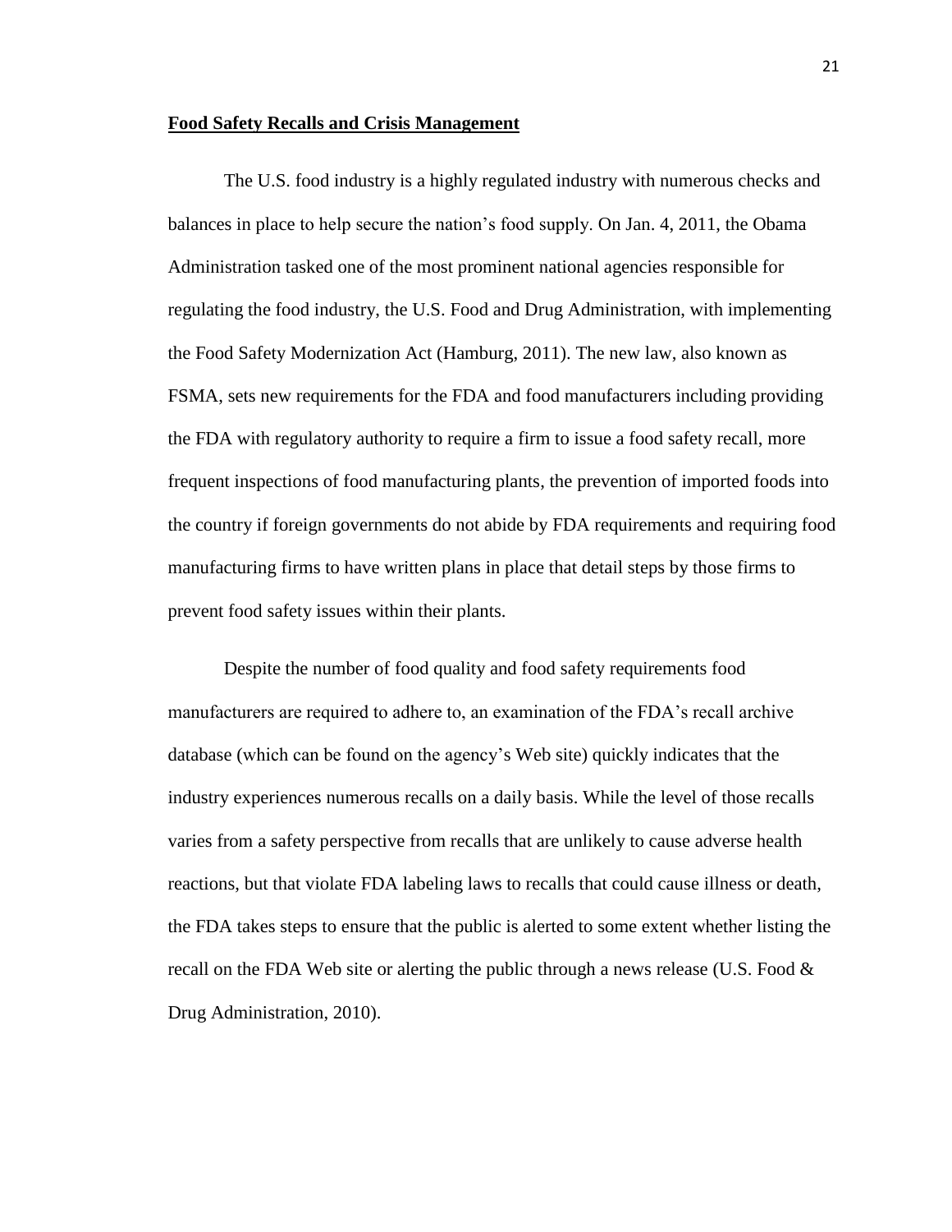## **Food Safety Recalls and Crisis Management**

The U.S. food industry is a highly regulated industry with numerous checks and balances in place to help secure the nation's food supply. On Jan. 4, 2011, the Obama Administration tasked one of the most prominent national agencies responsible for regulating the food industry, the U.S. Food and Drug Administration, with implementing the Food Safety Modernization Act (Hamburg, 2011). The new law, also known as FSMA, sets new requirements for the FDA and food manufacturers including providing the FDA with regulatory authority to require a firm to issue a food safety recall, more frequent inspections of food manufacturing plants, the prevention of imported foods into the country if foreign governments do not abide by FDA requirements and requiring food manufacturing firms to have written plans in place that detail steps by those firms to prevent food safety issues within their plants.

Despite the number of food quality and food safety requirements food manufacturers are required to adhere to, an examination of the FDA's recall archive database (which can be found on the agency's Web site) quickly indicates that the industry experiences numerous recalls on a daily basis. While the level of those recalls varies from a safety perspective from recalls that are unlikely to cause adverse health reactions, but that violate FDA labeling laws to recalls that could cause illness or death, the FDA takes steps to ensure that the public is alerted to some extent whether listing the recall on the FDA Web site or alerting the public through a news release (U.S. Food & Drug Administration, 2010).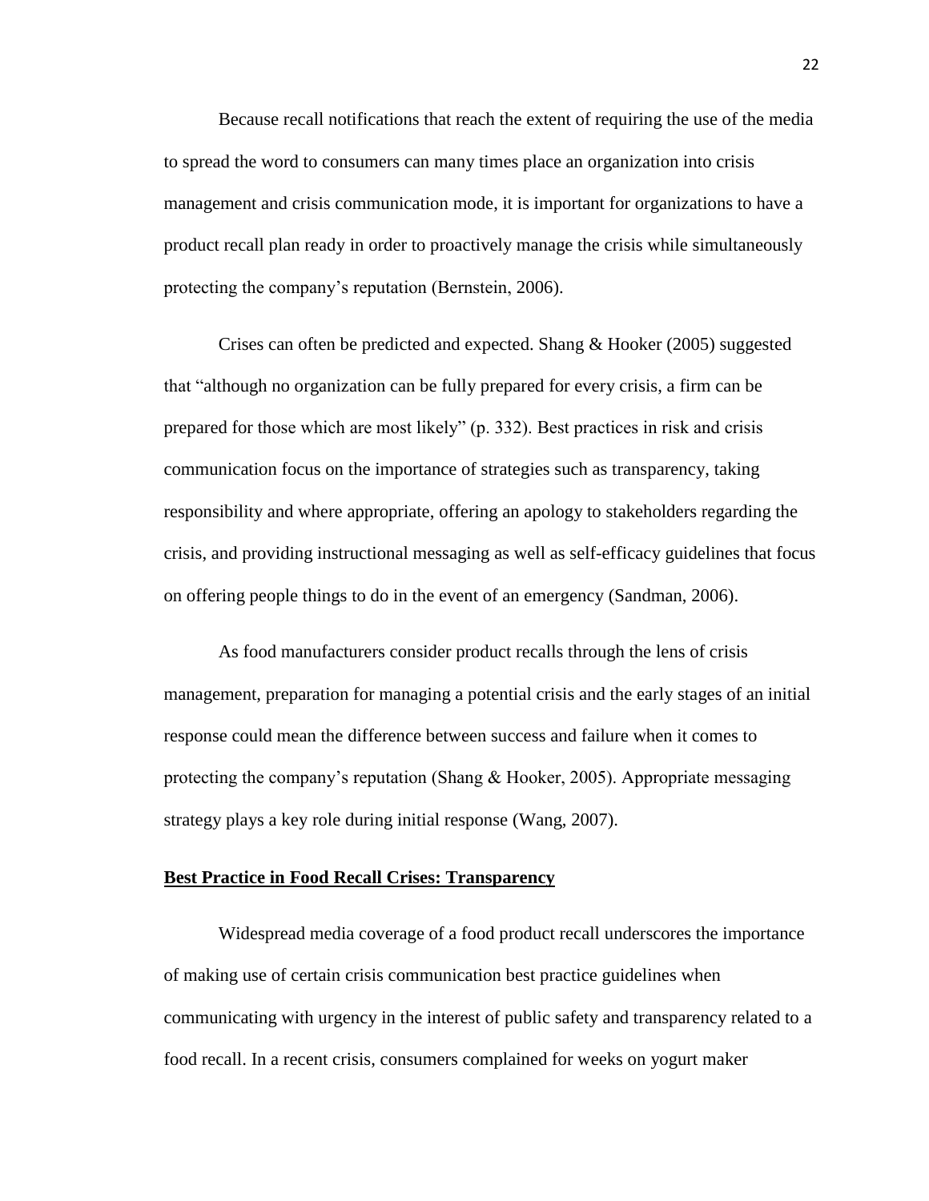Because recall notifications that reach the extent of requiring the use of the media to spread the word to consumers can many times place an organization into crisis management and crisis communication mode, it is important for organizations to have a product recall plan ready in order to proactively manage the crisis while simultaneously protecting the company's reputation (Bernstein, 2006).

Crises can often be predicted and expected. Shang & Hooker (2005) suggested that "although no organization can be fully prepared for every crisis, a firm can be prepared for those which are most likely" (p. 332). Best practices in risk and crisis communication focus on the importance of strategies such as transparency, taking responsibility and where appropriate, offering an apology to stakeholders regarding the crisis, and providing instructional messaging as well as self-efficacy guidelines that focus on offering people things to do in the event of an emergency (Sandman, 2006).

As food manufacturers consider product recalls through the lens of crisis management, preparation for managing a potential crisis and the early stages of an initial response could mean the difference between success and failure when it comes to protecting the company's reputation (Shang & Hooker, 2005). Appropriate messaging strategy plays a key role during initial response (Wang, 2007).

## Best Practice in Food Recall Crises: Transparency

Widespread media coverage of a food product recall underscores the importance of making use of certain crisis communication best practice guidelines when communicating with urgency in the interest of public safety and transparency related to a food recall. In a recent crisis, consumers complained for weeks on yogurt maker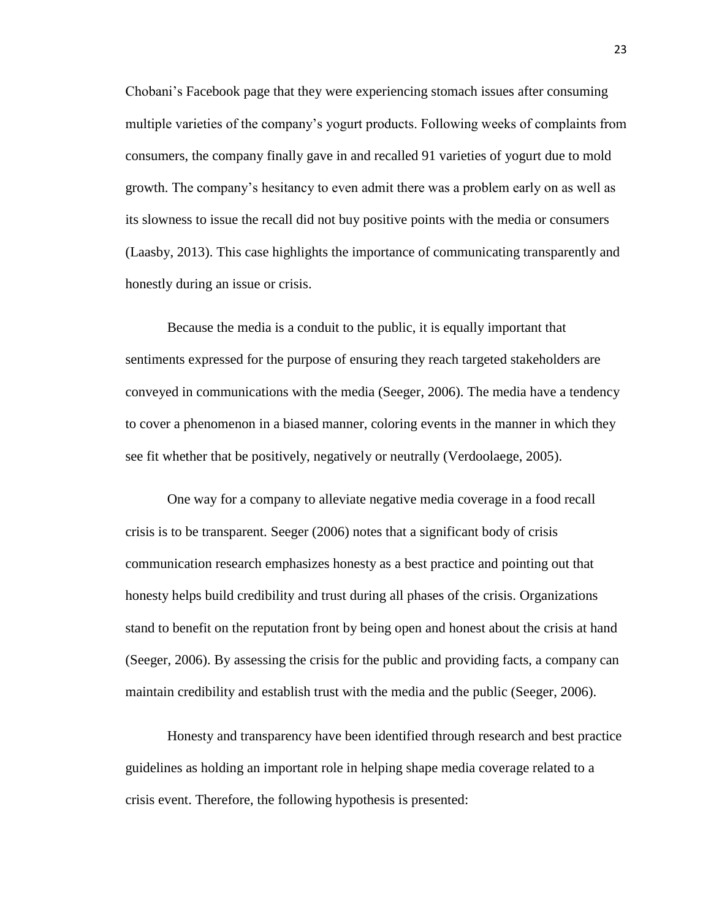Chobani's Facebook page that they were experiencing stomach issues after consuming multiple varieties of the company's yogurt products. Following weeks of complaints from consumers, the company finally gave in and recalled 91 varieties of yogurt due to mold growth. The company's hesitancy to even admit there was a problem early on as well as its slowness to issue the recall did not buy positive points with the media or consumers (Laasby, 2013). This case highlights the importance of communicating transparently and honestly during an issue or crisis.

Because the media is a conduit to the public, it is equally important that sentiments expressed for the purpose of ensuring they reach targeted stakeholders are conveyed in communications with the media (Seeger, 2006). The media have a tendency to cover a phenomenon in a biased manner, coloring events in the manner in which they see fit whether that be positively, negatively or neutrally (Verdoolaege, 2005).

One way for a company to alleviate negative media coverage in a food recall crisis is to be transparent. Seeger (2006) notes that a significant body of crisis communication research emphasizes honesty as a best practice and pointing out that honesty helps build credibility and trust during all phases of the crisis. Organizations stand to benefit on the reputation front by being open and honest about the crisis at hand (Seeger, 2006). By assessing the crisis for the public and providing facts, a company can maintain credibility and establish trust with the media and the public (Seeger, 2006).

Honesty and transparency have been identified through research and best practice guidelines as holding an important role in helping shape media coverage related to a crisis event. Therefore, the following hypothesis is presented: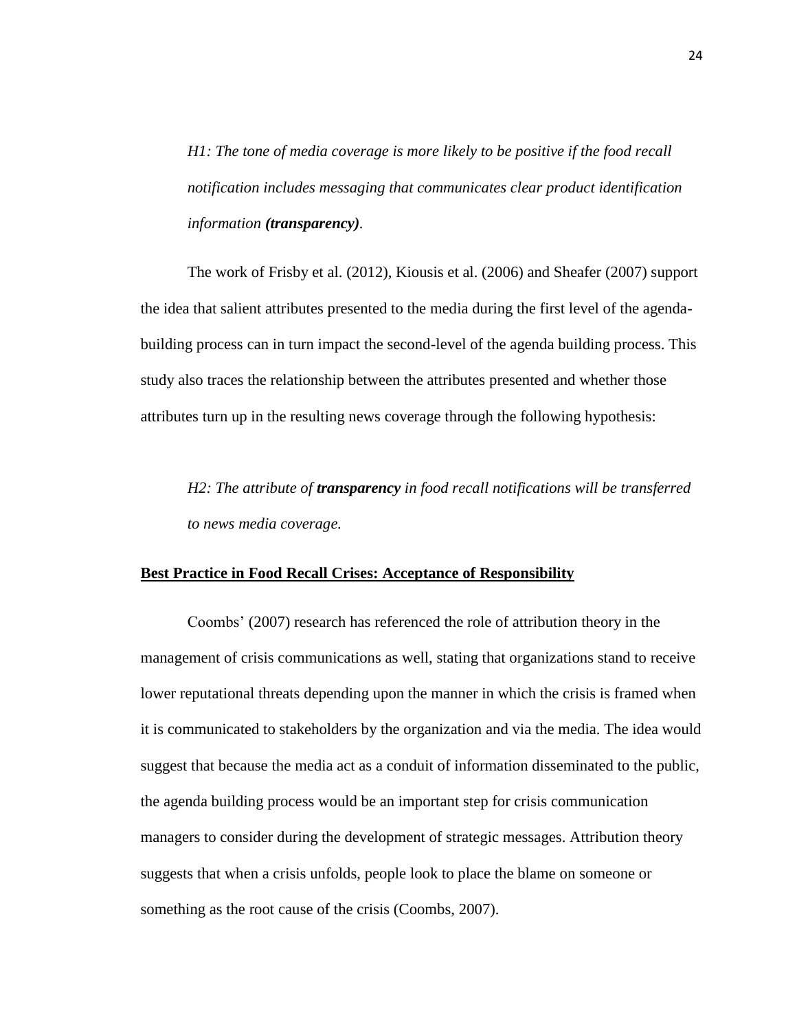*H1: The tone of media coverage is more likely to be positive if the food recall notification includes messaging that communicates clear product identification information **(transparency)**.*

The work of Frisby et al. (2012), Kiousis et al. (2006) and Sheafer (2007) support the idea that salient attributes presented to the media during the first level of the agenda-building process can in turn impact the second-level of the agenda building process. This study also traces the relationship between the attributes presented and whether those attributes turn up in the resulting news coverage through the following hypothesis:

*H2: The attribute of **transparency** in food recall notifications will be transferred to news media coverage.*

**Best Practice in Food Recall Crises: Acceptance of Responsibility**

Coombs' (2007) research has referenced the role of attribution theory in the management of crisis communications as well, stating that organizations stand to receive lower reputational threats depending upon the manner in which the crisis is framed when it is communicated to stakeholders by the organization and via the media. The idea would suggest that because the media act as a conduit of information disseminated to the public, the agenda building process would be an important step for crisis communication managers to consider during the development of strategic messages. Attribution theory suggests that when a crisis unfolds, people look to place the blame on someone or something as the root cause of the crisis (Coombs, 2007).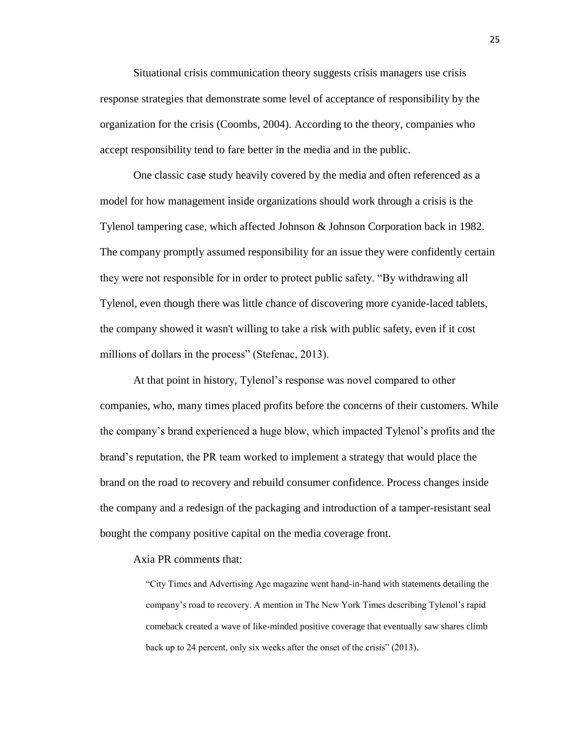Situational crisis communication theory suggests crisis managers use crisis response strategies that demonstrate some level of acceptance of responsibility by the organization for the crisis (Coombs, 2004). According to the theory, companies who accept responsibility tend to fare better in the media and in the public.

One classic case study heavily covered by the media and often referenced as a model for how management inside organizations should work through a crisis is the Tylenol tampering case, which affected Johnson & Johnson Corporation back in 1982. The company promptly assumed responsibility for an issue they were confidently certain they were not responsible for in order to protect public safety. "By withdrawing all Tylenol, even though there was little chance of discovering more cyanide-laced tablets, the company showed it wasn't willing to take a risk with public safety, even if it cost millions of dollars in the process" (Stefenac, 2013).

At that point in history, Tylenol's response was novel compared to other companies, who, many times placed profits before the concerns of their customers. While the company's brand experienced a huge blow, which impacted Tylenol's profits and the brand's reputation, the PR team worked to implement a strategy that would place the brand on the road to recovery and rebuild consumer confidence. Process changes inside the company and a redesign of the packaging and introduction of a tamper-resistant seal bought the company positive capital on the media coverage front.

Axia PR comments that:

> "City Times and Advertising Age magazine went hand-in-hand with statements detailing the company's road to recovery. A mention in The New York Times describing Tylenol's rapid comeback created a wave of like-minded positive coverage that eventually saw shares climb back up to 24 percent, only six weeks after the onset of the crisis" (2013).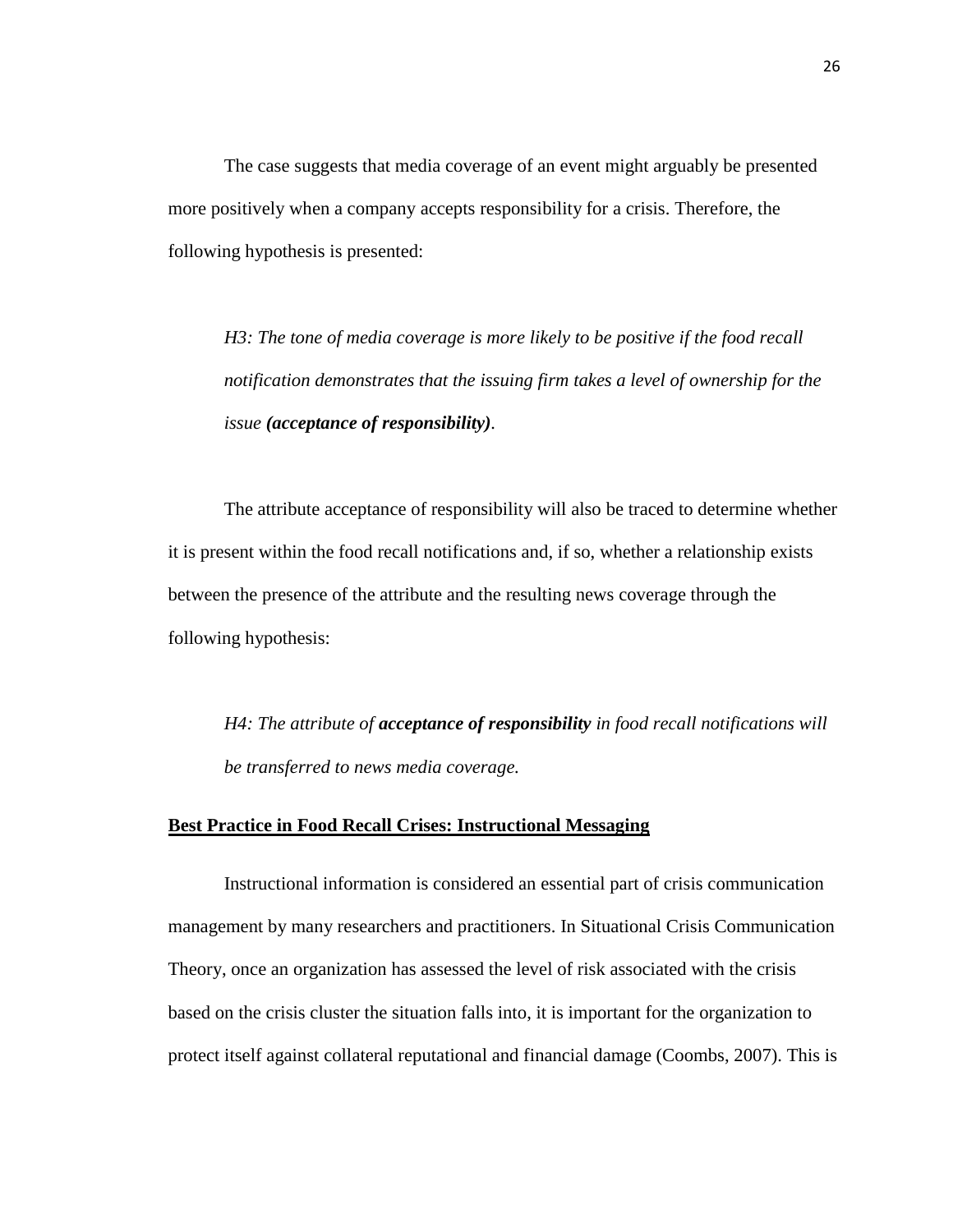The case suggests that media coverage of an event might arguably be presented more positively when a company accepts responsibility for a crisis. Therefore, the following hypothesis is presented:

> *H3: The tone of media coverage is more likely to be positive if the food recall notification demonstrates that the issuing firm takes a level of ownership for the issue* ***(acceptance of responsibility)****.*

The attribute acceptance of responsibility will also be traced to determine whether it is present within the food recall notifications and, if so, whether a relationship exists between the presence of the attribute and the resulting news coverage through the following hypothesis:

> *H4: The attribute of* ***acceptance of responsibility*** *in food recall notifications will be transferred to news media coverage.*

## **Best Practice in Food Recall Crises: Instructional Messaging**

Instructional information is considered an essential part of crisis communication management by many researchers and practitioners. In Situational Crisis Communication Theory, once an organization has assessed the level of risk associated with the crisis based on the crisis cluster the situation falls into, it is important for the organization to protect itself against collateral reputational and financial damage (Coombs, 2007). This is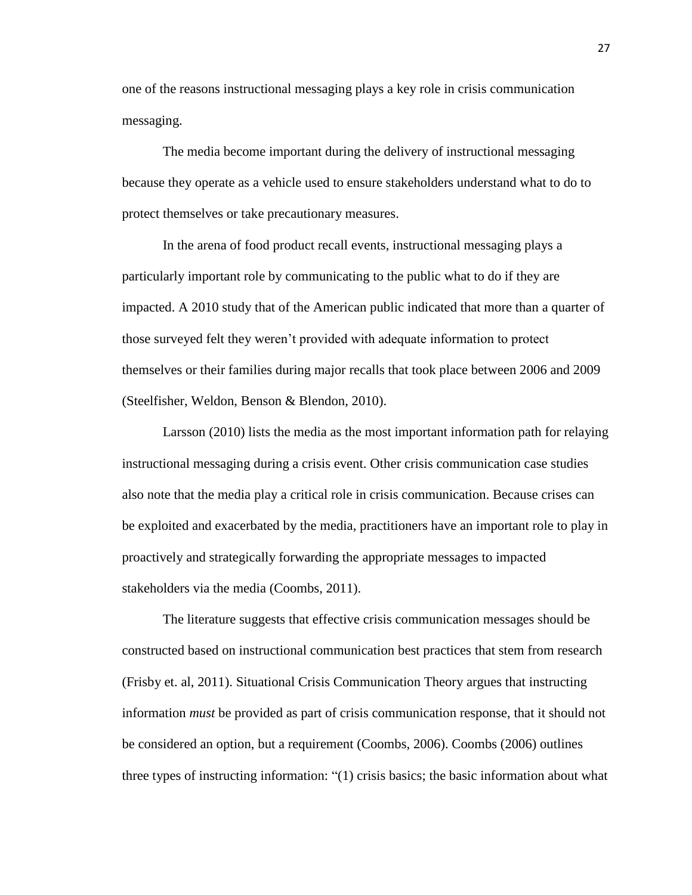one of the reasons instructional messaging plays a key role in crisis communication messaging.

The media become important during the delivery of instructional messaging because they operate as a vehicle used to ensure stakeholders understand what to do to protect themselves or take precautionary measures.

In the arena of food product recall events, instructional messaging plays a particularly important role by communicating to the public what to do if they are impacted. A 2010 study that of the American public indicated that more than a quarter of those surveyed felt they weren't provided with adequate information to protect themselves or their families during major recalls that took place between 2006 and 2009 (Steelfisher, Weldon, Benson & Blendon, 2010).

Larsson (2010) lists the media as the most important information path for relaying instructional messaging during a crisis event. Other crisis communication case studies also note that the media play a critical role in crisis communication. Because crises can be exploited and exacerbated by the media, practitioners have an important role to play in proactively and strategically forwarding the appropriate messages to impacted stakeholders via the media (Coombs, 2011).

The literature suggests that effective crisis communication messages should be constructed based on instructional communication best practices that stem from research (Frisby et. al, 2011). Situational Crisis Communication Theory argues that instructing information *must* be provided as part of crisis communication response, that it should not be considered an option, but a requirement (Coombs, 2006). Coombs (2006) outlines three types of instructing information: "(1) crisis basics; the basic information about what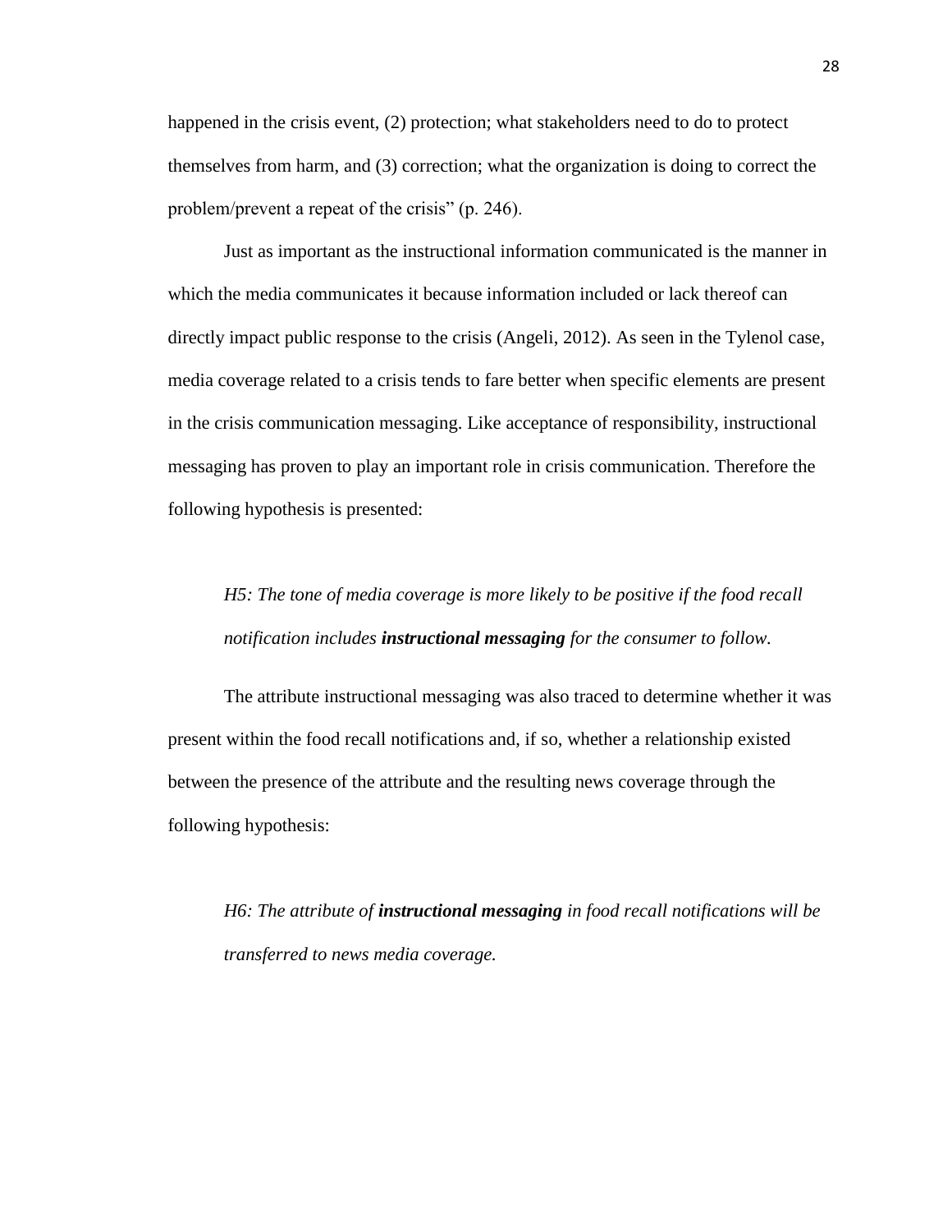happened in the crisis event, (2) protection; what stakeholders need to do to protect themselves from harm, and (3) correction; what the organization is doing to correct the problem/prevent a repeat of the crisis" (p. 246).

Just as important as the instructional information communicated is the manner in which the media communicates it because information included or lack thereof can directly impact public response to the crisis (Angeli, 2012). As seen in the Tylenol case, media coverage related to a crisis tends to fare better when specific elements are present in the crisis communication messaging. Like acceptance of responsibility, instructional messaging has proven to play an important role in crisis communication. Therefore the following hypothesis is presented:

> *H5: The tone of media coverage is more likely to be positive if the food recall notification includes **instructional messaging** for the consumer to follow.*

The attribute instructional messaging was also traced to determine whether it was present within the food recall notifications and, if so, whether a relationship existed between the presence of the attribute and the resulting news coverage through the following hypothesis:

> *H6: The attribute of **instructional messaging** in food recall notifications will be transferred to news media coverage.*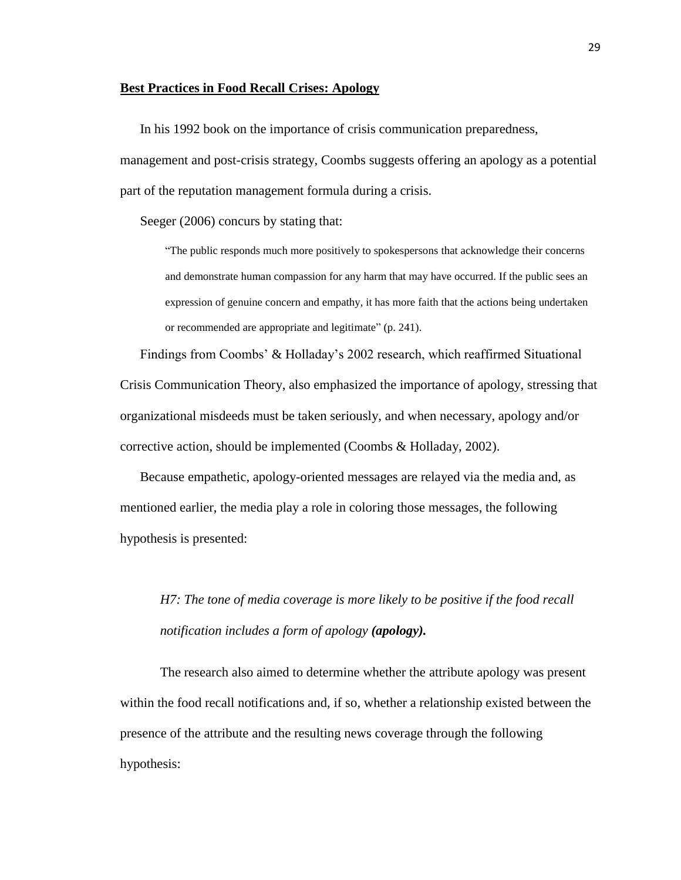**Best Practices in Food Recall Crises: Apology**

In his 1992 book on the importance of crisis communication preparedness, management and post-crisis strategy, Coombs suggests offering an apology as a potential part of the reputation management formula during a crisis.

Seeger (2006) concurs by stating that:

> "The public responds much more positively to spokespersons that acknowledge their concerns and demonstrate human compassion for any harm that may have occurred. If the public sees an expression of genuine concern and empathy, it has more faith that the actions being undertaken or recommended are appropriate and legitimate" (p. 241).

Findings from Coombs' & Holladay's 2002 research, which reaffirmed Situational Crisis Communication Theory, also emphasized the importance of apology, stressing that organizational misdeeds must be taken seriously, and when necessary, apology and/or corrective action, should be implemented (Coombs & Holladay, 2002).

Because empathetic, apology-oriented messages are relayed via the media and, as mentioned earlier, the media play a role in coloring those messages, the following hypothesis is presented:

*H7: The tone of media coverage is more likely to be positive if the food recall notification includes a form of apology* ***(apology).***

The research also aimed to determine whether the attribute apology was present within the food recall notifications and, if so, whether a relationship existed between the presence of the attribute and the resulting news coverage through the following hypothesis: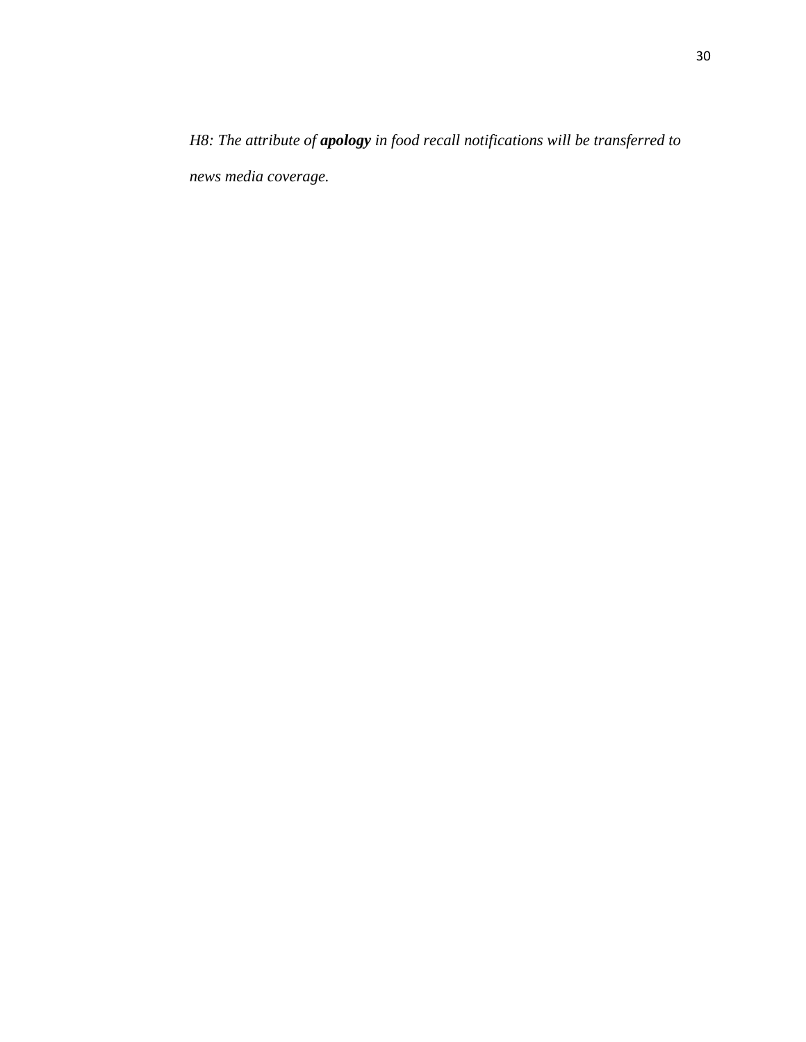*H8: The attribute of* ***apology*** *in food recall notifications will be transferred to news media coverage.*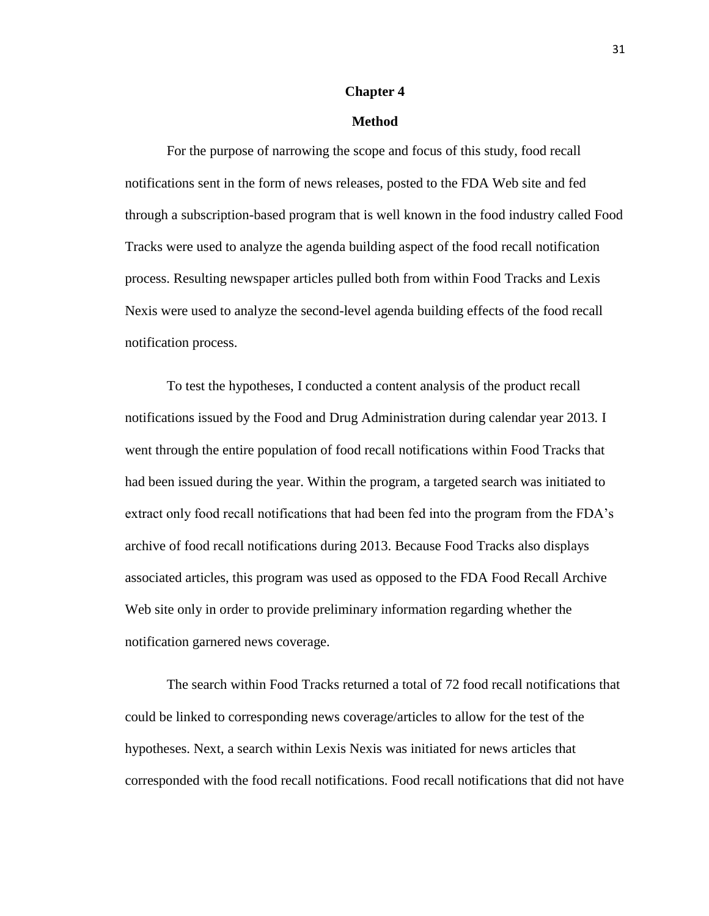# Chapter 4

## Method

For the purpose of narrowing the scope and focus of this study, food recall notifications sent in the form of news releases, posted to the FDA Web site and fed through a subscription-based program that is well known in the food industry called Food Tracks were used to analyze the agenda building aspect of the food recall notification process. Resulting newspaper articles pulled both from within Food Tracks and Lexis Nexis were used to analyze the second-level agenda building effects of the food recall notification process.

To test the hypotheses, I conducted a content analysis of the product recall notifications issued by the Food and Drug Administration during calendar year 2013. I went through the entire population of food recall notifications within Food Tracks that had been issued during the year. Within the program, a targeted search was initiated to extract only food recall notifications that had been fed into the program from the FDA's archive of food recall notifications during 2013. Because Food Tracks also displays associated articles, this program was used as opposed to the FDA Food Recall Archive Web site only in order to provide preliminary information regarding whether the notification garnered news coverage.

The search within Food Tracks returned a total of 72 food recall notifications that could be linked to corresponding news coverage/articles to allow for the test of the hypotheses. Next, a search within Lexis Nexis was initiated for news articles that corresponded with the food recall notifications. Food recall notifications that did not have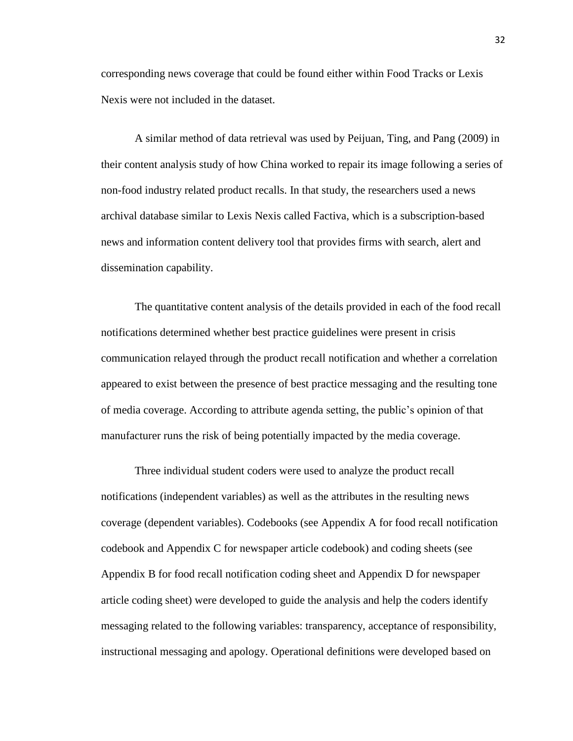corresponding news coverage that could be found either within Food Tracks or Lexis Nexis were not included in the dataset.

A similar method of data retrieval was used by Peijuan, Ting, and Pang (2009) in their content analysis study of how China worked to repair its image following a series of non-food industry related product recalls. In that study, the researchers used a news archival database similar to Lexis Nexis called Factiva, which is a subscription-based news and information content delivery tool that provides firms with search, alert and dissemination capability.

The quantitative content analysis of the details provided in each of the food recall notifications determined whether best practice guidelines were present in crisis communication relayed through the product recall notification and whether a correlation appeared to exist between the presence of best practice messaging and the resulting tone of media coverage. According to attribute agenda setting, the public's opinion of that manufacturer runs the risk of being potentially impacted by the media coverage.

Three individual student coders were used to analyze the product recall notifications (independent variables) as well as the attributes in the resulting news coverage (dependent variables). Codebooks (see Appendix A for food recall notification codebook and Appendix C for newspaper article codebook) and coding sheets (see Appendix B for food recall notification coding sheet and Appendix D for newspaper article coding sheet) were developed to guide the analysis and help the coders identify messaging related to the following variables: transparency, acceptance of responsibility, instructional messaging and apology. Operational definitions were developed based on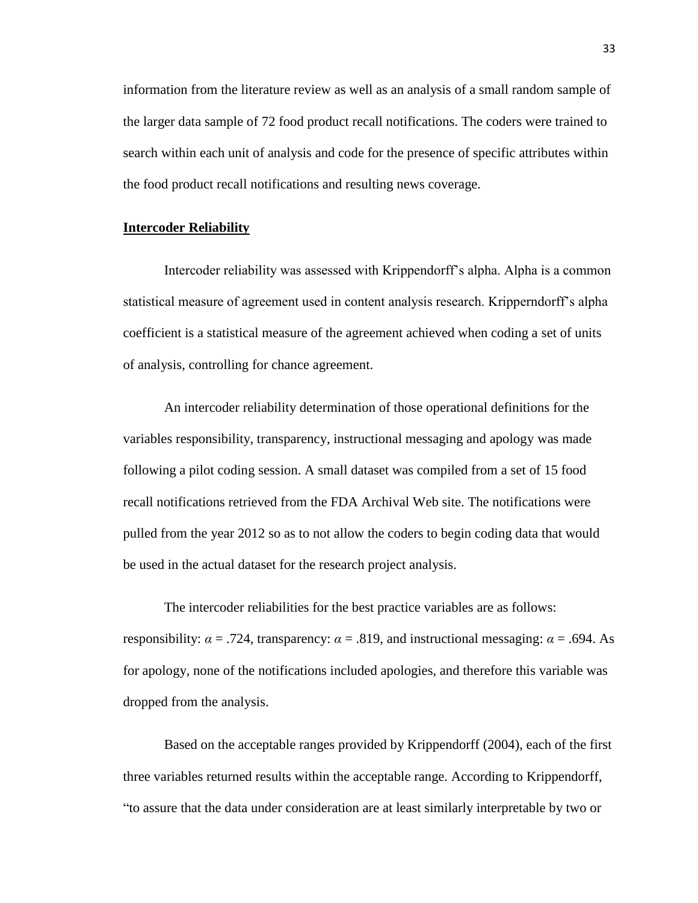information from the literature review as well as an analysis of a small random sample of the larger data sample of 72 food product recall notifications. The coders were trained to search within each unit of analysis and code for the presence of specific attributes within the food product recall notifications and resulting news coverage.

## **Intercoder Reliability**

Intercoder reliability was assessed with Krippendorff's alpha. Alpha is a common statistical measure of agreement used in content analysis research. Kripperndorff's alpha coefficient is a statistical measure of the agreement achieved when coding a set of units of analysis, controlling for chance agreement.

An intercoder reliability determination of those operational definitions for the variables responsibility, transparency, instructional messaging and apology was made following a pilot coding session. A small dataset was compiled from a set of 15 food recall notifications retrieved from the FDA Archival Web site. The notifications were pulled from the year 2012 so as to not allow the coders to begin coding data that would be used in the actual dataset for the research project analysis.

The intercoder reliabilities for the best practice variables are as follows: responsibility: $\alpha = .724$, transparency: $\alpha = .819$, and instructional messaging: $\alpha = .694$. As for apology, none of the notifications included apologies, and therefore this variable was dropped from the analysis.

Based on the acceptable ranges provided by Krippendorff (2004), each of the first three variables returned results within the acceptable range. According to Krippendorff, "to assure that the data under consideration are at least similarly interpretable by two or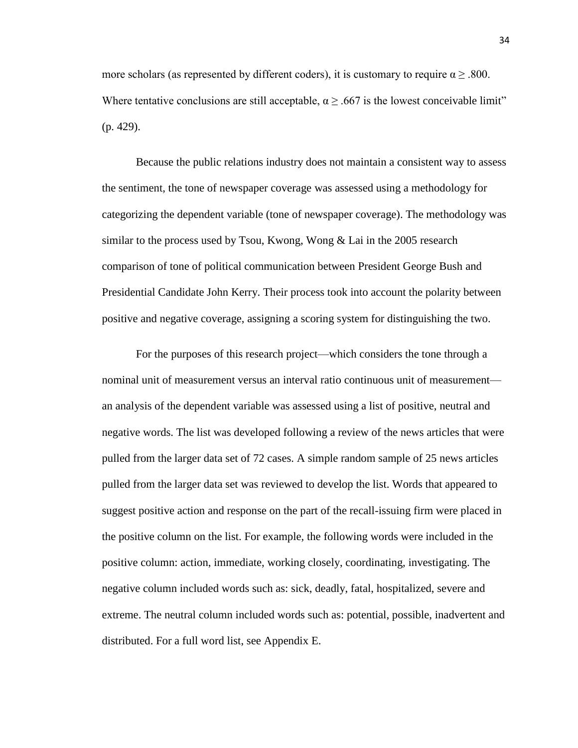more scholars (as represented by different coders), it is customary to require $\alpha \geq .800$. Where tentative conclusions are still acceptable, $\alpha \geq .667$ is the lowest conceivable limit" (p. 429).

Because the public relations industry does not maintain a consistent way to assess the sentiment, the tone of newspaper coverage was assessed using a methodology for categorizing the dependent variable (tone of newspaper coverage). The methodology was similar to the process used by Tsou, Kwong, Wong & Lai in the 2005 research comparison of tone of political communication between President George Bush and Presidential Candidate John Kerry. Their process took into account the polarity between positive and negative coverage, assigning a scoring system for distinguishing the two.

For the purposes of this research project—which considers the tone through a nominal unit of measurement versus an interval ratio continuous unit of measurement—an analysis of the dependent variable was assessed using a list of positive, neutral and negative words. The list was developed following a review of the news articles that were pulled from the larger data set of 72 cases. A simple random sample of 25 news articles pulled from the larger data set was reviewed to develop the list. Words that appeared to suggest positive action and response on the part of the recall-issuing firm were placed in the positive column on the list. For example, the following words were included in the positive column: action, immediate, working closely, coordinating, investigating. The negative column included words such as: sick, deadly, fatal, hospitalized, severe and extreme. The neutral column included words such as: potential, possible, inadvertent and distributed. For a full word list, see Appendix E.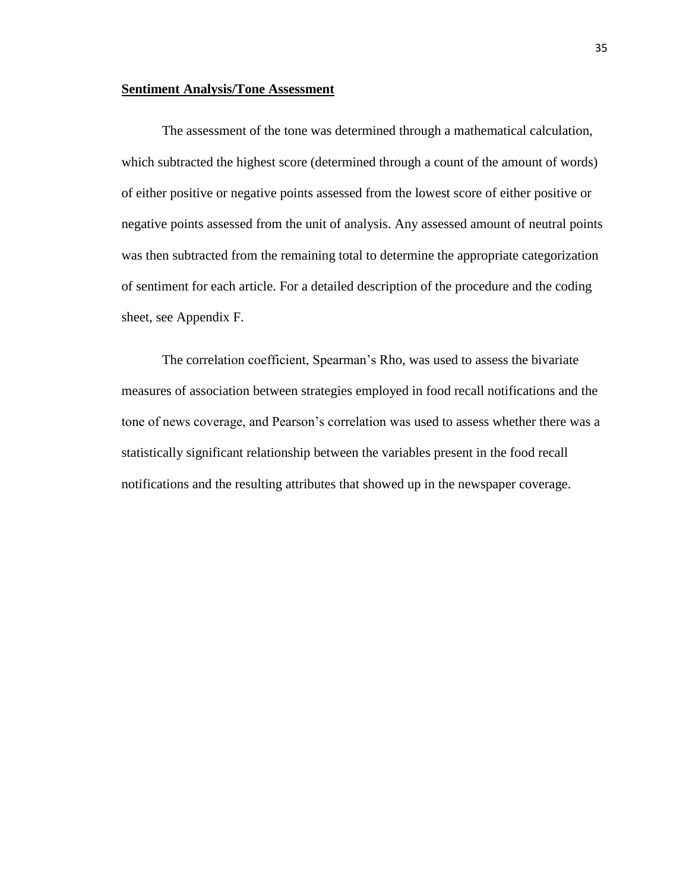## Sentiment Analysis/Tone Assessment

The assessment of the tone was determined through a mathematical calculation, which subtracted the highest score (determined through a count of the amount of words) of either positive or negative points assessed from the lowest score of either positive or negative points assessed from the unit of analysis. Any assessed amount of neutral points was then subtracted from the remaining total to determine the appropriate categorization of sentiment for each article. For a detailed description of the procedure and the coding sheet, see Appendix F.

The correlation coefficient, Spearman's Rho, was used to assess the bivariate measures of association between strategies employed in food recall notifications and the tone of news coverage, and Pearson's correlation was used to assess whether there was a statistically significant relationship between the variables present in the food recall notifications and the resulting attributes that showed up in the newspaper coverage.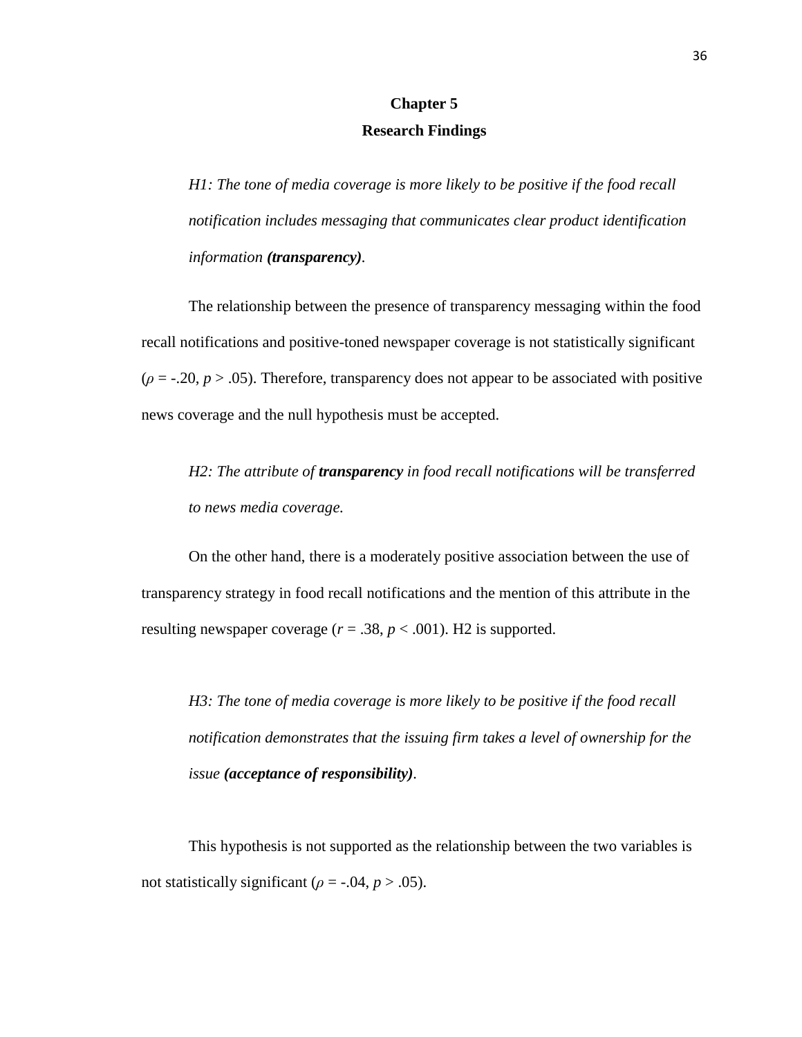# Chapter 5

## Research Findings

*H1: The tone of media coverage is more likely to be positive if the food recall notification includes messaging that communicates clear product identification information* ***(transparency)****.*

The relationship between the presence of transparency messaging within the food recall notifications and positive-toned newspaper coverage is not statistically significant ($\rho = -.20$, $p > .05$). Therefore, transparency does not appear to be associated with positive news coverage and the null hypothesis must be accepted.

*H2: The attribute of* ***transparency*** *in food recall notifications will be transferred to news media coverage.*

On the other hand, there is a moderately positive association between the use of transparency strategy in food recall notifications and the mention of this attribute in the resulting newspaper coverage ($r = .38$, $p < .001$). H2 is supported.

*H3: The tone of media coverage is more likely to be positive if the food recall notification demonstrates that the issuing firm takes a level of ownership for the issue* ***(acceptance of responsibility)****.*

This hypothesis is not supported as the relationship between the two variables is not statistically significant ($\rho = -.04$, $p > .05$).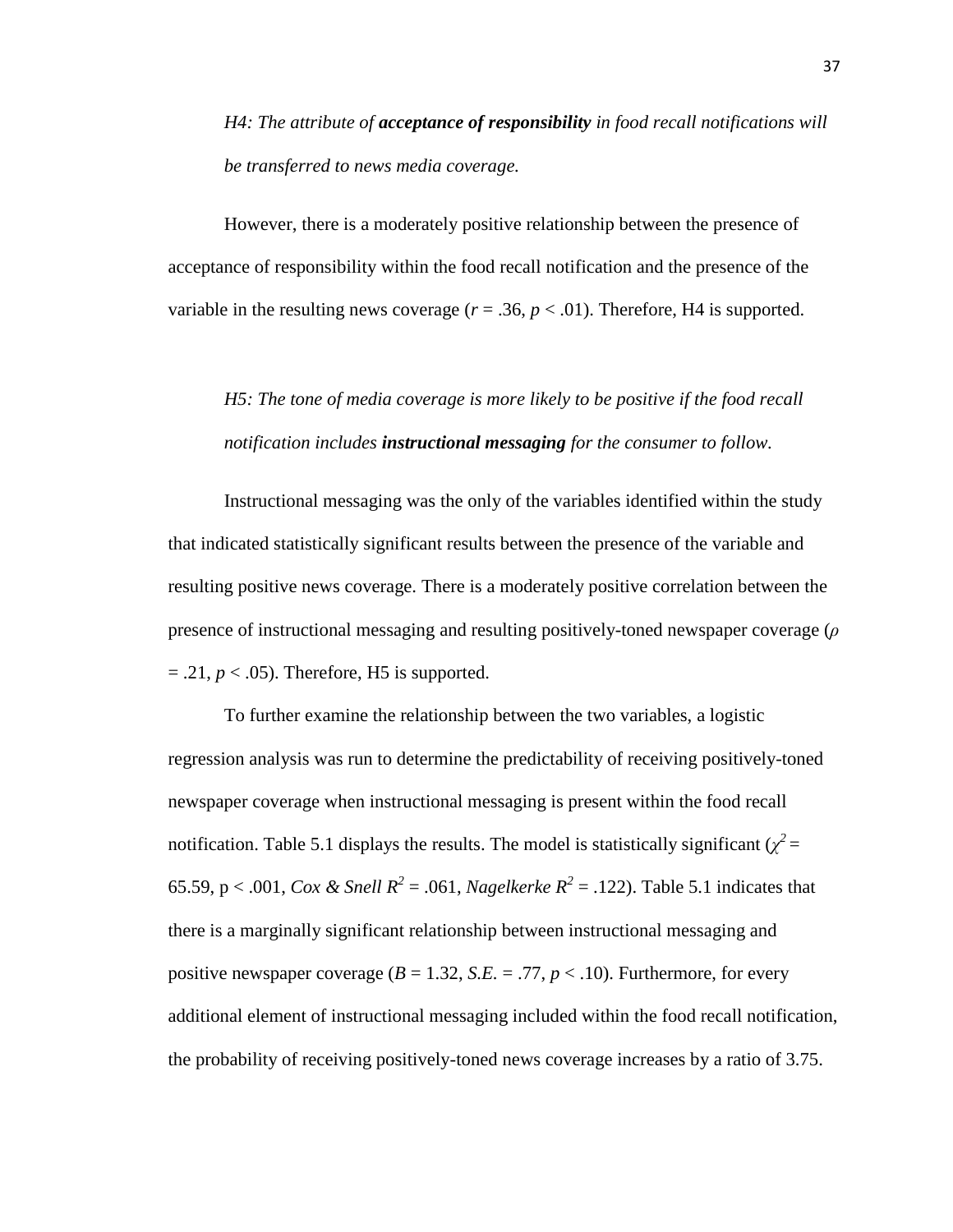*H4: The attribute of **acceptance of responsibility** in food recall notifications will be transferred to news media coverage.*

However, there is a moderately positive relationship between the presence of acceptance of responsibility within the food recall notification and the presence of the variable in the resulting news coverage ($r$ = .36, $p$ < .01). Therefore, H4 is supported.

*H5: The tone of media coverage is more likely to be positive if the food recall notification includes **instructional messaging** for the consumer to follow.*

Instructional messaging was the only of the variables identified within the study that indicated statistically significant results between the presence of the variable and resulting positive news coverage. There is a moderately positive correlation between the presence of instructional messaging and resulting positively-toned newspaper coverage ($\rho$ = .21, $p$ < .05). Therefore, H5 is supported.

To further examine the relationship between the two variables, a logistic regression analysis was run to determine the predictability of receiving positively-toned newspaper coverage when instructional messaging is present within the food recall notification. Table 5.1 displays the results. The model is statistically significant ($\chi^2$ = 65.59, p < .001, *Cox & Snell* $R^2$ = .061, *Nagelkerke* $R^2$ = .122). Table 5.1 indicates that there is a marginally significant relationship between instructional messaging and positive newspaper coverage ($B$ = 1.32, *S.E.* = .77, $p$ < .10). Furthermore, for every additional element of instructional messaging included within the food recall notification, the probability of receiving positively-toned news coverage increases by a ratio of 3.75.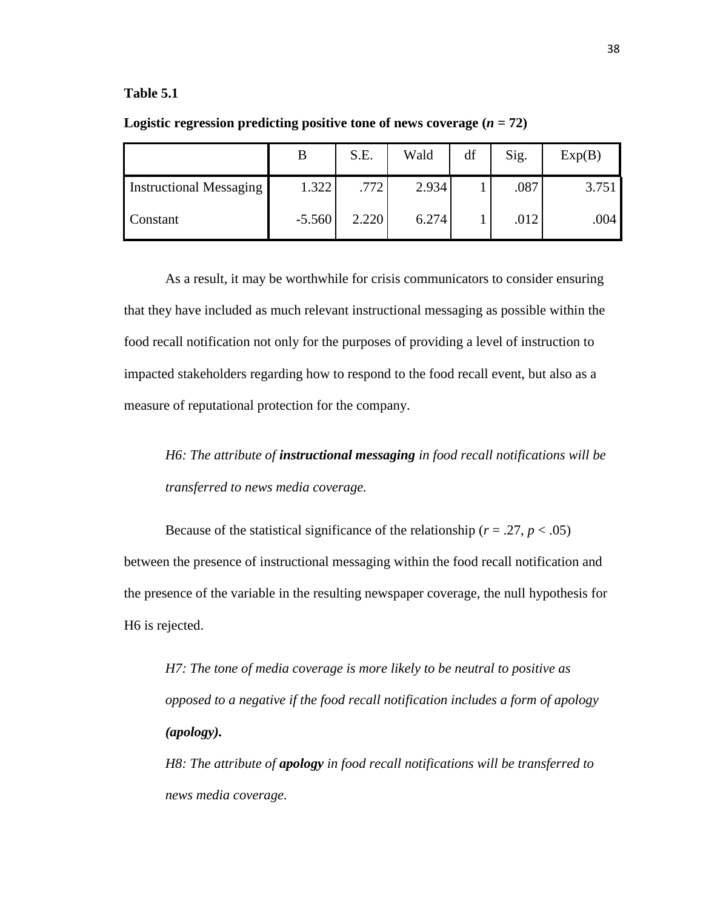**Table 5.1**

**Logistic regression predicting positive tone of news coverage (*n* = 72)**

| | B | S.E. | Wald | df | Sig. | Exp(B) |
|---|---|---|---|---|---|---|
| Instructional Messaging | 1.322 | .772 | 2.934 | 1 | .087 | 3.751 |
| Constant | -5.560 | 2.220 | 6.274 | 1 | .012 | .004 |

As a result, it may be worthwhile for crisis communicators to consider ensuring that they have included as much relevant instructional messaging as possible within the food recall notification not only for the purposes of providing a level of instruction to impacted stakeholders regarding how to respond to the food recall event, but also as a measure of reputational protection for the company.

*H6: The attribute of **instructional messaging** in food recall notifications will be transferred to news media coverage.*

Because of the statistical significance of the relationship ($r = .27$, $p < .05$) between the presence of instructional messaging within the food recall notification and the presence of the variable in the resulting newspaper coverage, the null hypothesis for H6 is rejected.

*H7: The tone of media coverage is more likely to be neutral to positive as opposed to a negative if the food recall notification includes a form of apology **(apology).***

*H8: The attribute of **apology** in food recall notifications will be transferred to news media coverage.*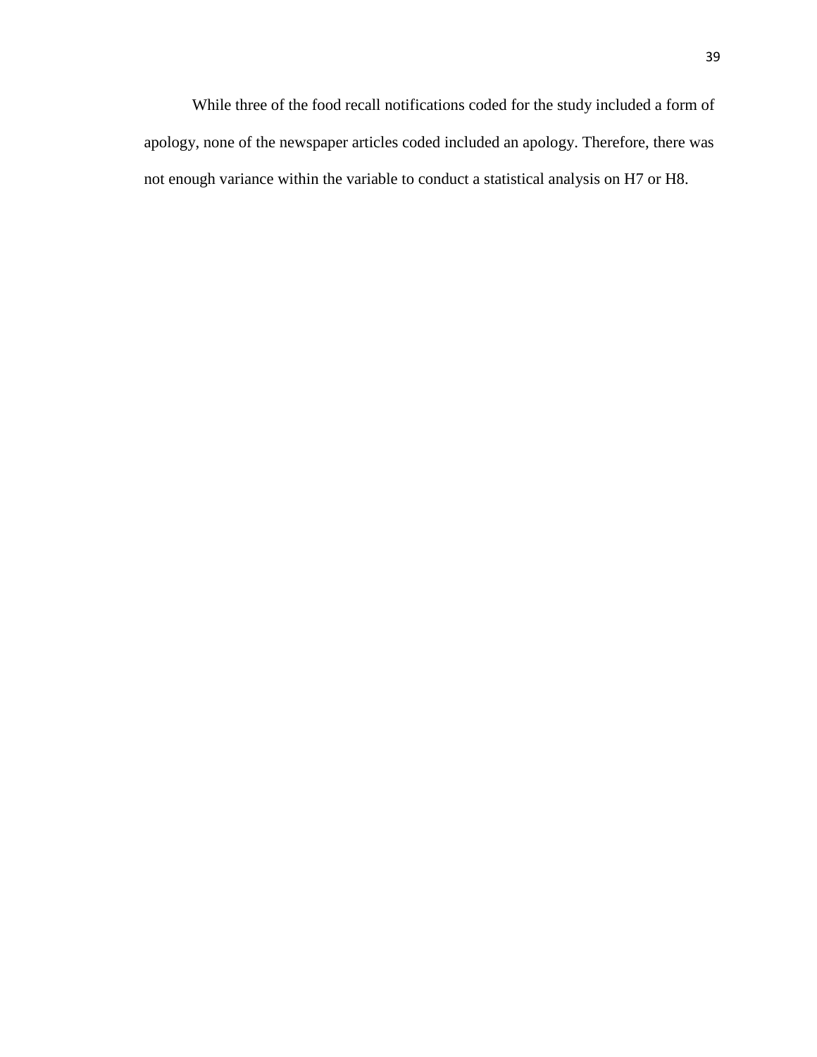While three of the food recall notifications coded for the study included a form of apology, none of the newspaper articles coded included an apology. Therefore, there was not enough variance within the variable to conduct a statistical analysis on H7 or H8.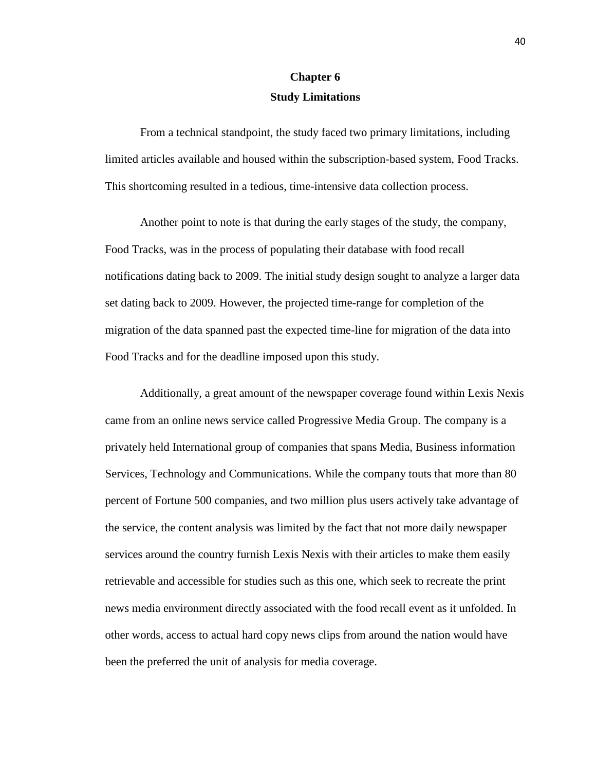# Chapter 6
## Study Limitations

From a technical standpoint, the study faced two primary limitations, including limited articles available and housed within the subscription-based system, Food Tracks. This shortcoming resulted in a tedious, time-intensive data collection process.

Another point to note is that during the early stages of the study, the company, Food Tracks, was in the process of populating their database with food recall notifications dating back to 2009. The initial study design sought to analyze a larger data set dating back to 2009. However, the projected time-range for completion of the migration of the data spanned past the expected time-line for migration of the data into Food Tracks and for the deadline imposed upon this study.

Additionally, a great amount of the newspaper coverage found within Lexis Nexis came from an online news service called Progressive Media Group. The company is a privately held International group of companies that spans Media, Business information Services, Technology and Communications. While the company touts that more than 80 percent of Fortune 500 companies, and two million plus users actively take advantage of the service, the content analysis was limited by the fact that not more daily newspaper services around the country furnish Lexis Nexis with their articles to make them easily retrievable and accessible for studies such as this one, which seek to recreate the print news media environment directly associated with the food recall event as it unfolded. In other words, access to actual hard copy news clips from around the nation would have been the preferred the unit of analysis for media coverage.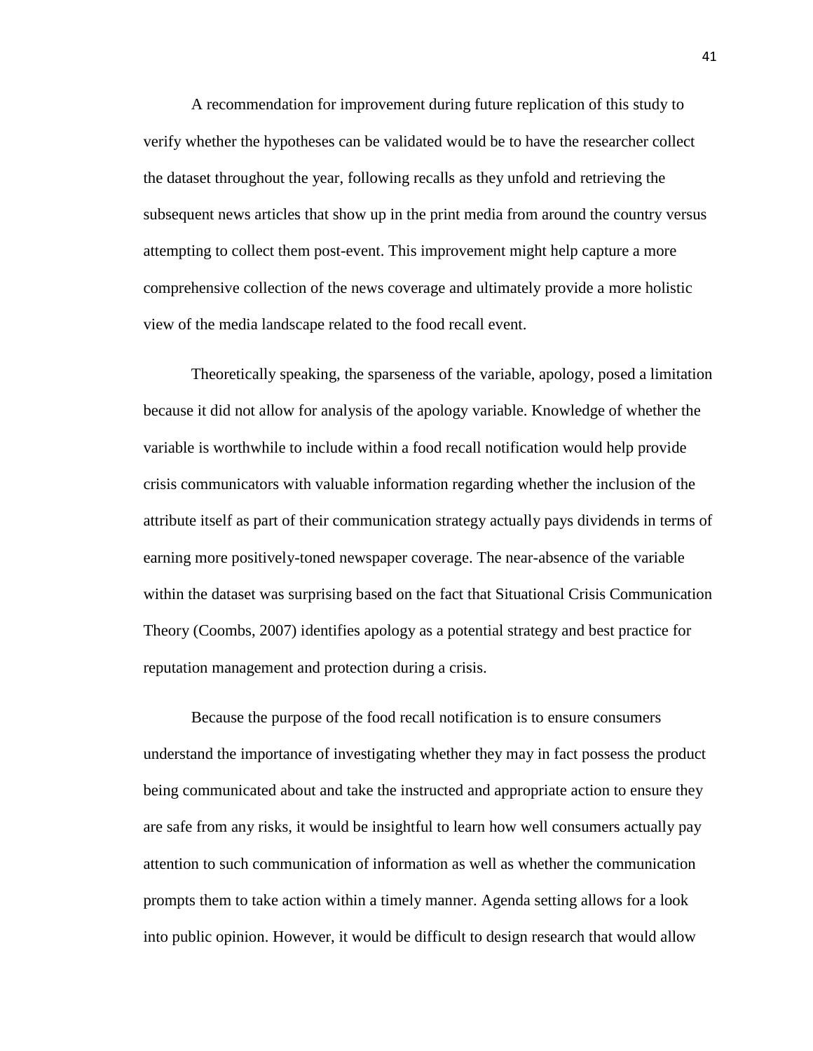A recommendation for improvement during future replication of this study to verify whether the hypotheses can be validated would be to have the researcher collect the dataset throughout the year, following recalls as they unfold and retrieving the subsequent news articles that show up in the print media from around the country versus attempting to collect them post-event. This improvement might help capture a more comprehensive collection of the news coverage and ultimately provide a more holistic view of the media landscape related to the food recall event.

Theoretically speaking, the sparseness of the variable, apology, posed a limitation because it did not allow for analysis of the apology variable. Knowledge of whether the variable is worthwhile to include within a food recall notification would help provide crisis communicators with valuable information regarding whether the inclusion of the attribute itself as part of their communication strategy actually pays dividends in terms of earning more positively-toned newspaper coverage. The near-absence of the variable within the dataset was surprising based on the fact that Situational Crisis Communication Theory (Coombs, 2007) identifies apology as a potential strategy and best practice for reputation management and protection during a crisis.

Because the purpose of the food recall notification is to ensure consumers understand the importance of investigating whether they may in fact possess the product being communicated about and take the instructed and appropriate action to ensure they are safe from any risks, it would be insightful to learn how well consumers actually pay attention to such communication of information as well as whether the communication prompts them to take action within a timely manner. Agenda setting allows for a look into public opinion. However, it would be difficult to design research that would allow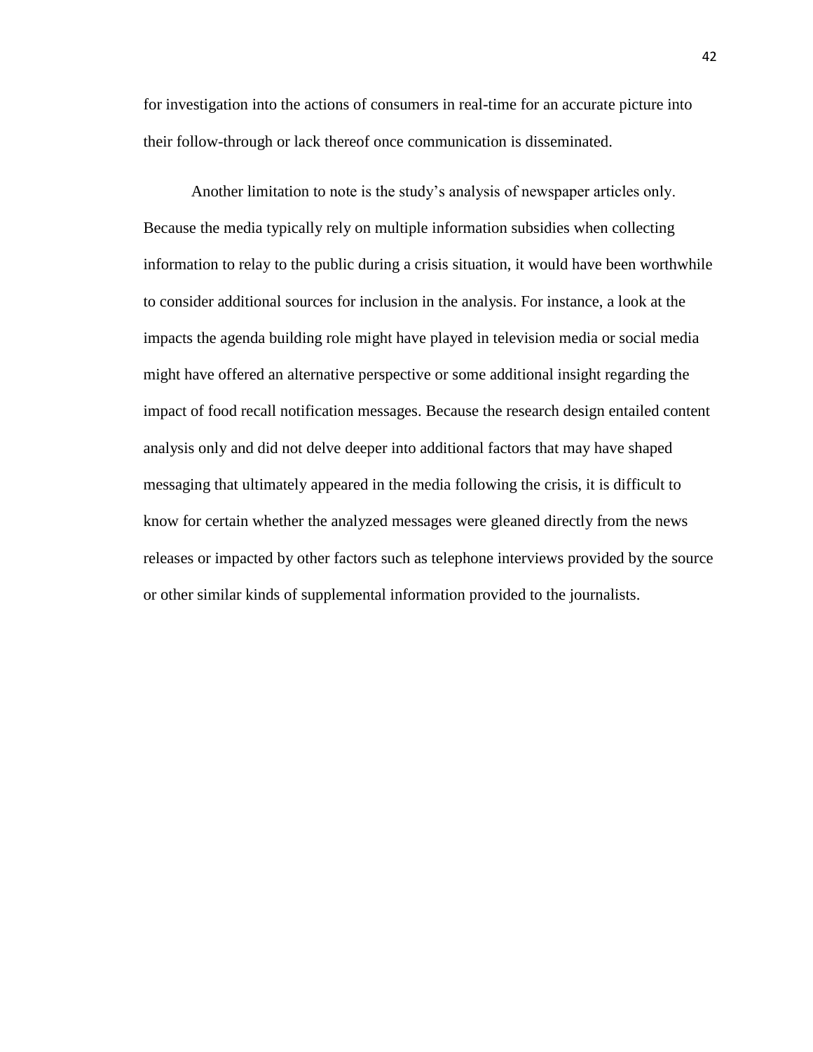for investigation into the actions of consumers in real-time for an accurate picture into their follow-through or lack thereof once communication is disseminated.

Another limitation to note is the study's analysis of newspaper articles only. Because the media typically rely on multiple information subsidies when collecting information to relay to the public during a crisis situation, it would have been worthwhile to consider additional sources for inclusion in the analysis. For instance, a look at the impacts the agenda building role might have played in television media or social media might have offered an alternative perspective or some additional insight regarding the impact of food recall notification messages. Because the research design entailed content analysis only and did not delve deeper into additional factors that may have shaped messaging that ultimately appeared in the media following the crisis, it is difficult to know for certain whether the analyzed messages were gleaned directly from the news releases or impacted by other factors such as telephone interviews provided by the source or other similar kinds of supplemental information provided to the journalists.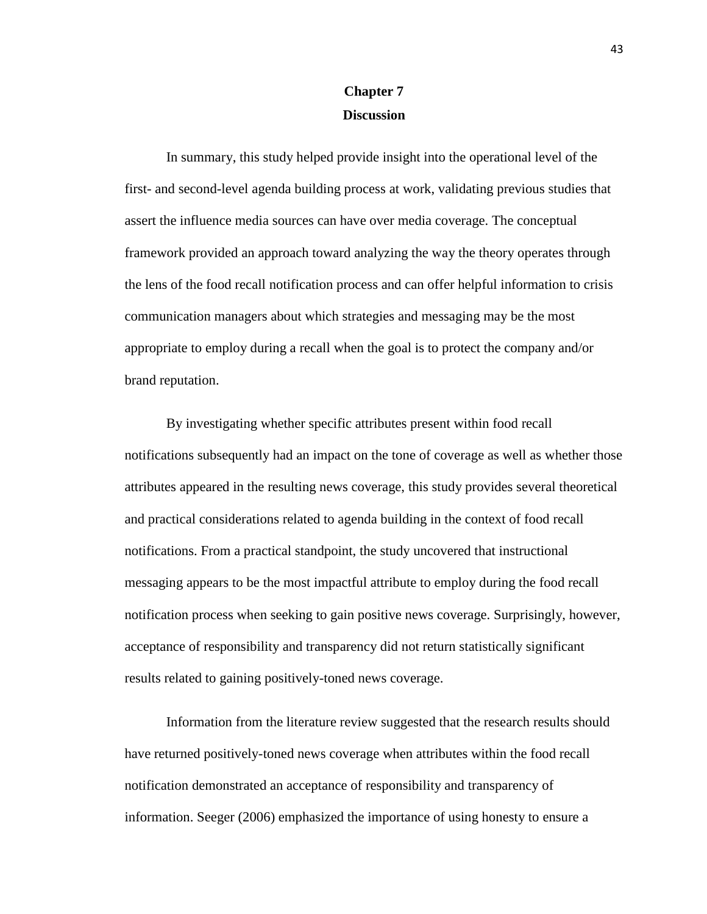# Chapter 7

## Discussion

In summary, this study helped provide insight into the operational level of the first- and second-level agenda building process at work, validating previous studies that assert the influence media sources can have over media coverage. The conceptual framework provided an approach toward analyzing the way the theory operates through the lens of the food recall notification process and can offer helpful information to crisis communication managers about which strategies and messaging may be the most appropriate to employ during a recall when the goal is to protect the company and/or brand reputation.

By investigating whether specific attributes present within food recall notifications subsequently had an impact on the tone of coverage as well as whether those attributes appeared in the resulting news coverage, this study provides several theoretical and practical considerations related to agenda building in the context of food recall notifications. From a practical standpoint, the study uncovered that instructional messaging appears to be the most impactful attribute to employ during the food recall notification process when seeking to gain positive news coverage. Surprisingly, however, acceptance of responsibility and transparency did not return statistically significant results related to gaining positively-toned news coverage.

Information from the literature review suggested that the research results should have returned positively-toned news coverage when attributes within the food recall notification demonstrated an acceptance of responsibility and transparency of information. Seeger (2006) emphasized the importance of using honesty to ensure a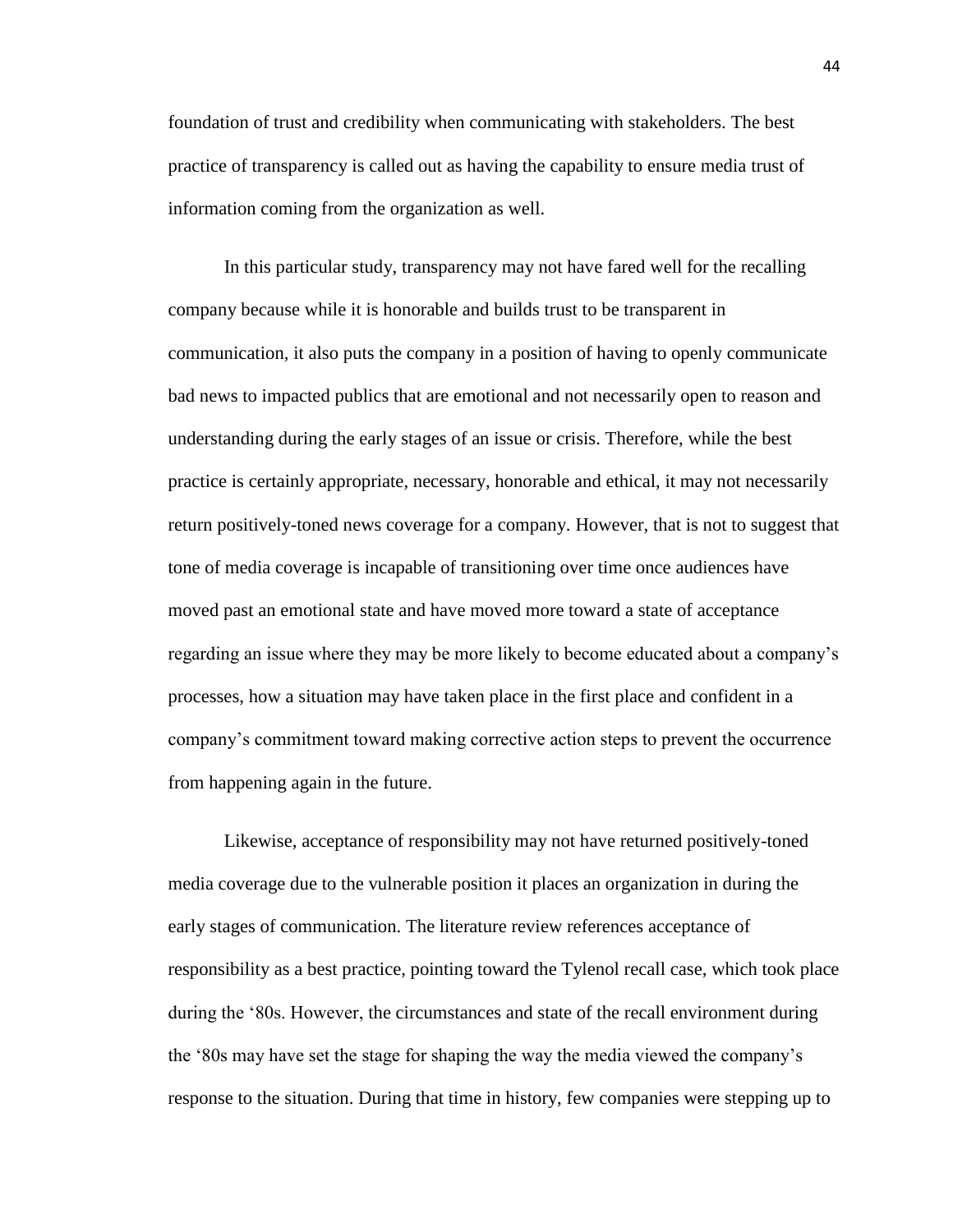foundation of trust and credibility when communicating with stakeholders. The best practice of transparency is called out as having the capability to ensure media trust of information coming from the organization as well.

In this particular study, transparency may not have fared well for the recalling company because while it is honorable and builds trust to be transparent in communication, it also puts the company in a position of having to openly communicate bad news to impacted publics that are emotional and not necessarily open to reason and understanding during the early stages of an issue or crisis. Therefore, while the best practice is certainly appropriate, necessary, honorable and ethical, it may not necessarily return positively-toned news coverage for a company. However, that is not to suggest that tone of media coverage is incapable of transitioning over time once audiences have moved past an emotional state and have moved more toward a state of acceptance regarding an issue where they may be more likely to become educated about a company's processes, how a situation may have taken place in the first place and confident in a company's commitment toward making corrective action steps to prevent the occurrence from happening again in the future.

Likewise, acceptance of responsibility may not have returned positively-toned media coverage due to the vulnerable position it places an organization in during the early stages of communication. The literature review references acceptance of responsibility as a best practice, pointing toward the Tylenol recall case, which took place during the '80s. However, the circumstances and state of the recall environment during the '80s may have set the stage for shaping the way the media viewed the company's response to the situation. During that time in history, few companies were stepping up to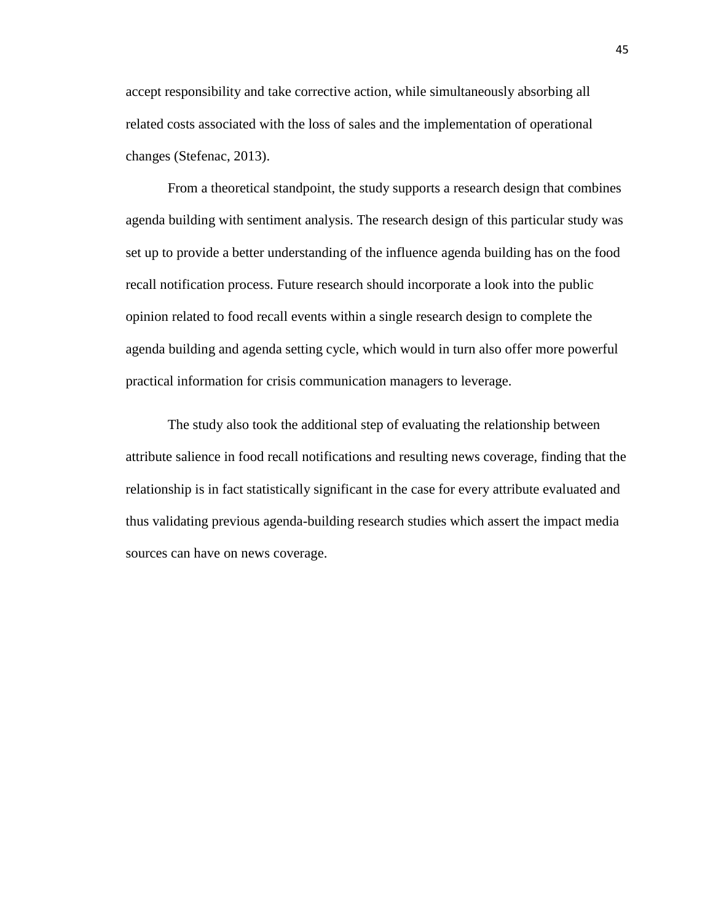accept responsibility and take corrective action, while simultaneously absorbing all related costs associated with the loss of sales and the implementation of operational changes (Stefenac, 2013).

From a theoretical standpoint, the study supports a research design that combines agenda building with sentiment analysis. The research design of this particular study was set up to provide a better understanding of the influence agenda building has on the food recall notification process. Future research should incorporate a look into the public opinion related to food recall events within a single research design to complete the agenda building and agenda setting cycle, which would in turn also offer more powerful practical information for crisis communication managers to leverage.

The study also took the additional step of evaluating the relationship between attribute salience in food recall notifications and resulting news coverage, finding that the relationship is in fact statistically significant in the case for every attribute evaluated and thus validating previous agenda-building research studies which assert the impact media sources can have on news coverage.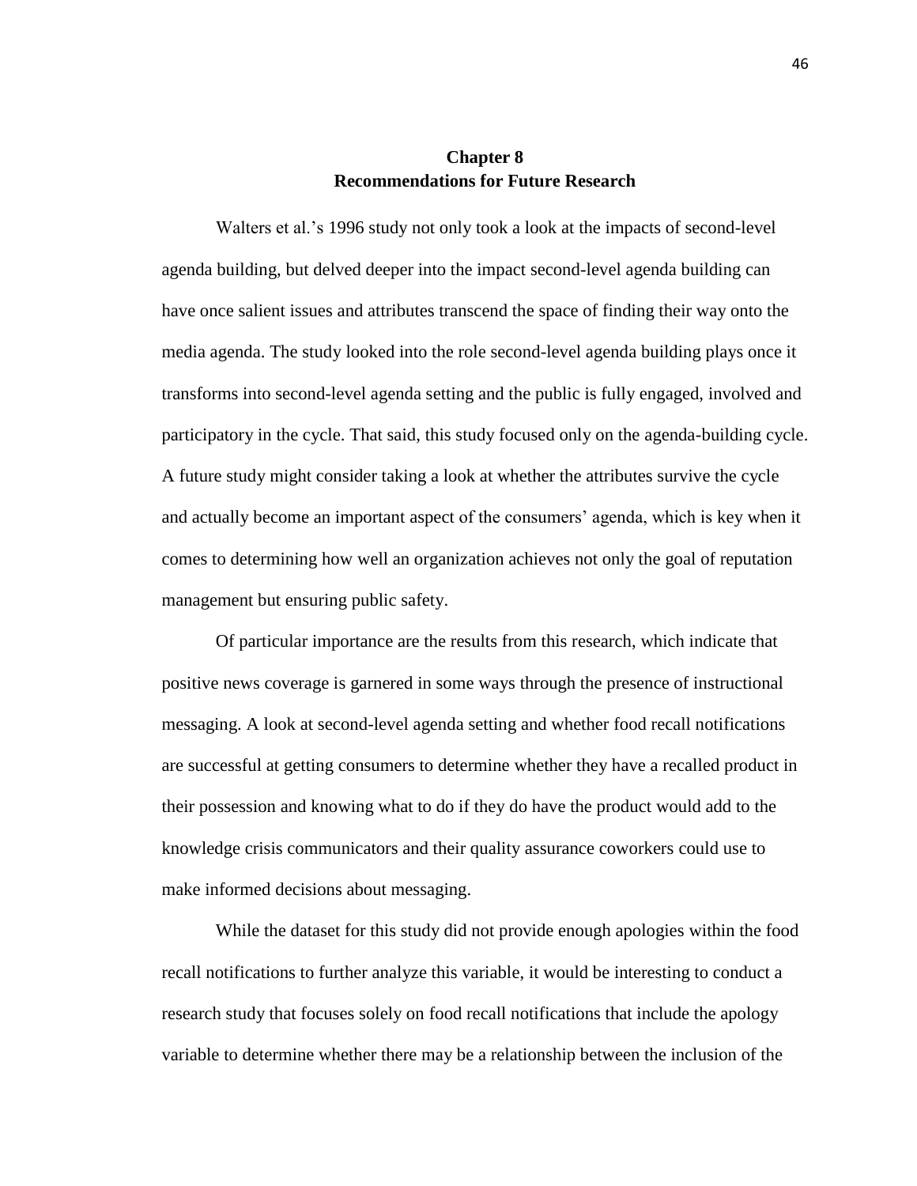# Chapter 8
# Recommendations for Future Research

Walters et al.'s 1996 study not only took a look at the impacts of second-level agenda building, but delved deeper into the impact second-level agenda building can have once salient issues and attributes transcend the space of finding their way onto the media agenda. The study looked into the role second-level agenda building plays once it transforms into second-level agenda setting and the public is fully engaged, involved and participatory in the cycle. That said, this study focused only on the agenda-building cycle. A future study might consider taking a look at whether the attributes survive the cycle and actually become an important aspect of the consumers' agenda, which is key when it comes to determining how well an organization achieves not only the goal of reputation management but ensuring public safety.

Of particular importance are the results from this research, which indicate that positive news coverage is garnered in some ways through the presence of instructional messaging. A look at second-level agenda setting and whether food recall notifications are successful at getting consumers to determine whether they have a recalled product in their possession and knowing what to do if they do have the product would add to the knowledge crisis communicators and their quality assurance coworkers could use to make informed decisions about messaging.

While the dataset for this study did not provide enough apologies within the food recall notifications to further analyze this variable, it would be interesting to conduct a research study that focuses solely on food recall notifications that include the apology variable to determine whether there may be a relationship between the inclusion of the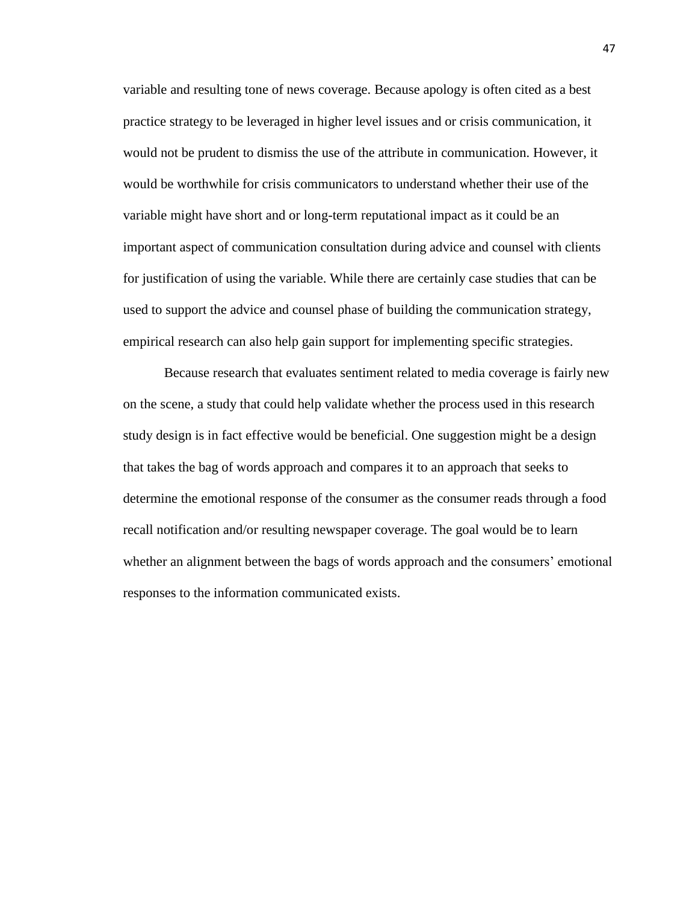variable and resulting tone of news coverage. Because apology is often cited as a best practice strategy to be leveraged in higher level issues and or crisis communication, it would not be prudent to dismiss the use of the attribute in communication. However, it would be worthwhile for crisis communicators to understand whether their use of the variable might have short and or long-term reputational impact as it could be an important aspect of communication consultation during advice and counsel with clients for justification of using the variable. While there are certainly case studies that can be used to support the advice and counsel phase of building the communication strategy, empirical research can also help gain support for implementing specific strategies.

Because research that evaluates sentiment related to media coverage is fairly new on the scene, a study that could help validate whether the process used in this research study design is in fact effective would be beneficial. One suggestion might be a design that takes the bag of words approach and compares it to an approach that seeks to determine the emotional response of the consumer as the consumer reads through a food recall notification and/or resulting newspaper coverage. The goal would be to learn whether an alignment between the bags of words approach and the consumers' emotional responses to the information communicated exists.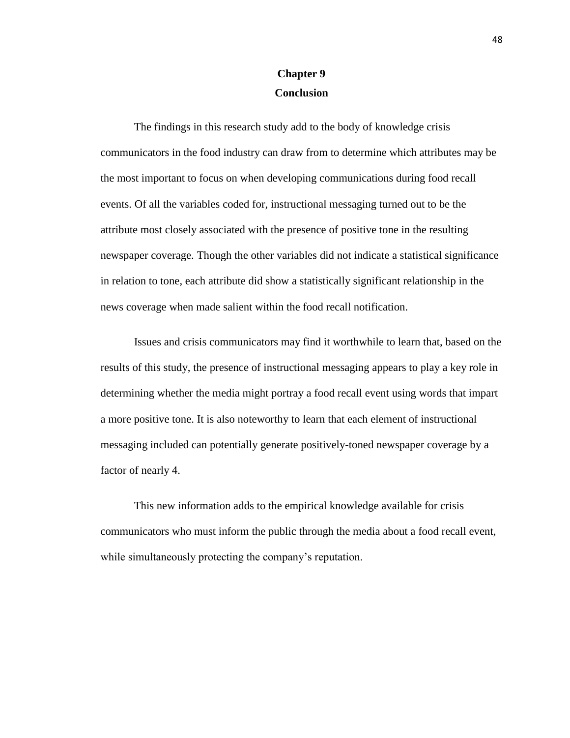# Chapter 9
## Conclusion

The findings in this research study add to the body of knowledge crisis communicators in the food industry can draw from to determine which attributes may be the most important to focus on when developing communications during food recall events. Of all the variables coded for, instructional messaging turned out to be the attribute most closely associated with the presence of positive tone in the resulting newspaper coverage. Though the other variables did not indicate a statistical significance in relation to tone, each attribute did show a statistically significant relationship in the news coverage when made salient within the food recall notification.

Issues and crisis communicators may find it worthwhile to learn that, based on the results of this study, the presence of instructional messaging appears to play a key role in determining whether the media might portray a food recall event using words that impart a more positive tone. It is also noteworthy to learn that each element of instructional messaging included can potentially generate positively-toned newspaper coverage by a factor of nearly 4.

This new information adds to the empirical knowledge available for crisis communicators who must inform the public through the media about a food recall event, while simultaneously protecting the company's reputation.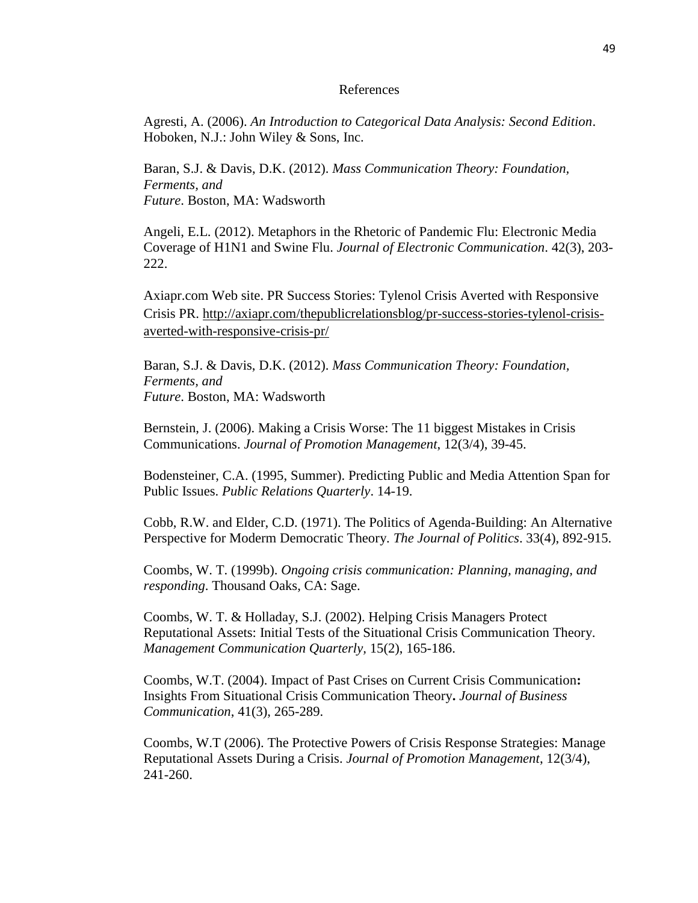# References

Agresti, A. (2006). *An Introduction to Categorical Data Analysis: Second Edition*. Hoboken, N.J.: John Wiley & Sons, Inc.

Baran, S.J. & Davis, D.K. (2012). *Mass Communication Theory: Foundation, Ferments, and Future*. Boston, MA: Wadsworth

Angeli, E.L. (2012). Metaphors in the Rhetoric of Pandemic Flu: Electronic Media Coverage of H1N1 and Swine Flu. *Journal of Electronic Communication*. 42(3), 203-222.

Axiapr.com Web site. PR Success Stories: Tylenol Crisis Averted with Responsive Crisis PR. http://axiapr.com/thepublicrelationsblog/pr-success-stories-tylenol-crisis-averted-with-responsive-crisis-pr/

Baran, S.J. & Davis, D.K. (2012). *Mass Communication Theory: Foundation, Ferments, and Future*. Boston, MA: Wadsworth

Bernstein, J. (2006). Making a Crisis Worse: The 11 biggest Mistakes in Crisis Communications. *Journal of Promotion Management*, 12(3/4), 39-45.

Bodensteiner, C.A. (1995, Summer). Predicting Public and Media Attention Span for Public Issues. *Public Relations Quarterly*. 14-19.

Cobb, R.W. and Elder, C.D. (1971). The Politics of Agenda-Building: An Alternative Perspective for Moderm Democratic Theory. *The Journal of Politics*. 33(4), 892-915.

Coombs, W. T. (1999b). *Ongoing crisis communication: Planning, managing, and responding*. Thousand Oaks, CA: Sage.

Coombs, W. T. & Holladay, S.J. (2002). Helping Crisis Managers Protect Reputational Assets: Initial Tests of the Situational Crisis Communication Theory. *Management Communication Quarterly*, 15(2), 165-186.

Coombs, W.T. (2004). Impact of Past Crises on Current Crisis Communication**:** Insights From Situational Crisis Communication Theory**.** *Journal of Business Communication*, 41(3), 265-289.

Coombs, W.T (2006). The Protective Powers of Crisis Response Strategies: Manage Reputational Assets During a Crisis. *Journal of Promotion Management*, 12(3/4), 241-260.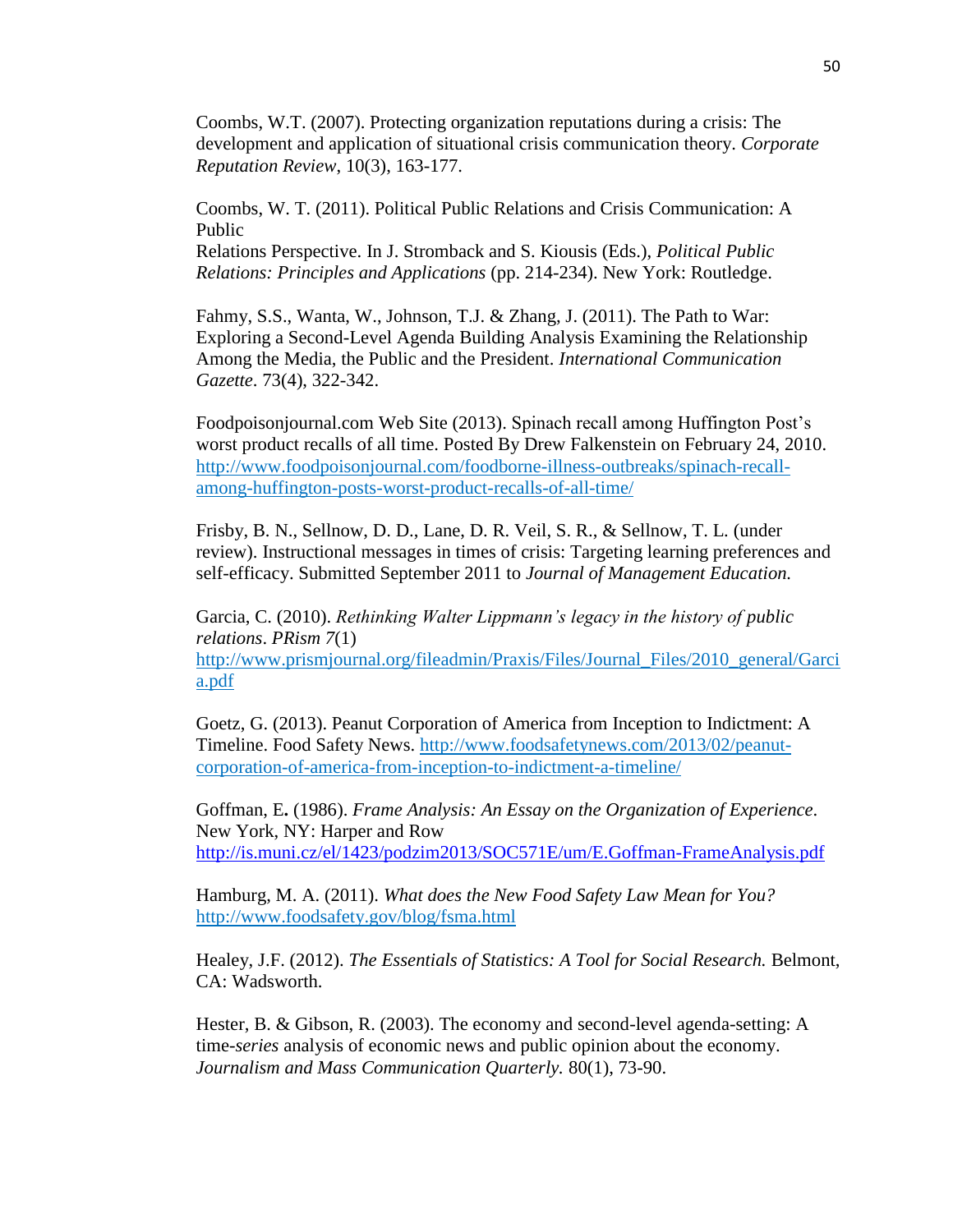Coombs, W.T. (2007). Protecting organization reputations during a crisis: The development and application of situational crisis communication theory. *Corporate Reputation Review*, 10(3), 163-177.

Coombs, W. T. (2011). Political Public Relations and Crisis Communication: A Public
Relations Perspective. In J. Stromback and S. Kiousis (Eds.), *Political Public Relations: Principles and Applications* (pp. 214-234). New York: Routledge.

Fahmy, S.S., Wanta, W., Johnson, T.J. & Zhang, J. (2011). The Path to War: Exploring a Second-Level Agenda Building Analysis Examining the Relationship Among the Media, the Public and the President. *International Communication Gazette*. 73(4), 322-342.

Foodpoisonjournal.com Web Site (2013). Spinach recall among Huffington Post's worst product recalls of all time. Posted By Drew Falkenstein on February 24, 2010. http://www.foodpoisonjournal.com/foodborne-illness-outbreaks/spinach-recall-among-huffington-posts-worst-product-recalls-of-all-time/

Frisby, B. N., Sellnow, D. D., Lane, D. R. Veil, S. R., & Sellnow, T. L. (under review). Instructional messages in times of crisis: Targeting learning preferences and self-efficacy. Submitted September 2011 to *Journal of Management Education.*

Garcia, C. (2010). *Rethinking Walter Lippmann's legacy in the history of public relations*. *PRism 7*(1) http://www.prismjournal.org/fileadmin/Praxis/Files/Journal_Files/2010_general/Garcia.pdf

Goetz, G. (2013). Peanut Corporation of America from Inception to Indictment: A Timeline. Food Safety News. http://www.foodsafetynews.com/2013/02/peanut-corporation-of-america-from-inception-to-indictment-a-timeline/

Goffman, E**.** (1986). *Frame Analysis: An Essay on the Organization of Experience*. New York, NY: Harper and Row http://is.muni.cz/el/1423/podzim2013/SOC571E/um/E.Goffman-FrameAnalysis.pdf

Hamburg, M. A. (2011). *What does the New Food Safety Law Mean for You?* http://www.foodsafety.gov/blog/fsma.html

Healey, J.F. (2012). *The Essentials of Statistics: A Tool for Social Research.* Belmont, CA: Wadsworth.

Hester, B. & Gibson, R. (2003). The economy and second-level agenda-setting: A time-*series* analysis of economic news and public opinion about the economy. *Journalism and Mass Communication Quarterly.* 80(1), 73-90.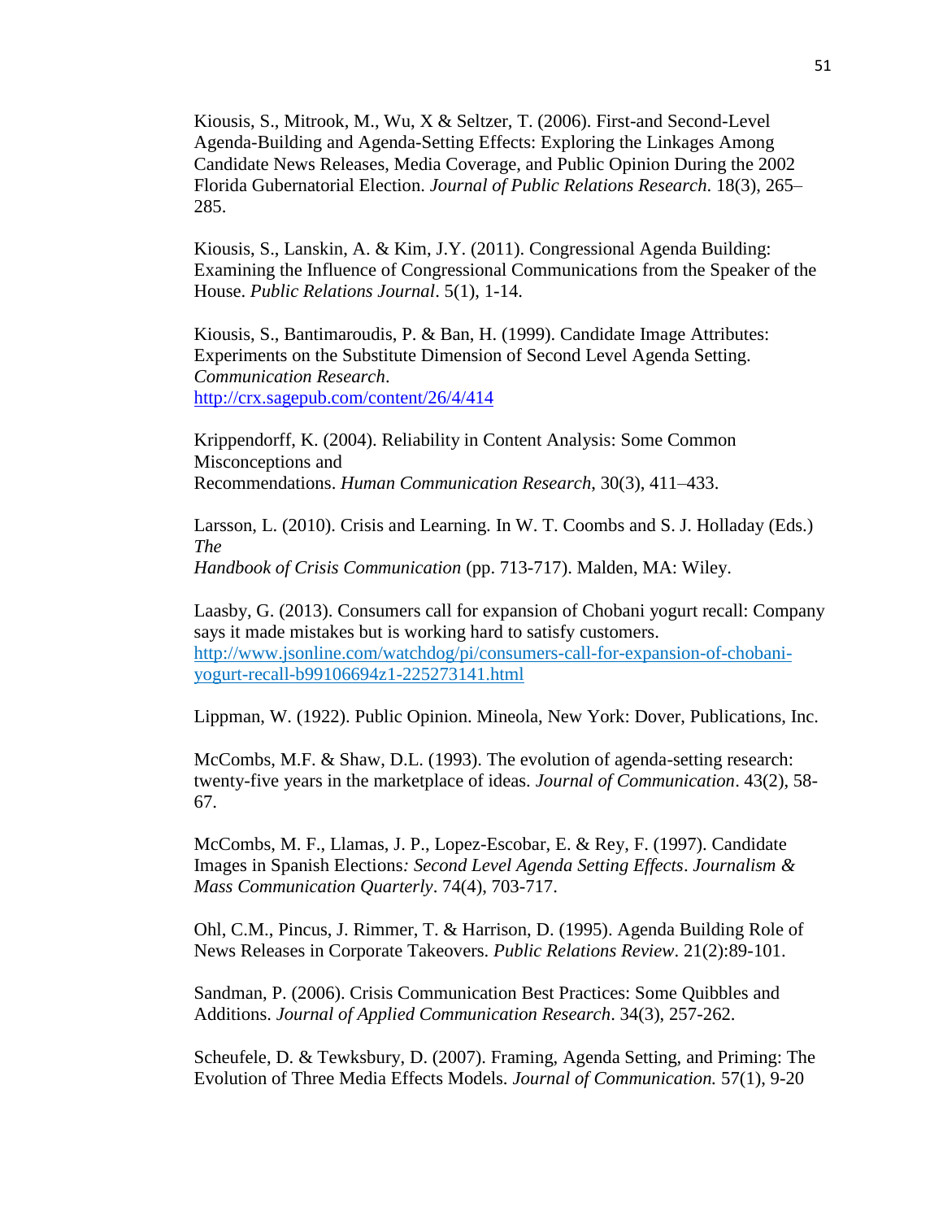Kiousis, S., Mitrook, M., Wu, X & Seltzer, T. (2006). First-and Second-Level Agenda-Building and Agenda-Setting Effects: Exploring the Linkages Among Candidate News Releases, Media Coverage, and Public Opinion During the 2002 Florida Gubernatorial Election. *Journal of Public Relations Research*. 18(3), 265–285.

Kiousis, S., Lanskin, A. & Kim, J.Y. (2011). Congressional Agenda Building: Examining the Influence of Congressional Communications from the Speaker of the House. *Public Relations Journal*. 5(1), 1-14.

Kiousis, S., Bantimaroudis, P. & Ban, H. (1999). Candidate Image Attributes: Experiments on the Substitute Dimension of Second Level Agenda Setting. *Communication Research*. http://crx.sagepub.com/content/26/4/414

Krippendorff, K. (2004). Reliability in Content Analysis: Some Common Misconceptions and Recommendations. *Human Communication Research*, 30(3), 411–433.

Larsson, L. (2010). Crisis and Learning. In W. T. Coombs and S. J. Holladay (Eds.) *The Handbook of Crisis Communication* (pp. 713-717). Malden, MA: Wiley.

Laasby, G. (2013). Consumers call for expansion of Chobani yogurt recall: Company says it made mistakes but is working hard to satisfy customers. http://www.jsonline.com/watchdog/pi/consumers-call-for-expansion-of-chobani-yogurt-recall-b99106694z1-225273141.html

Lippman, W. (1922). Public Opinion. Mineola, New York: Dover, Publications, Inc.

McCombs, M.F. & Shaw, D.L. (1993). The evolution of agenda-setting research: twenty-five years in the marketplace of ideas. *Journal of Communication*. 43(2), 58-67.

McCombs, M. F., Llamas, J. P., Lopez-Escobar, E. & Rey, F. (1997). Candidate Images in Spanish Elections*: Second Level Agenda Setting Effects*. *Journalism & Mass Communication Quarterly*. 74(4), 703-717.

Ohl, C.M., Pincus, J. Rimmer, T. & Harrison, D. (1995). Agenda Building Role of News Releases in Corporate Takeovers. *Public Relations Review*. 21(2):89-101.

Sandman, P. (2006). Crisis Communication Best Practices: Some Quibbles and Additions. *Journal of Applied Communication Research*. 34(3), 257-262.

Scheufele, D. & Tewksbury, D. (2007). Framing, Agenda Setting, and Priming: The Evolution of Three Media Effects Models. *Journal of Communication.* 57(1), 9-20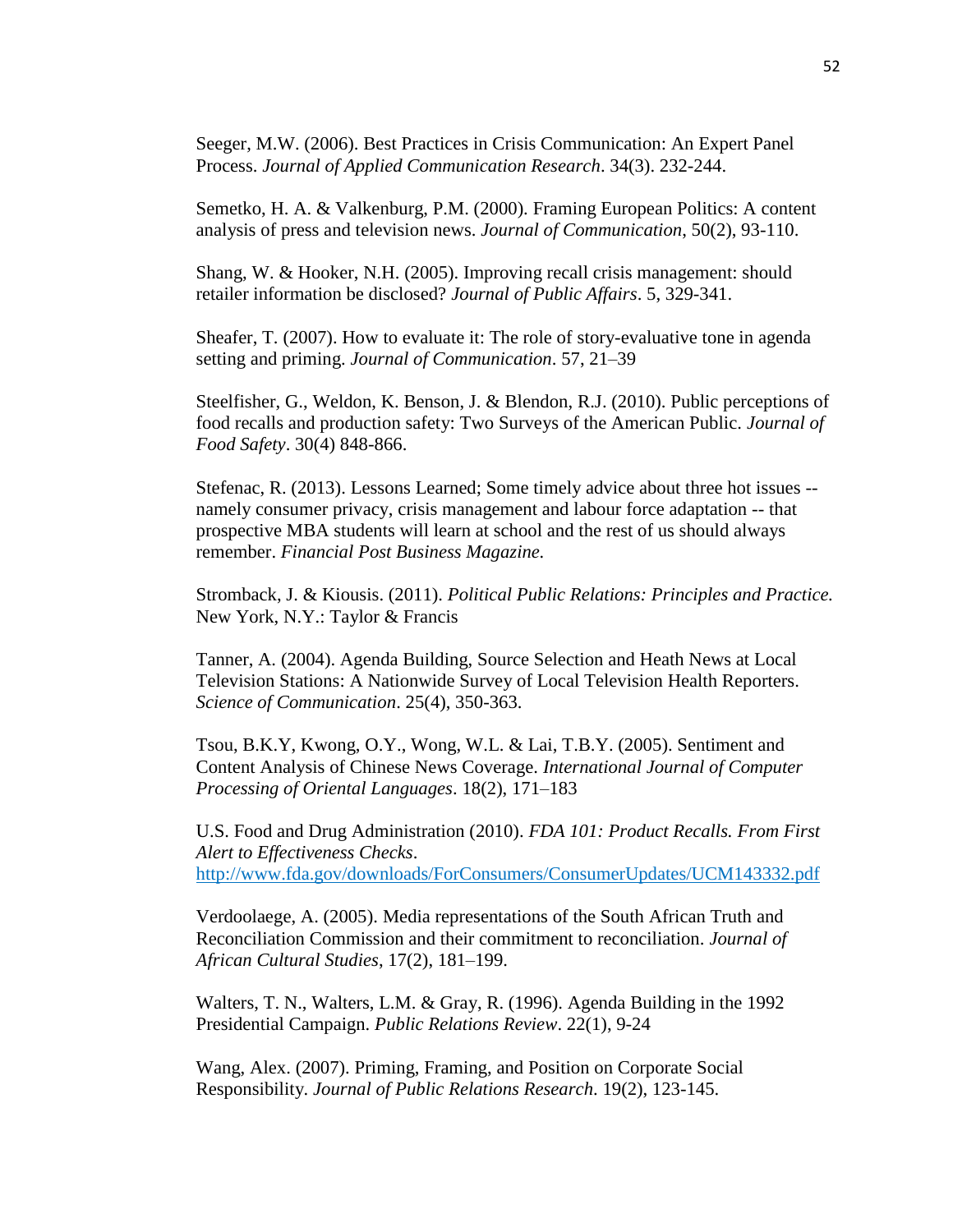Seeger, M.W. (2006). Best Practices in Crisis Communication: An Expert Panel Process. *Journal of Applied Communication Research*. 34(3). 232-244.

Semetko, H. A. & Valkenburg, P.M. (2000). Framing European Politics: A content analysis of press and television news. *Journal of Communication*, 50(2), 93-110.

Shang, W. & Hooker, N.H. (2005). Improving recall crisis management: should retailer information be disclosed? *Journal of Public Affairs*. 5, 329-341.

Sheafer, T. (2007). How to evaluate it: The role of story-evaluative tone in agenda setting and priming. *Journal of Communication*. 57, 21–39

Steelfisher, G., Weldon, K. Benson, J. & Blendon, R.J. (2010). Public perceptions of food recalls and production safety: Two Surveys of the American Public. *Journal of Food Safety*. 30(4) 848-866.

Stefenac, R. (2013). Lessons Learned; Some timely advice about three hot issues -- namely consumer privacy, crisis management and labour force adaptation -- that prospective MBA students will learn at school and the rest of us should always remember. *Financial Post Business Magazine.*

Stromback, J. & Kiousis. (2011). *Political Public Relations: Principles and Practice.* New York, N.Y.: Taylor & Francis

Tanner, A. (2004). Agenda Building, Source Selection and Heath News at Local Television Stations: A Nationwide Survey of Local Television Health Reporters. *Science of Communication*. 25(4), 350-363.

Tsou, B.K.Y, Kwong, O.Y., Wong, W.L. & Lai, T.B.Y. (2005). Sentiment and Content Analysis of Chinese News Coverage. *International Journal of Computer Processing of Oriental Languages*. 18(2), 171–183

U.S. Food and Drug Administration (2010). *FDA 101: Product Recalls. From First Alert to Effectiveness Checks*. http://www.fda.gov/downloads/ForConsumers/ConsumerUpdates/UCM143332.pdf

Verdoolaege, A. (2005). Media representations of the South African Truth and Reconciliation Commission and their commitment to reconciliation. *Journal of African Cultural Studies*, 17(2), 181–199.

Walters, T. N., Walters, L.M. & Gray, R. (1996). Agenda Building in the 1992 Presidential Campaign. *Public Relations Review*. 22(1), 9-24

Wang, Alex. (2007). Priming, Framing, and Position on Corporate Social Responsibility. *Journal of Public Relations Research*. 19(2), 123-145.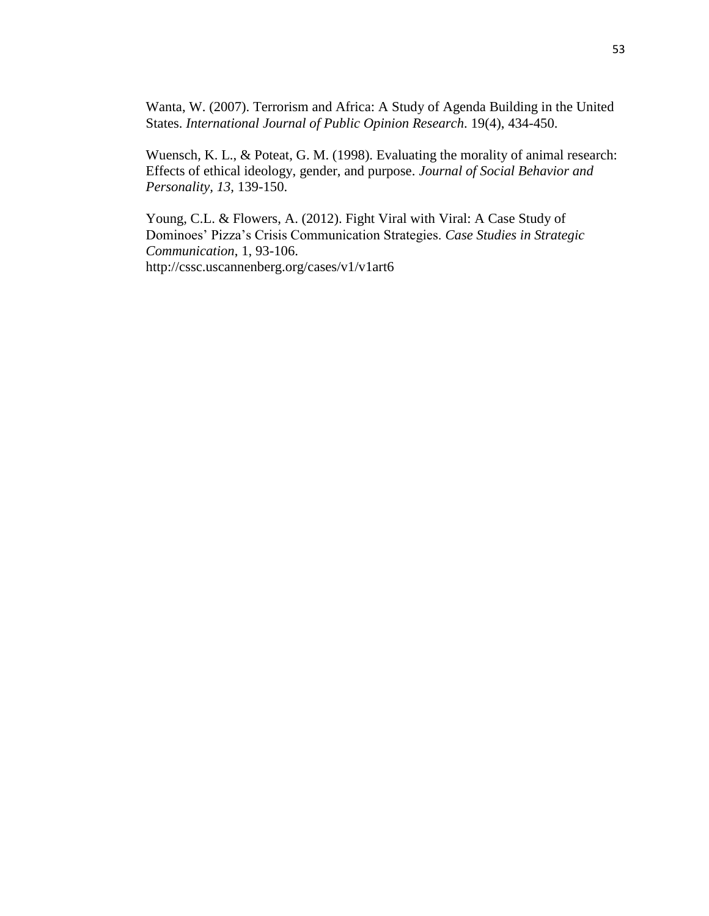Wanta, W. (2007). Terrorism and Africa: A Study of Agenda Building in the United States. *International Journal of Public Opinion Research*. 19(4), 434-450.

Wuensch, K. L., & Poteat, G. M. (1998). Evaluating the morality of animal research: Effects of ethical ideology, gender, and purpose. *Journal of Social Behavior and Personality, 13,* 139-150.

Young, C.L. & Flowers, A. (2012). Fight Viral with Viral: A Case Study of Dominoes' Pizza's Crisis Communication Strategies. *Case Studies in Strategic Communication*, 1, 93-106. http://cssc.uscannenberg.org/cases/v1/v1art6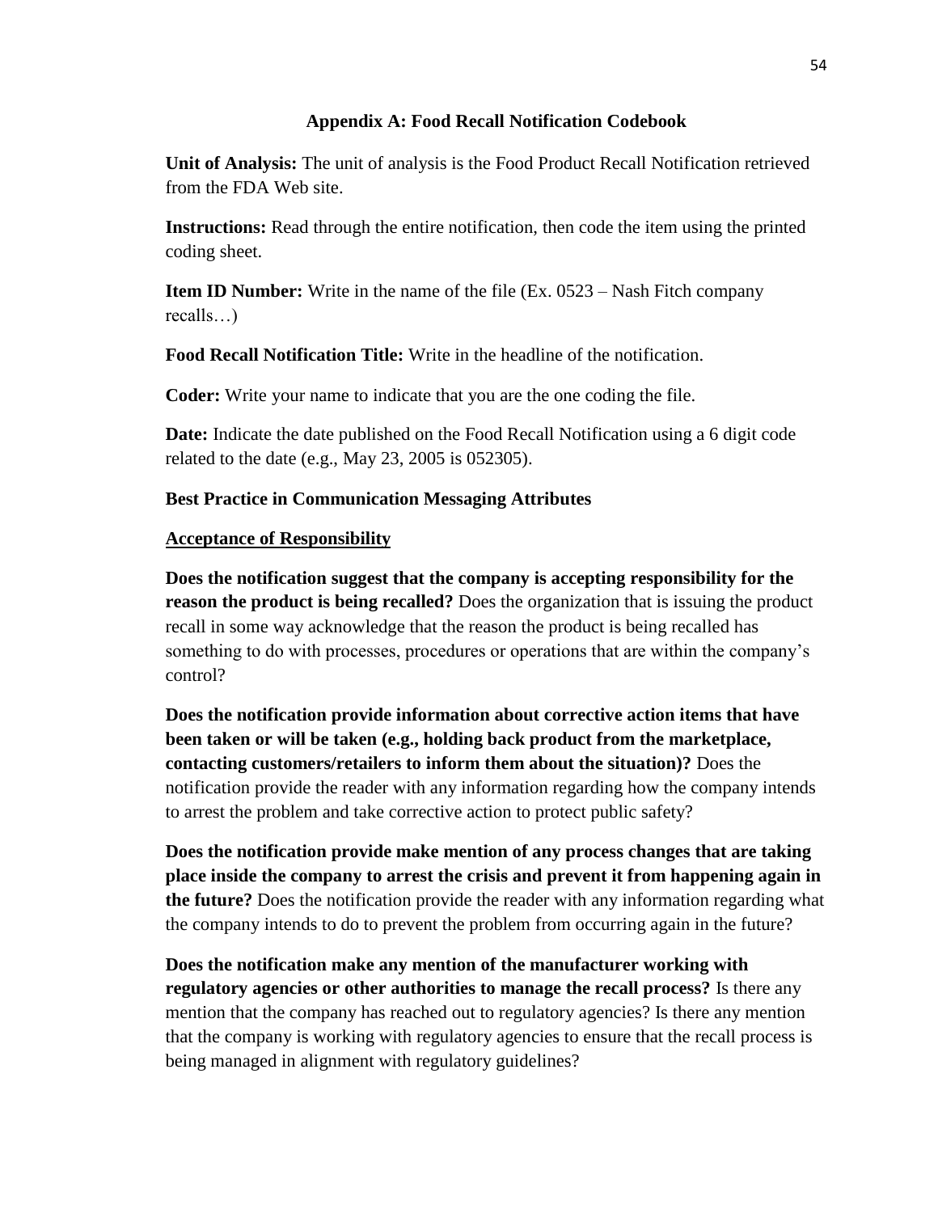## Appendix A: Food Recall Notification Codebook

**Unit of Analysis:** The unit of analysis is the Food Product Recall Notification retrieved from the FDA Web site.

**Instructions:** Read through the entire notification, then code the item using the printed coding sheet.

**Item ID Number:** Write in the name of the file (Ex. 0523 – Nash Fitch company recalls…)

**Food Recall Notification Title:** Write in the headline of the notification.

**Coder:** Write your name to indicate that you are the one coding the file.

**Date:** Indicate the date published on the Food Recall Notification using a 6 digit code related to the date (e.g., May 23, 2005 is 052305).

**Best Practice in Communication Messaging Attributes**

**<u>Acceptance of Responsibility</u>**

**Does the notification suggest that the company is accepting responsibility for the reason the product is being recalled?** Does the organization that is issuing the product recall in some way acknowledge that the reason the product is being recalled has something to do with processes, procedures or operations that are within the company's control?

**Does the notification provide information about corrective action items that have been taken or will be taken (e.g., holding back product from the marketplace, contacting customers/retailers to inform them about the situation)?** Does the notification provide the reader with any information regarding how the company intends to arrest the problem and take corrective action to protect public safety?

**Does the notification provide make mention of any process changes that are taking place inside the company to arrest the crisis and prevent it from happening again in the future?** Does the notification provide the reader with any information regarding what the company intends to do to prevent the problem from occurring again in the future?

**Does the notification make any mention of the manufacturer working with regulatory agencies or other authorities to manage the recall process?** Is there any mention that the company has reached out to regulatory agencies? Is there any mention that the company is working with regulatory agencies to ensure that the recall process is being managed in alignment with regulatory guidelines?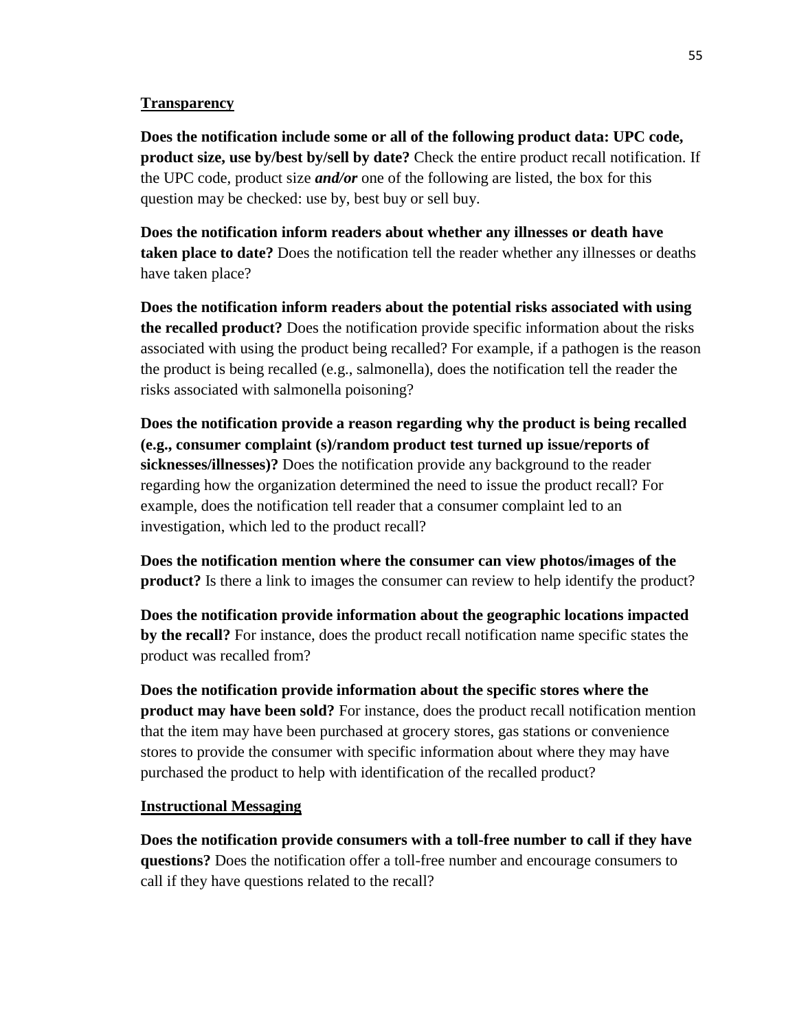**Transparency**

**Does the notification include some or all of the following product data: UPC code, product size, use by/best by/sell by date?** Check the entire product recall notification. If the UPC code, product size ***and/or*** one of the following are listed, the box for this question may be checked: use by, best buy or sell buy.

**Does the notification inform readers about whether any illnesses or death have taken place to date?** Does the notification tell the reader whether any illnesses or deaths have taken place?

**Does the notification inform readers about the potential risks associated with using the recalled product?** Does the notification provide specific information about the risks associated with using the product being recalled? For example, if a pathogen is the reason the product is being recalled (e.g., salmonella), does the notification tell the reader the risks associated with salmonella poisoning?

**Does the notification provide a reason regarding why the product is being recalled (e.g., consumer complaint (s)/random product test turned up issue/reports of sicknesses/illnesses)?** Does the notification provide any background to the reader regarding how the organization determined the need to issue the product recall? For example, does the notification tell reader that a consumer complaint led to an investigation, which led to the product recall?

**Does the notification mention where the consumer can view photos/images of the product?** Is there a link to images the consumer can review to help identify the product?

**Does the notification provide information about the geographic locations impacted by the recall?** For instance, does the product recall notification name specific states the product was recalled from?

**Does the notification provide information about the specific stores where the product may have been sold?** For instance, does the product recall notification mention that the item may have been purchased at grocery stores, gas stations or convenience stores to provide the consumer with specific information about where they may have purchased the product to help with identification of the recalled product?

**Instructional Messaging**

**Does the notification provide consumers with a toll-free number to call if they have questions?** Does the notification offer a toll-free number and encourage consumers to call if they have questions related to the recall?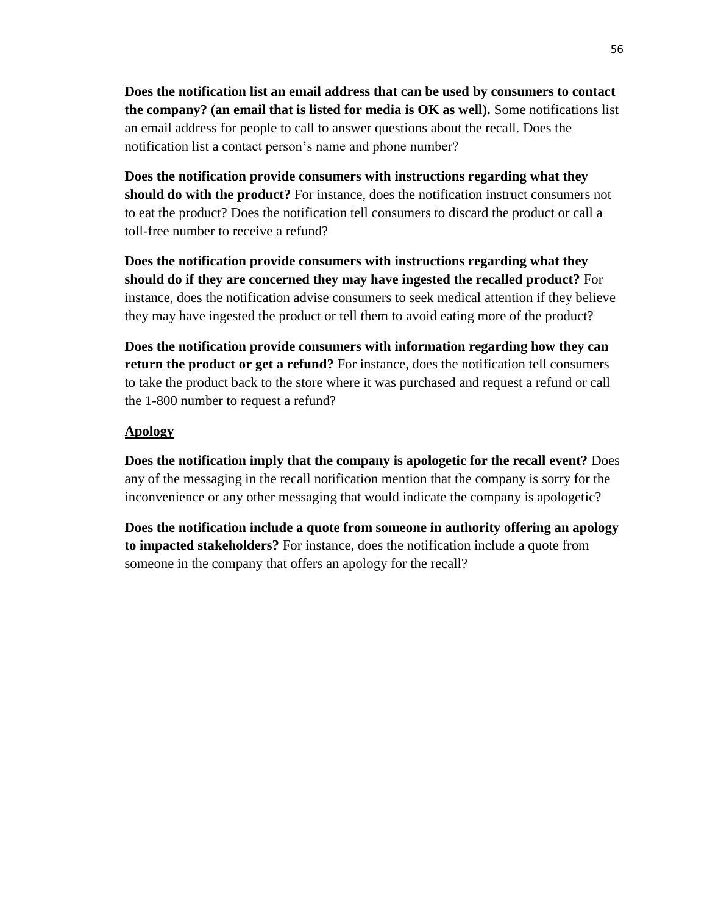**Does the notification list an email address that can be used by consumers to contact the company? (an email that is listed for media is OK as well).** Some notifications list an email address for people to call to answer questions about the recall. Does the notification list a contact person's name and phone number?

**Does the notification provide consumers with instructions regarding what they should do with the product?** For instance, does the notification instruct consumers not to eat the product? Does the notification tell consumers to discard the product or call a toll-free number to receive a refund?

**Does the notification provide consumers with instructions regarding what they should do if they are concerned they may have ingested the recalled product?** For instance, does the notification advise consumers to seek medical attention if they believe they may have ingested the product or tell them to avoid eating more of the product?

**Does the notification provide consumers with information regarding how they can return the product or get a refund?** For instance, does the notification tell consumers to take the product back to the store where it was purchased and request a refund or call the 1-800 number to request a refund?

<u>**Apology**</u>

**Does the notification imply that the company is apologetic for the recall event?** Does any of the messaging in the recall notification mention that the company is sorry for the inconvenience or any other messaging that would indicate the company is apologetic?

**Does the notification include a quote from someone in authority offering an apology to impacted stakeholders?** For instance, does the notification include a quote from someone in the company that offers an apology for the recall?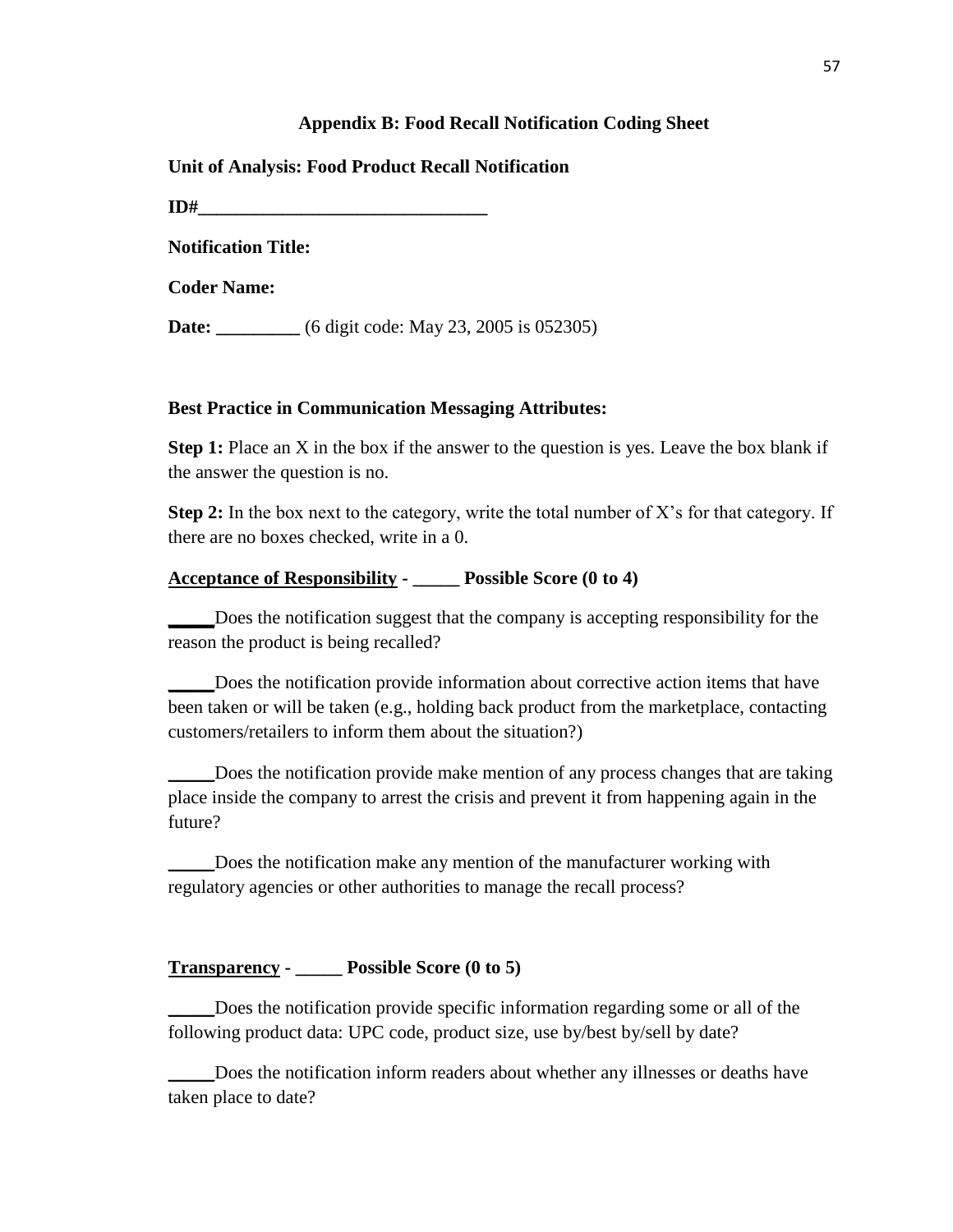## Appendix B: Food Recall Notification Coding Sheet

**Unit of Analysis: Food Product Recall Notification**

**ID#________________________________**

**Notification Title:**

**Coder Name:**

**Date: _________** (6 digit code: May 23, 2005 is 052305)

**Best Practice in Communication Messaging Attributes:**

**Step 1:** Place an X in the box if the answer to the question is yes. Leave the box blank if the answer the question is no.

**Step 2:** In the box next to the category, write the total number of X's for that category. If there are no boxes checked, write in a 0.

**Acceptance of Responsibility - _____ Possible Score (0 to 4)**

_____Does the notification suggest that the company is accepting responsibility for the reason the product is being recalled?

_____Does the notification provide information about corrective action items that have been taken or will be taken (e.g., holding back product from the marketplace, contacting customers/retailers to inform them about the situation?)

_____Does the notification provide make mention of any process changes that are taking place inside the company to arrest the crisis and prevent it from happening again in the future?

_____Does the notification make any mention of the manufacturer working with regulatory agencies or other authorities to manage the recall process?

**Transparency - _____ Possible Score (0 to 5)**

_____Does the notification provide specific information regarding some or all of the following product data: UPC code, product size, use by/best by/sell by date?

_____Does the notification inform readers about whether any illnesses or deaths have taken place to date?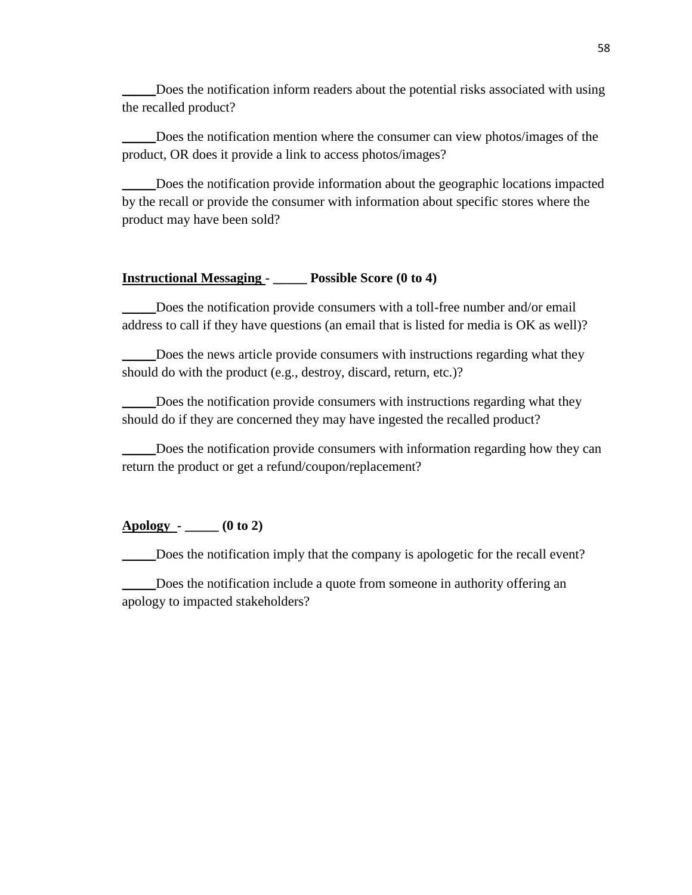_____Does the notification inform readers about the potential risks associated with using the recalled product?

_____Does the notification mention where the consumer can view photos/images of the product, OR does it provide a link to access photos/images?

_____Does the notification provide information about the geographic locations impacted by the recall or provide the consumer with information about specific stores where the product may have been sold?

**<u>Instructional Messaging</u> - _____ Possible Score (0 to 4)**

_____Does the notification provide consumers with a toll-free number and/or email address to call if they have questions (an email that is listed for media is OK as well)?

_____Does the news article provide consumers with instructions regarding what they should do with the product (e.g., destroy, discard, return, etc.)?

_____Does the notification provide consumers with instructions regarding what they should do if they are concerned they may have ingested the recalled product?

_____Does the notification provide consumers with information regarding how they can return the product or get a refund/coupon/replacement?

**<u>Apology</u> - _____ (0 to 2)**

_____Does the notification imply that the company is apologetic for the recall event?

_____Does the notification include a quote from someone in authority offering an apology to impacted stakeholders?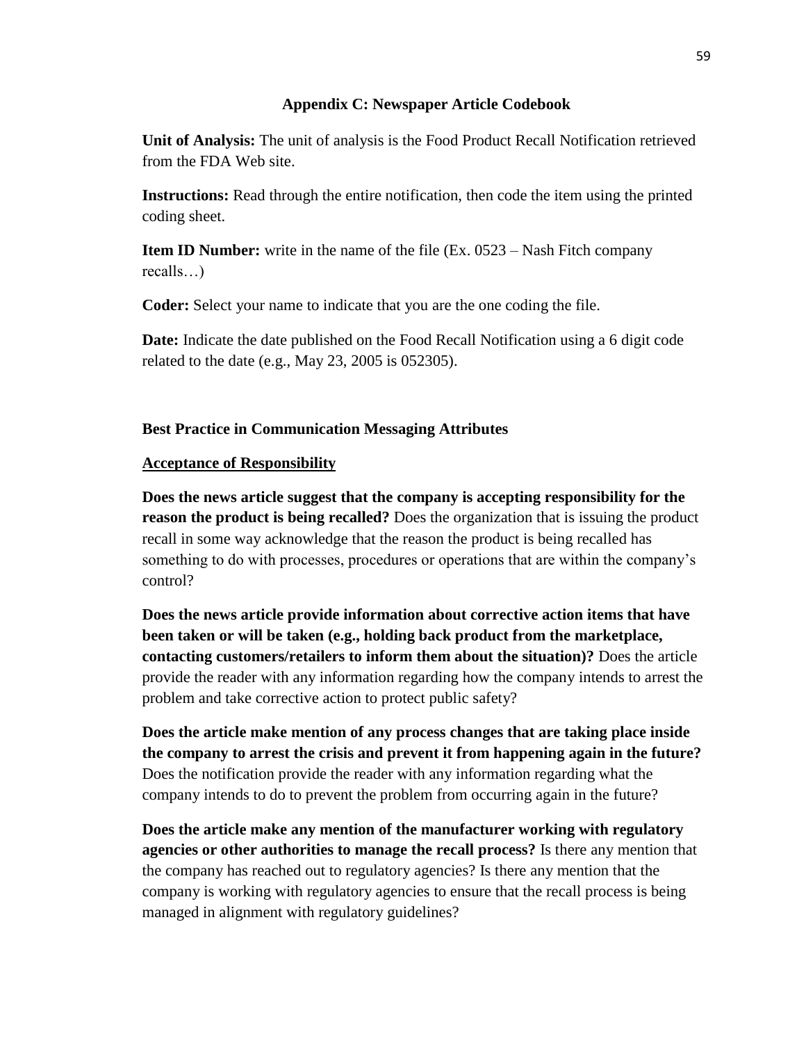## Appendix C: Newspaper Article Codebook

**Unit of Analysis:** The unit of analysis is the Food Product Recall Notification retrieved from the FDA Web site.

**Instructions:** Read through the entire notification, then code the item using the printed coding sheet.

**Item ID Number:** write in the name of the file (Ex. 0523 – Nash Fitch company recalls…)

**Coder:** Select your name to indicate that you are the one coding the file.

**Date:** Indicate the date published on the Food Recall Notification using a 6 digit code related to the date (e.g., May 23, 2005 is 052305).

### Best Practice in Communication Messaging Attributes

**<u>Acceptance of Responsibility</u>**

**Does the news article suggest that the company is accepting responsibility for the reason the product is being recalled?** Does the organization that is issuing the product recall in some way acknowledge that the reason the product is being recalled has something to do with processes, procedures or operations that are within the company's control?

**Does the news article provide information about corrective action items that have been taken or will be taken (e.g., holding back product from the marketplace, contacting customers/retailers to inform them about the situation)?** Does the article provide the reader with any information regarding how the company intends to arrest the problem and take corrective action to protect public safety?

**Does the article make mention of any process changes that are taking place inside the company to arrest the crisis and prevent it from happening again in the future?** Does the notification provide the reader with any information regarding what the company intends to do to prevent the problem from occurring again in the future?

**Does the article make any mention of the manufacturer working with regulatory agencies or other authorities to manage the recall process?** Is there any mention that the company has reached out to regulatory agencies? Is there any mention that the company is working with regulatory agencies to ensure that the recall process is being managed in alignment with regulatory guidelines?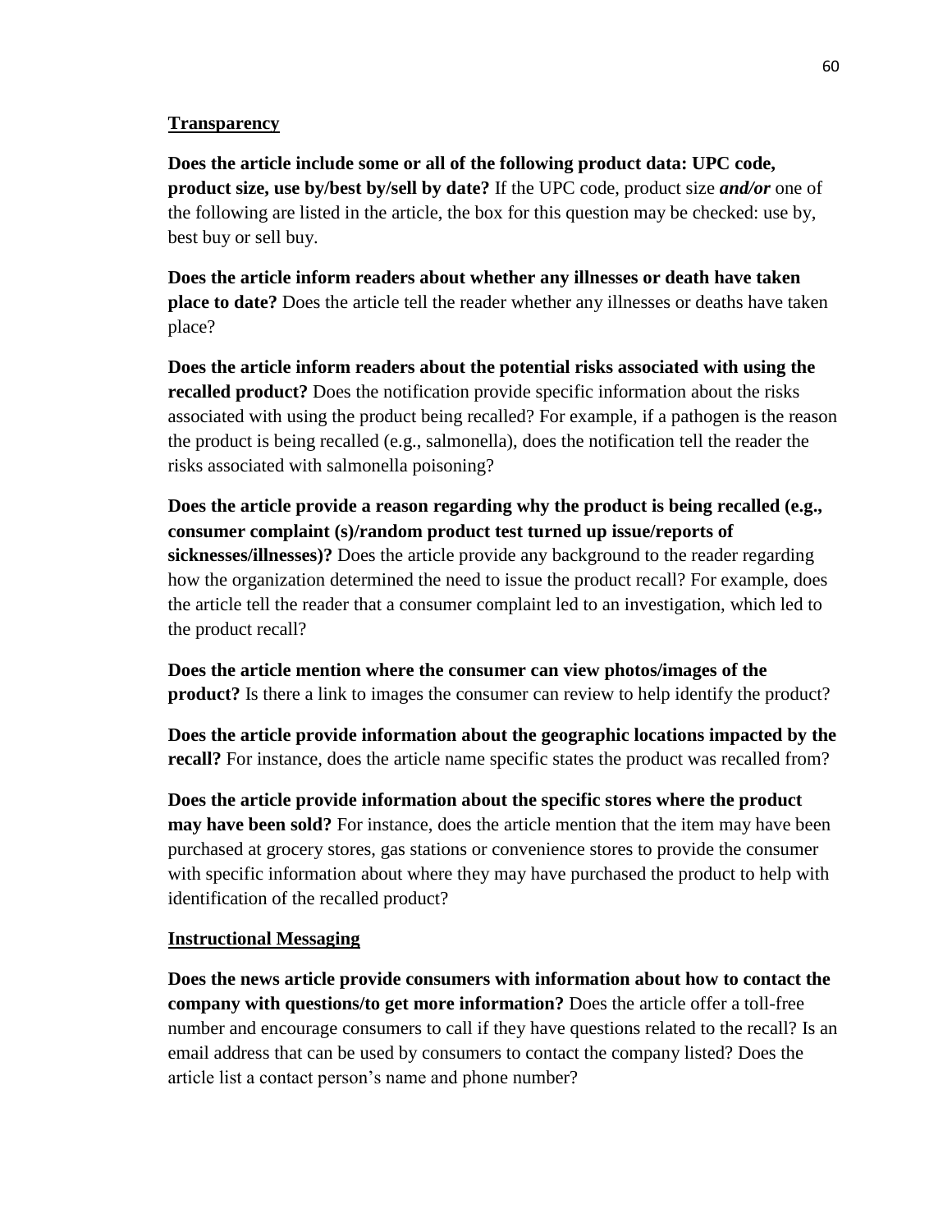**Transparency**

**Does the article include some or all of the following product data: UPC code, product size, use by/best by/sell by date?** If the UPC code, product size ***and/or*** one of the following are listed in the article, the box for this question may be checked: use by, best buy or sell buy.

**Does the article inform readers about whether any illnesses or death have taken place to date?** Does the article tell the reader whether any illnesses or deaths have taken place?

**Does the article inform readers about the potential risks associated with using the recalled product?** Does the notification provide specific information about the risks associated with using the product being recalled? For example, if a pathogen is the reason the product is being recalled (e.g., salmonella), does the notification tell the reader the risks associated with salmonella poisoning?

**Does the article provide a reason regarding why the product is being recalled (e.g., consumer complaint (s)/random product test turned up issue/reports of sicknesses/illnesses)?** Does the article provide any background to the reader regarding how the organization determined the need to issue the product recall? For example, does the article tell the reader that a consumer complaint led to an investigation, which led to the product recall?

**Does the article mention where the consumer can view photos/images of the product?** Is there a link to images the consumer can review to help identify the product?

**Does the article provide information about the geographic locations impacted by the recall?** For instance, does the article name specific states the product was recalled from?

**Does the article provide information about the specific stores where the product may have been sold?** For instance, does the article mention that the item may have been purchased at grocery stores, gas stations or convenience stores to provide the consumer with specific information about where they may have purchased the product to help with identification of the recalled product?

**Instructional Messaging**

**Does the news article provide consumers with information about how to contact the company with questions/to get more information?** Does the article offer a toll-free number and encourage consumers to call if they have questions related to the recall? Is an email address that can be used by consumers to contact the company listed? Does the article list a contact person's name and phone number?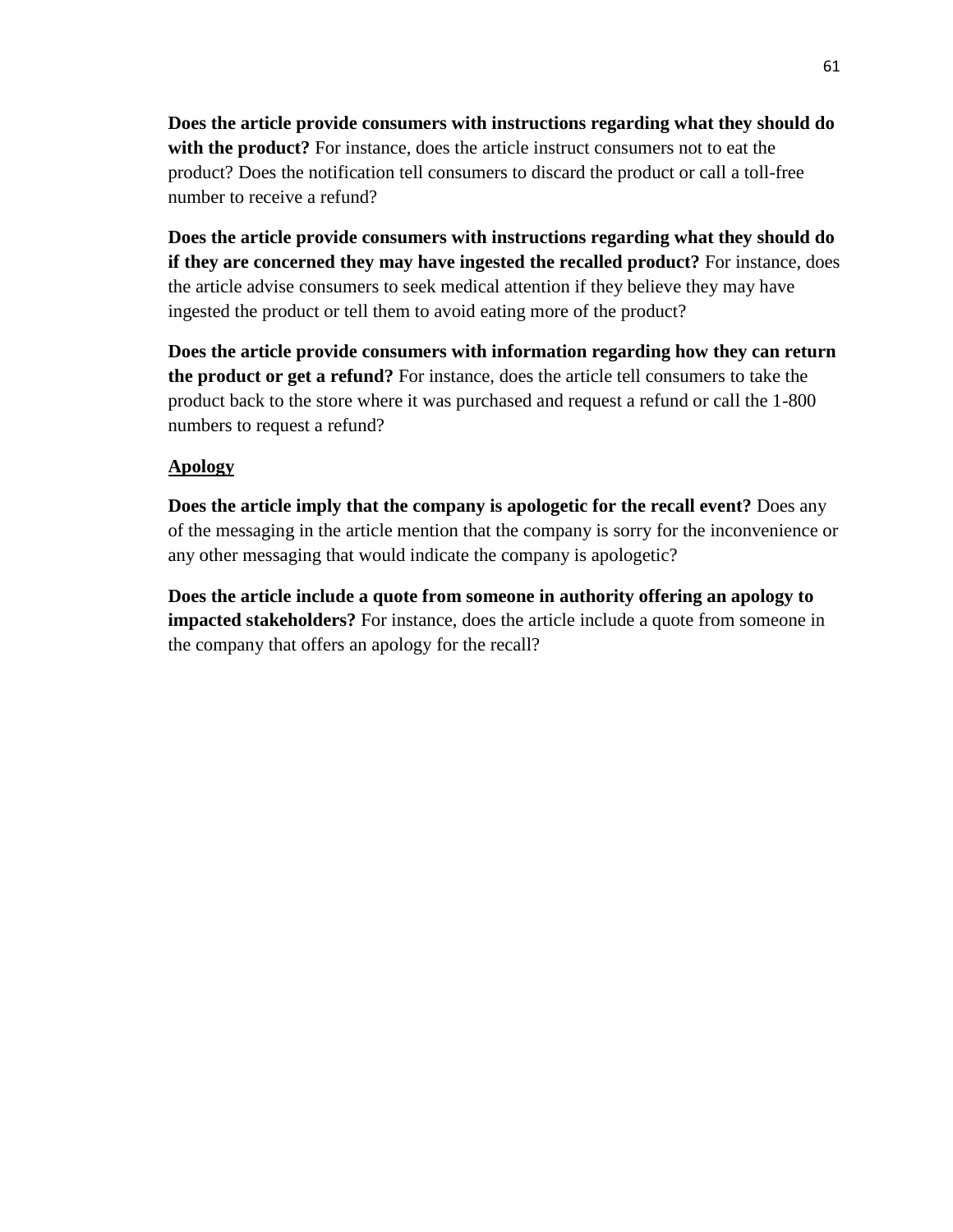**Does the article provide consumers with instructions regarding what they should do with the product?** For instance, does the article instruct consumers not to eat the product? Does the notification tell consumers to discard the product or call a toll-free number to receive a refund?

**Does the article provide consumers with instructions regarding what they should do if they are concerned they may have ingested the recalled product?** For instance, does the article advise consumers to seek medical attention if they believe they may have ingested the product or tell them to avoid eating more of the product?

**Does the article provide consumers with information regarding how they can return the product or get a refund?** For instance, does the article tell consumers to take the product back to the store where it was purchased and request a refund or call the 1-800 numbers to request a refund?

**<u>Apology</u>**

**Does the article imply that the company is apologetic for the recall event?** Does any of the messaging in the article mention that the company is sorry for the inconvenience or any other messaging that would indicate the company is apologetic?

**Does the article include a quote from someone in authority offering an apology to impacted stakeholders?** For instance, does the article include a quote from someone in the company that offers an apology for the recall?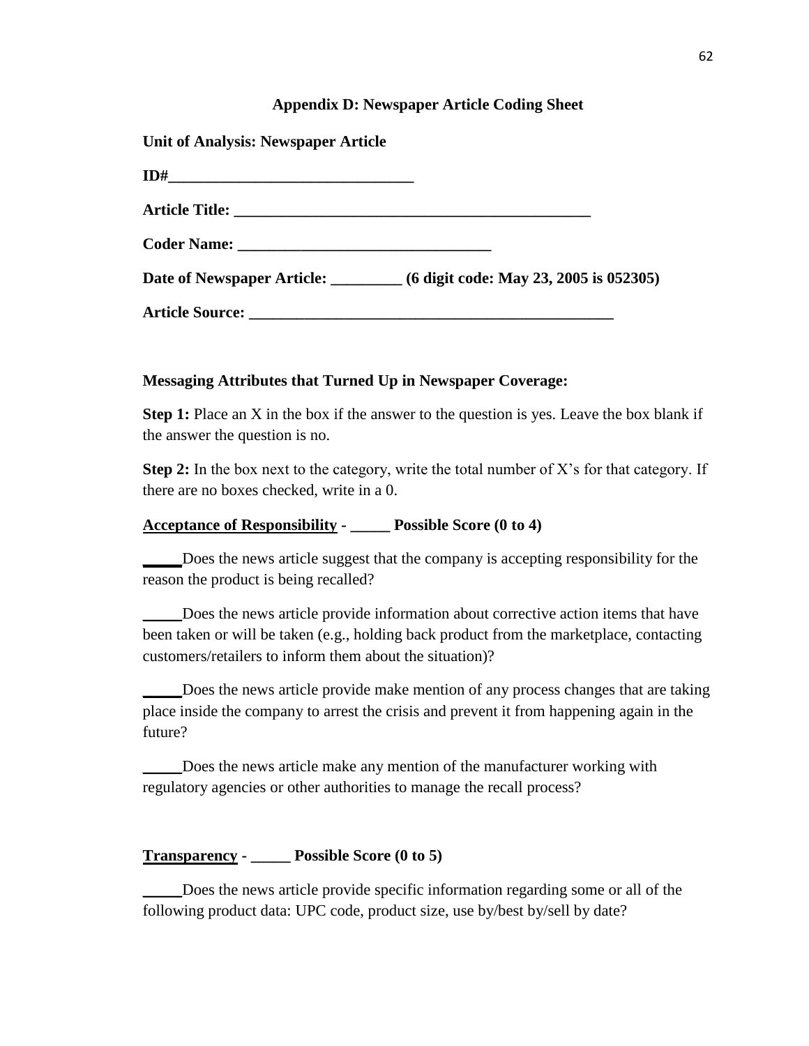## Appendix D: Newspaper Article Coding Sheet

**Unit of Analysis: Newspaper Article**

**ID#______________________________**

**Article Title: ____________________________________________**

**Coder Name: ______________________________**

**Date of Newspaper Article: _________ (6 digit code: May 23, 2005 is 052305)**

**Article Source: ____________________________________________**

**Messaging Attributes that Turned Up in Newspaper Coverage:**

**Step 1:** Place an X in the box if the answer to the question is yes. Leave the box blank if the answer the question is no.

**Step 2:** In the box next to the category, write the total number of X's for that category. If there are no boxes checked, write in a 0.

**<u>Acceptance of Responsibility</u> - _____ Possible Score (0 to 4)**

_____Does the news article suggest that the company is accepting responsibility for the reason the product is being recalled?

_____Does the news article provide information about corrective action items that have been taken or will be taken (e.g., holding back product from the marketplace, contacting customers/retailers to inform them about the situation)?

_____Does the news article provide make mention of any process changes that are taking place inside the company to arrest the crisis and prevent it from happening again in the future?

_____Does the news article make any mention of the manufacturer working with regulatory agencies or other authorities to manage the recall process?

**<u>Transparency</u> - _____ Possible Score (0 to 5)**

_____Does the news article provide specific information regarding some or all of the following product data: UPC code, product size, use by/best by/sell by date?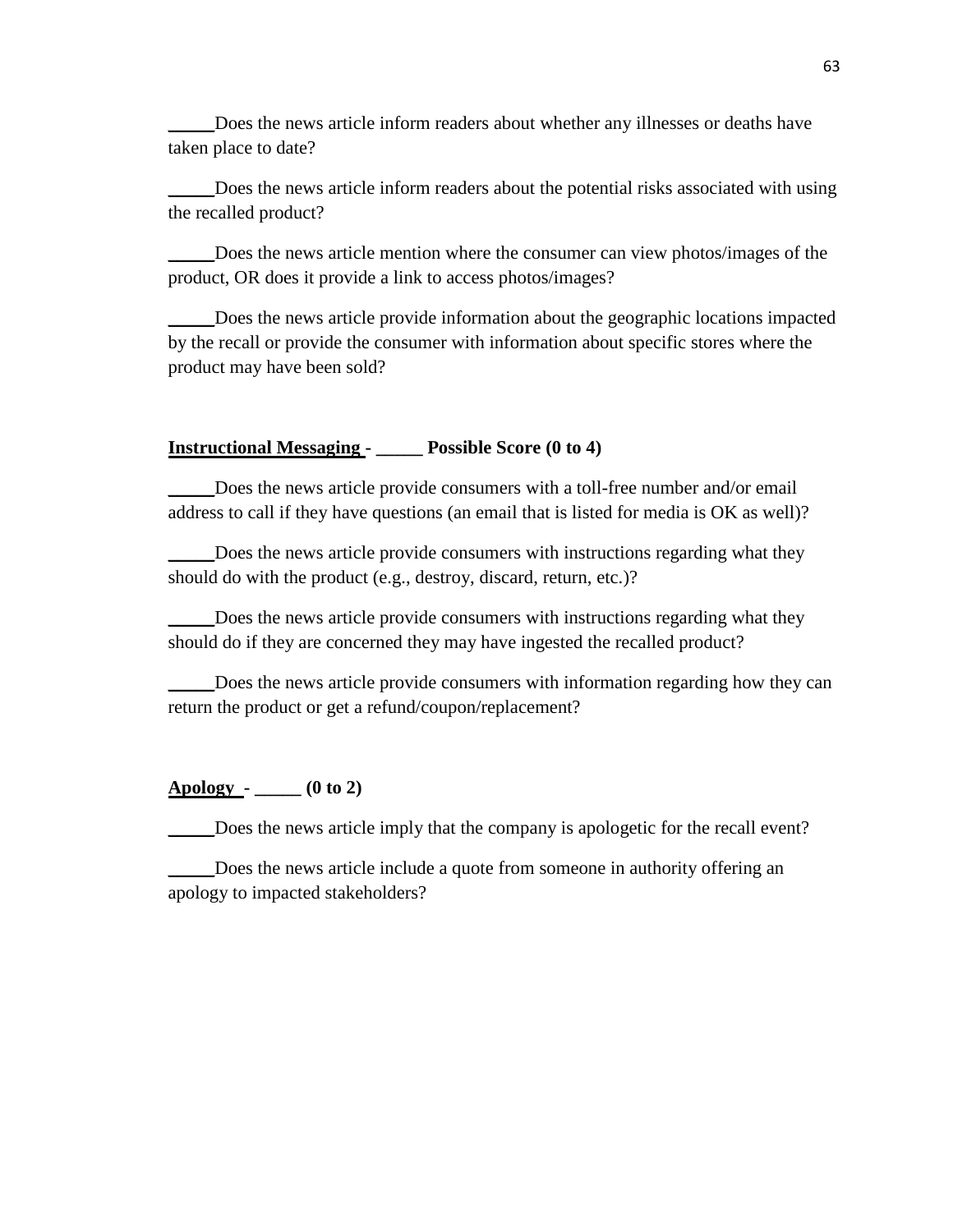_____Does the news article inform readers about whether any illnesses or deaths have taken place to date?

_____Does the news article inform readers about the potential risks associated with using the recalled product?

_____Does the news article mention where the consumer can view photos/images of the product, OR does it provide a link to access photos/images?

_____Does the news article provide information about the geographic locations impacted by the recall or provide the consumer with information about specific stores where the product may have been sold?

**<u>Instructional Messaging</u> - _____ Possible Score (0 to 4)**

_____Does the news article provide consumers with a toll-free number and/or email address to call if they have questions (an email that is listed for media is OK as well)?

_____Does the news article provide consumers with instructions regarding what they should do with the product (e.g., destroy, discard, return, etc.)?

_____Does the news article provide consumers with instructions regarding what they should do if they are concerned they may have ingested the recalled product?

_____Does the news article provide consumers with information regarding how they can return the product or get a refund/coupon/replacement?

**<u>Apology</u> - _____ (0 to 2)**

_____Does the news article imply that the company is apologetic for the recall event?

_____Does the news article include a quote from someone in authority offering an apology to impacted stakeholders?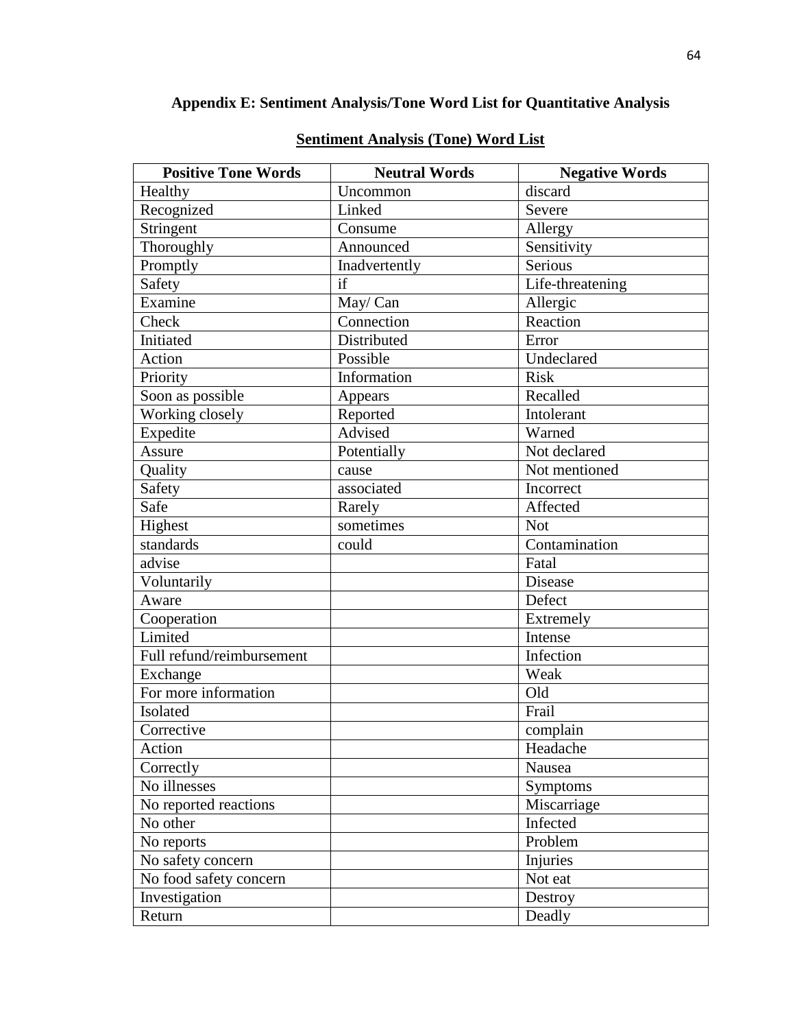## Appendix E: Sentiment Analysis/Tone Word List for Quantitative Analysis

**Sentiment Analysis (Tone) Word List**

| Positive Tone Words | Neutral Words | Negative Words |
|---|---|---|
| Healthy | Uncommon | discard |
| Recognized | Linked | Severe |
| Stringent | Consume | Allergy |
| Thoroughly | Announced | Sensitivity |
| Promptly | Inadvertently | Serious |
| Safety | if | Life-threatening |
| Examine | May/ Can | Allergic |
| Check | Connection | Reaction |
| Initiated | Distributed | Error |
| Action | Possible | Undeclared |
| Priority | Information | Risk |
| Soon as possible | Appears | Recalled |
| Working closely | Reported | Intolerant |
| Expedite | Advised | Warned |
| Assure | Potentially | Not declared |
| Quality | cause | Not mentioned |
| Safety | associated | Incorrect |
| Safe | Rarely | Affected |
| Highest | sometimes | Not |
| standards | could | Contamination |
| advise | | Fatal |
| Voluntarily | | Disease |
| Aware | | Defect |
| Cooperation | | Extremely |
| Limited | | Intense |
| Full refund/reimbursement | | Infection |
| Exchange | | Weak |
| For more information | | Old |
| Isolated | | Frail |
| Corrective | | complain |
| Action | | Headache |
| Correctly | | Nausea |
| No illnesses | | Symptoms |
| No reported reactions | | Miscarriage |
| No other | | Infected |
| No reports | | Problem |
| No safety concern | | Injuries |
| No food safety concern | | Not eat |
| Investigation | | Destroy |
| Return | | Deadly |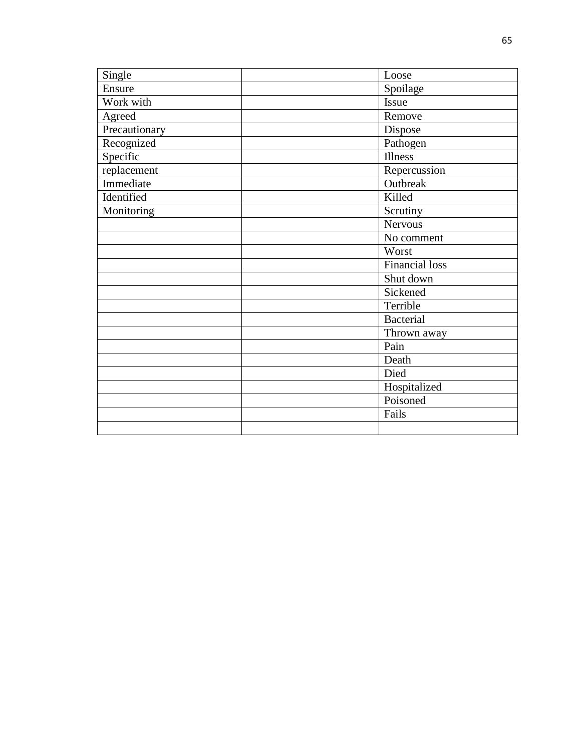| Single | | Loose |
|---|---|---|
| Ensure | | Spoilage |
| Work with | | Issue |
| Agreed | | Remove |
| Precautionary | | Dispose |
| Recognized | | Pathogen |
| Specific | | Illness |
| replacement | | Repercussion |
| Immediate | | Outbreak |
| Identified | | Killed |
| Monitoring | | Scrutiny |
| | | Nervous |
| | | No comment |
| | | Worst |
| | | Financial loss |
| | | Shut down |
| | | Sickened |
| | | Terrible |
| | | Bacterial |
| | | Thrown away |
| | | Pain |
| | | Death |
| | | Died |
| | | Hospitalized |
| | | Poisoned |
| | | Fails |
| | | |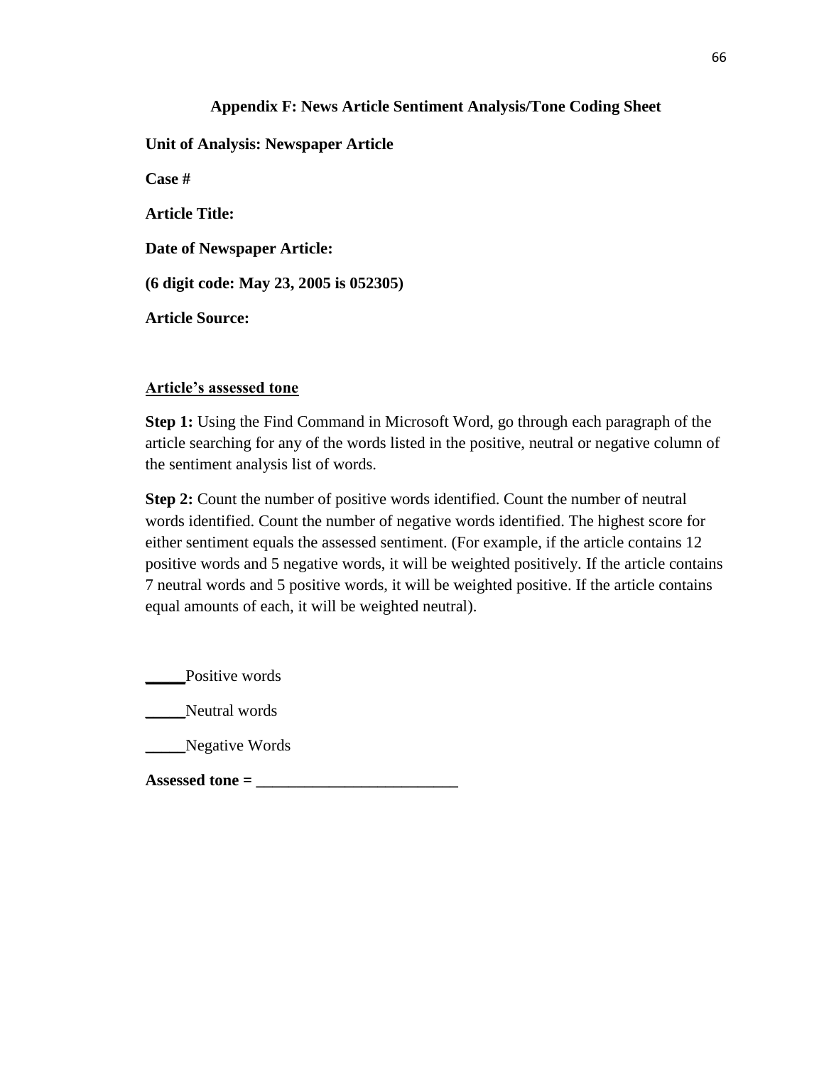# Appendix F: News Article Sentiment Analysis/Tone Coding Sheet

**Unit of Analysis: Newspaper Article**

**Case #**

**Article Title:**

**Date of Newspaper Article:**

**(6 digit code: May 23, 2005 is 052305)**

**Article Source:**

## Article's assessed tone

**Step 1:** Using the Find Command in Microsoft Word, go through each paragraph of the article searching for any of the words listed in the positive, neutral or negative column of the sentiment analysis list of words.

**Step 2:** Count the number of positive words identified. Count the number of neutral words identified. Count the number of negative words identified. The highest score for either sentiment equals the assessed sentiment. (For example, if the article contains 12 positive words and 5 negative words, it will be weighted positively. If the article contains 7 neutral words and 5 positive words, it will be weighted positive. If the article contains equal amounts of each, it will be weighted neutral).

_____Positive words

_____Neutral words

_____Negative Words

**Assessed tone = _________________________**